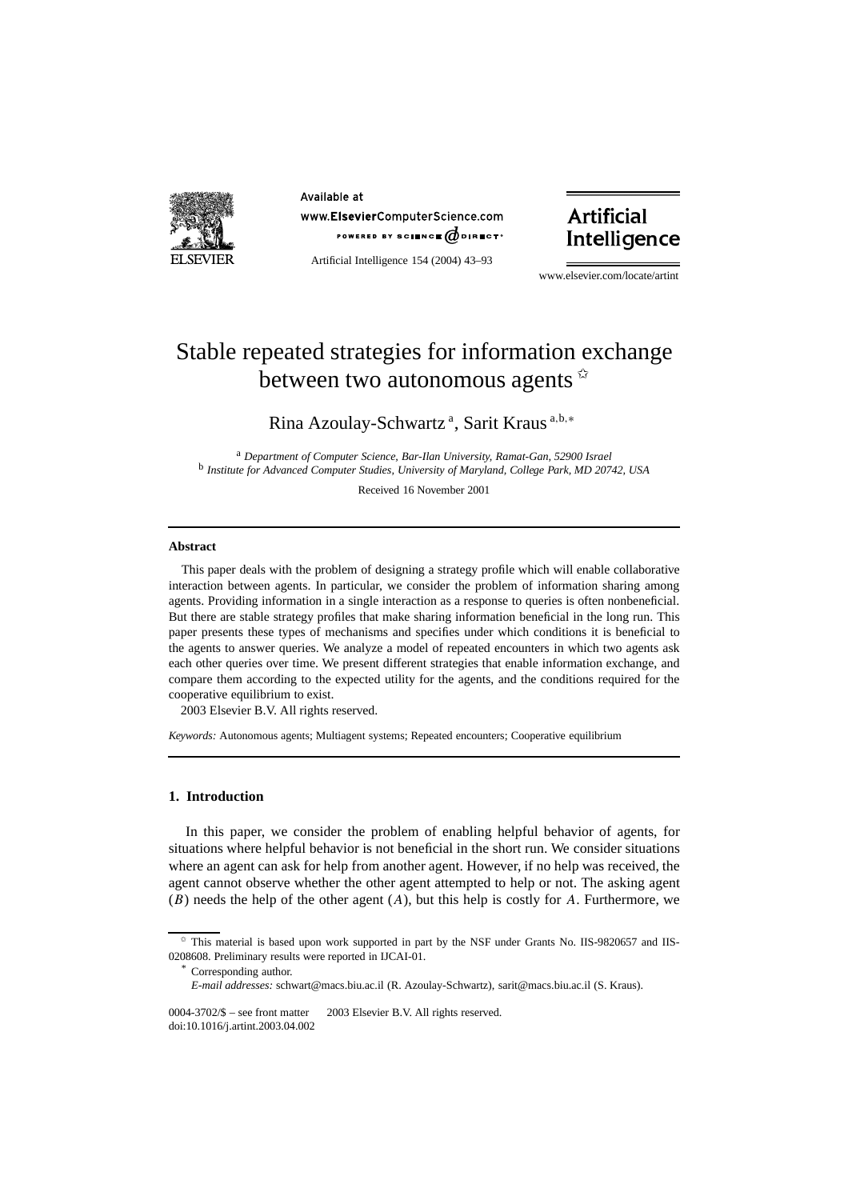# Stable repeated strategies for information exchange between two autonomous agents ☆

Rina Azoulay-Schwartz [a], Sarit Kraus [a,b,*]

[a] *Department of Computer Science, Bar-Ilan University, Ramat-Gan, 52900 Israel*
[b] *Institute for Advanced Computer Studies, University of Maryland, College Park, MD 20742, USA*

Received 16 November 2001

## Abstract

This paper deals with the problem of designing a strategy profile which will enable collaborative interaction between agents. In particular, we consider the problem of information sharing among agents. Providing information in a single interaction as a response to queries is often nonbeneficial. But there are stable strategy profiles that make sharing information beneficial in the long run. This paper presents these types of mechanisms and specifies under which conditions it is beneficial to the agents to answer queries. We analyze a model of repeated encounters in which two agents ask each other queries over time. We present different strategies that enable information exchange, and compare them according to the expected utility for the agents, and the conditions required for the cooperative equilibrium to exist.

2003 Elsevier B.V. All rights reserved.

*Keywords:* Autonomous agents; Multiagent systems; Repeated encounters; Cooperative equilibrium

## 1. Introduction

In this paper, we consider the problem of enabling helpful behavior of agents, for situations where helpful behavior is not beneficial in the short run. We consider situations where an agent can ask for help from another agent. However, if no help was received, the agent cannot observe whether the other agent attempted to help or not. The asking agent ($B$) needs the help of the other agent ($A$), but this help is costly for $A$. Furthermore, we

---

☆ This material is based upon work supported in part by the NSF under Grants No. IIS-9820657 and IIS-0208608. Preliminary results were reported in IJCAI-01.

\* Corresponding author.

*E-mail addresses:* schwart@macs.biu.ac.il (R. Azoulay-Schwartz), sarit@macs.biu.ac.il (S. Kraus).

0004-3702/$ – see front matter 2003 Elsevier B.V. All rights reserved.
doi:10.1016/j.artint.2003.04.002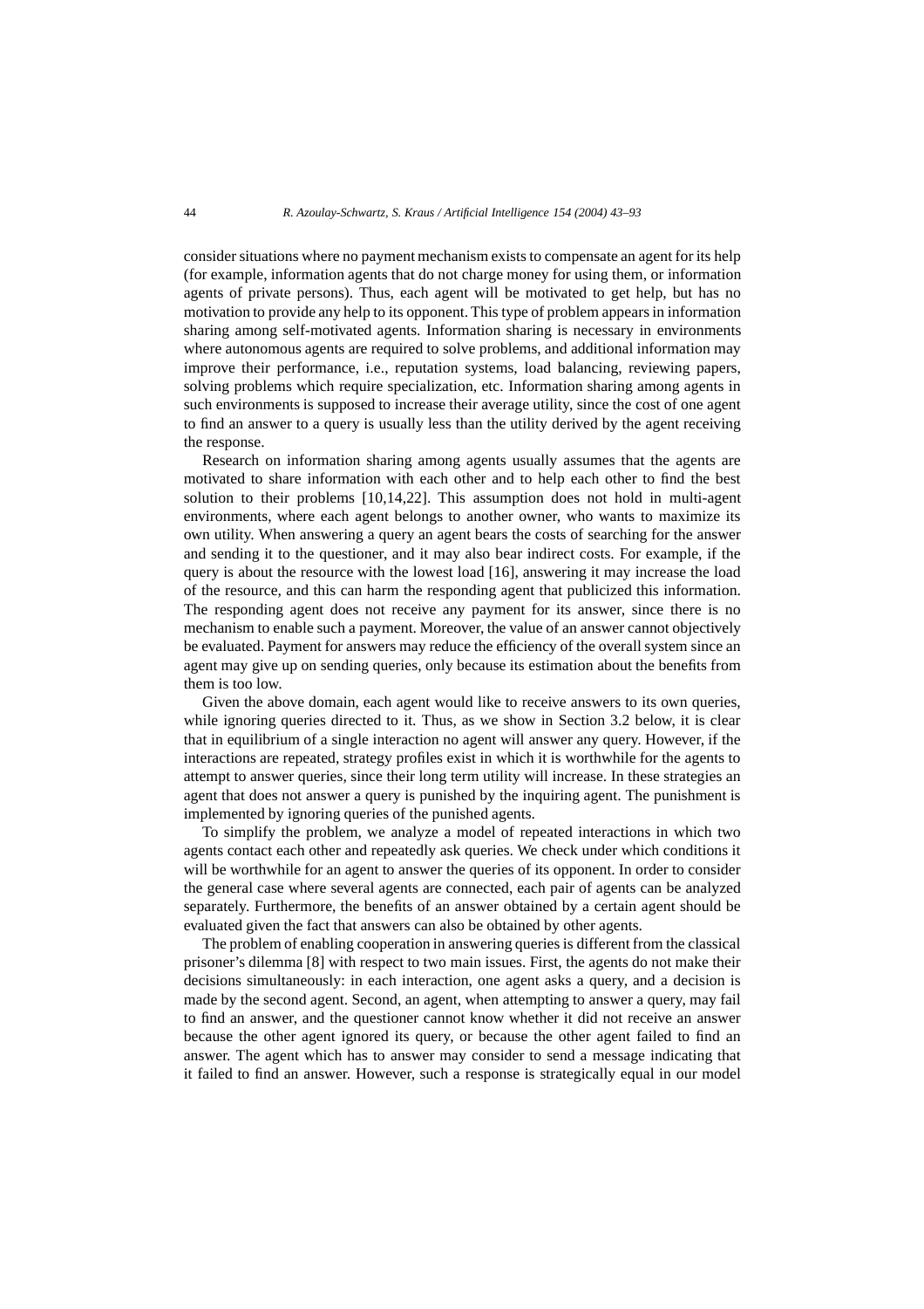consider situations where no payment mechanism exists to compensate an agent for its help (for example, information agents that do not charge money for using them, or information agents of private persons). Thus, each agent will be motivated to get help, but has no motivation to provide any help to its opponent. This type of problem appears in information sharing among self-motivated agents. Information sharing is necessary in environments where autonomous agents are required to solve problems, and additional information may improve their performance, i.e., reputation systems, load balancing, reviewing papers, solving problems which require specialization, etc. Information sharing among agents in such environments is supposed to increase their average utility, since the cost of one agent to find an answer to a query is usually less than the utility derived by the agent receiving the response.

Research on information sharing among agents usually assumes that the agents are motivated to share information with each other and to help each other to find the best solution to their problems [10,14,22]. This assumption does not hold in multi-agent environments, where each agent belongs to another owner, who wants to maximize its own utility. When answering a query an agent bears the costs of searching for the answer and sending it to the questioner, and it may also bear indirect costs. For example, if the query is about the resource with the lowest load [16], answering it may increase the load of the resource, and this can harm the responding agent that publicized this information. The responding agent does not receive any payment for its answer, since there is no mechanism to enable such a payment. Moreover, the value of an answer cannot objectively be evaluated. Payment for answers may reduce the efficiency of the overall system since an agent may give up on sending queries, only because its estimation about the benefits from them is too low.

Given the above domain, each agent would like to receive answers to its own queries, while ignoring queries directed to it. Thus, as we show in Section 3.2 below, it is clear that in equilibrium of a single interaction no agent will answer any query. However, if the interactions are repeated, strategy profiles exist in which it is worthwhile for the agents to attempt to answer queries, since their long term utility will increase. In these strategies an agent that does not answer a query is punished by the inquiring agent. The punishment is implemented by ignoring queries of the punished agents.

To simplify the problem, we analyze a model of repeated interactions in which two agents contact each other and repeatedly ask queries. We check under which conditions it will be worthwhile for an agent to answer the queries of its opponent. In order to consider the general case where several agents are connected, each pair of agents can be analyzed separately. Furthermore, the benefits of an answer obtained by a certain agent should be evaluated given the fact that answers can also be obtained by other agents.

The problem of enabling cooperation in answering queries is different from the classical prisoner's dilemma [8] with respect to two main issues. First, the agents do not make their decisions simultaneously: in each interaction, one agent asks a query, and a decision is made by the second agent. Second, an agent, when attempting to answer a query, may fail to find an answer, and the questioner cannot know whether it did not receive an answer because the other agent ignored its query, or because the other agent failed to find an answer. The agent which has to answer may consider to send a message indicating that it failed to find an answer. However, such a response is strategically equal in our model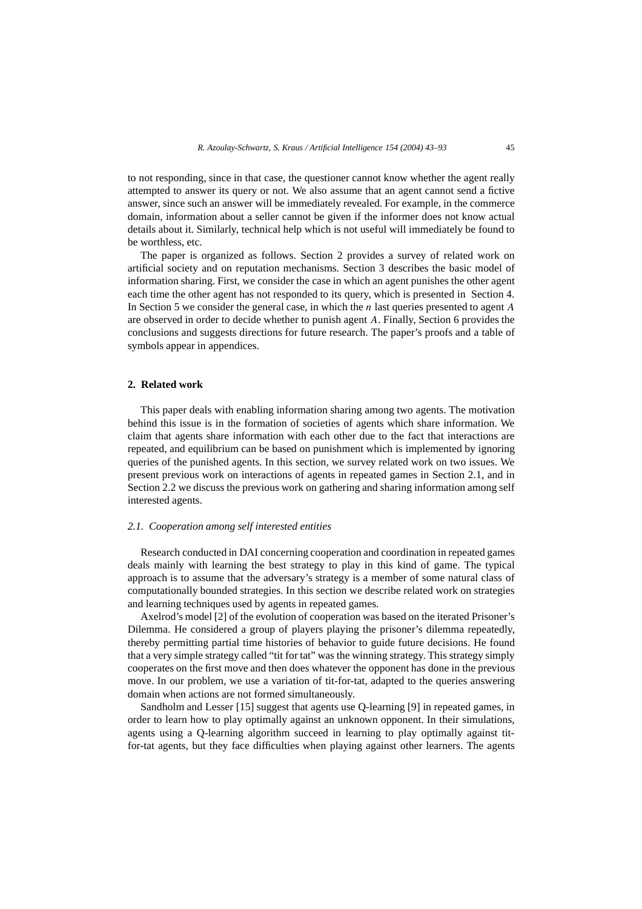to not responding, since in that case, the questioner cannot know whether the agent really attempted to answer its query or not. We also assume that an agent cannot send a fictive answer, since such an answer will be immediately revealed. For example, in the commerce domain, information about a seller cannot be given if the informer does not know actual details about it. Similarly, technical help which is not useful will immediately be found to be worthless, etc.

The paper is organized as follows. Section 2 provides a survey of related work on artificial society and on reputation mechanisms. Section 3 describes the basic model of information sharing. First, we consider the case in which an agent punishes the other agent each time the other agent has not responded to its query, which is presented in Section 4. In Section 5 we consider the general case, in which the $n$ last queries presented to agent $A$ are observed in order to decide whether to punish agent $A$. Finally, Section 6 provides the conclusions and suggests directions for future research. The paper's proofs and a table of symbols appear in appendices.

## 2. Related work

This paper deals with enabling information sharing among two agents. The motivation behind this issue is in the formation of societies of agents which share information. We claim that agents share information with each other due to the fact that interactions are repeated, and equilibrium can be based on punishment which is implemented by ignoring queries of the punished agents. In this section, we survey related work on two issues. We present previous work on interactions of agents in repeated games in Section 2.1, and in Section 2.2 we discuss the previous work on gathering and sharing information among self interested agents.

### 2.1. Cooperation among self interested entities

Research conducted in DAI concerning cooperation and coordination in repeated games deals mainly with learning the best strategy to play in this kind of game. The typical approach is to assume that the adversary's strategy is a member of some natural class of computationally bounded strategies. In this section we describe related work on strategies and learning techniques used by agents in repeated games.

Axelrod's model [2] of the evolution of cooperation was based on the iterated Prisoner's Dilemma. He considered a group of players playing the prisoner's dilemma repeatedly, thereby permitting partial time histories of behavior to guide future decisions. He found that a very simple strategy called "tit for tat" was the winning strategy. This strategy simply cooperates on the first move and then does whatever the opponent has done in the previous move. In our problem, we use a variation of tit-for-tat, adapted to the queries answering domain when actions are not formed simultaneously.

Sandholm and Lesser [15] suggest that agents use Q-learning [9] in repeated games, in order to learn how to play optimally against an unknown opponent. In their simulations, agents using a Q-learning algorithm succeed in learning to play optimally against tit-for-tat agents, but they face difficulties when playing against other learners. The agents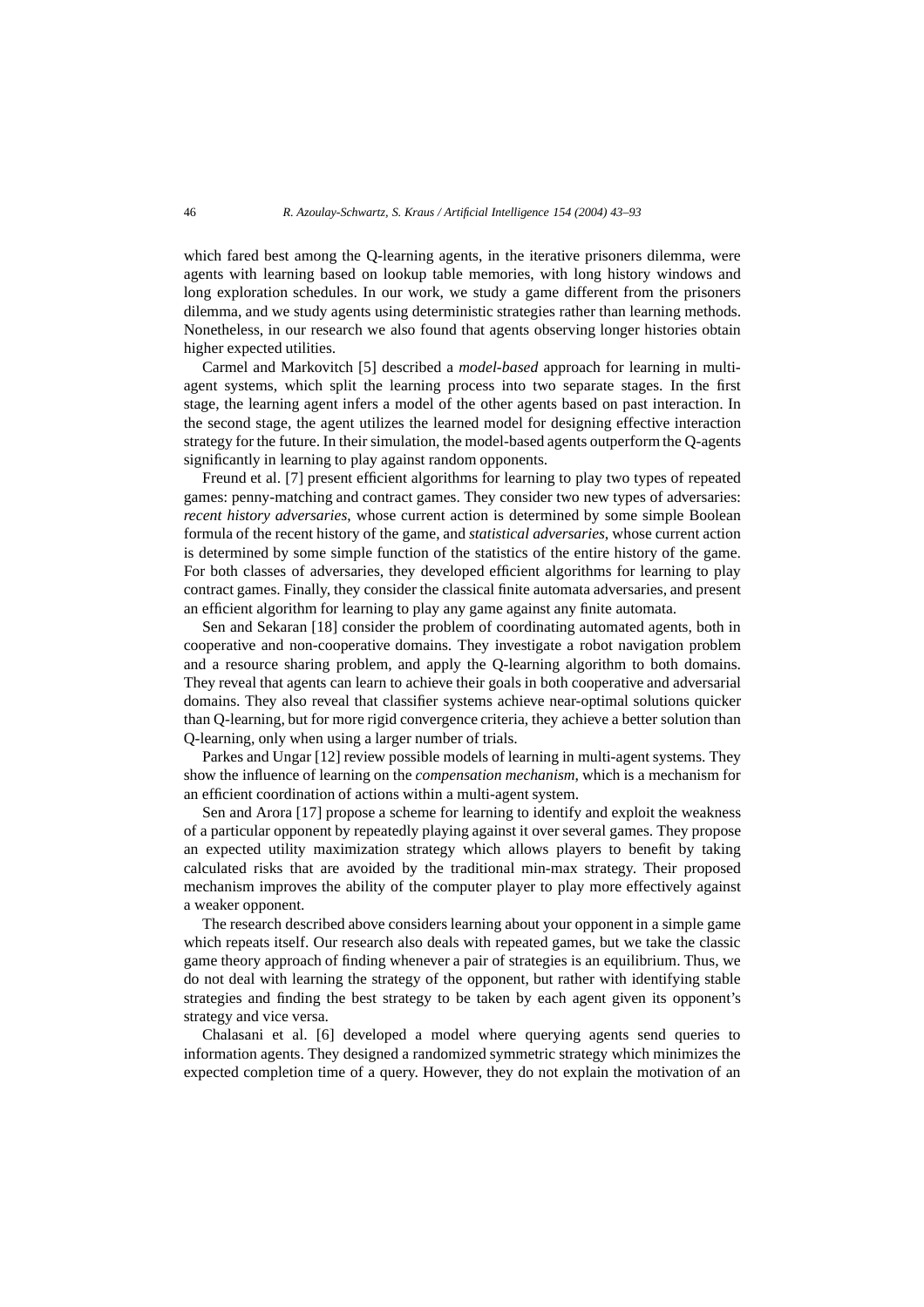which fared best among the Q-learning agents, in the iterative prisoners dilemma, were agents with learning based on lookup table memories, with long history windows and long exploration schedules. In our work, we study a game different from the prisoners dilemma, and we study agents using deterministic strategies rather than learning methods. Nonetheless, in our research we also found that agents observing longer histories obtain higher expected utilities.

Carmel and Markovitch [5] described a *model-based* approach for learning in multi-agent systems, which split the learning process into two separate stages. In the first stage, the learning agent infers a model of the other agents based on past interaction. In the second stage, the agent utilizes the learned model for designing effective interaction strategy for the future. In their simulation, the model-based agents outperform the Q-agents significantly in learning to play against random opponents.

Freund et al. [7] present efficient algorithms for learning to play two types of repeated games: penny-matching and contract games. They consider two new types of adversaries: *recent history adversaries*, whose current action is determined by some simple Boolean formula of the recent history of the game, and *statistical adversaries*, whose current action is determined by some simple function of the statistics of the entire history of the game. For both classes of adversaries, they developed efficient algorithms for learning to play contract games. Finally, they consider the classical finite automata adversaries, and present an efficient algorithm for learning to play any game against any finite automata.

Sen and Sekaran [18] consider the problem of coordinating automated agents, both in cooperative and non-cooperative domains. They investigate a robot navigation problem and a resource sharing problem, and apply the Q-learning algorithm to both domains. They reveal that agents can learn to achieve their goals in both cooperative and adversarial domains. They also reveal that classifier systems achieve near-optimal solutions quicker than Q-learning, but for more rigid convergence criteria, they achieve a better solution than Q-learning, only when using a larger number of trials.

Parkes and Ungar [12] review possible models of learning in multi-agent systems. They show the influence of learning on the *compensation mechanism*, which is a mechanism for an efficient coordination of actions within a multi-agent system.

Sen and Arora [17] propose a scheme for learning to identify and exploit the weakness of a particular opponent by repeatedly playing against it over several games. They propose an expected utility maximization strategy which allows players to benefit by taking calculated risks that are avoided by the traditional min-max strategy. Their proposed mechanism improves the ability of the computer player to play more effectively against a weaker opponent.

The research described above considers learning about your opponent in a simple game which repeats itself. Our research also deals with repeated games, but we take the classic game theory approach of finding whenever a pair of strategies is an equilibrium. Thus, we do not deal with learning the strategy of the opponent, but rather with identifying stable strategies and finding the best strategy to be taken by each agent given its opponent's strategy and vice versa.

Chalasani et al. [6] developed a model where querying agents send queries to information agents. They designed a randomized symmetric strategy which minimizes the expected completion time of a query. However, they do not explain the motivation of an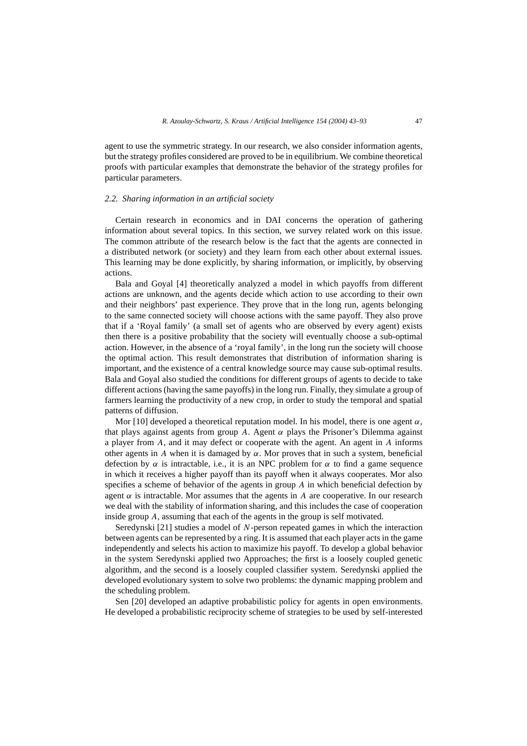agent to use the symmetric strategy. In our research, we also consider information agents, but the strategy profiles considered are proved to be in equilibrium. We combine theoretical proofs with particular examples that demonstrate the behavior of the strategy profiles for particular parameters.

### 2.2. Sharing information in an artificial society

Certain research in economics and in DAI concerns the operation of gathering information about several topics. In this section, we survey related work on this issue. The common attribute of the research below is the fact that the agents are connected in a distributed network (or society) and they learn from each other about external issues. This learning may be done explicitly, by sharing information, or implicitly, by observing actions.

Bala and Goyal [4] theoretically analyzed a model in which payoffs from different actions are unknown, and the agents decide which action to use according to their own and their neighbors' past experience. They prove that in the long run, agents belonging to the same connected society will choose actions with the same payoff. They also prove that if a 'Royal family' (a small set of agents who are observed by every agent) exists then there is a positive probability that the society will eventually choose a sub-optimal action. However, in the absence of a 'royal family', in the long run the society will choose the optimal action. This result demonstrates that distribution of information sharing is important, and the existence of a central knowledge source may cause sub-optimal results. Bala and Goyal also studied the conditions for different groups of agents to decide to take different actions (having the same payoffs) in the long run. Finally, they simulate a group of farmers learning the productivity of a new crop, in order to study the temporal and spatial patterns of diffusion.

Mor [10] developed a theoretical reputation model. In his model, there is one agent $\alpha$, that plays against agents from group $A$. Agent $\alpha$ plays the Prisoner's Dilemma against a player from $A$, and it may defect or cooperate with the agent. An agent in $A$ informs other agents in $A$ when it is damaged by $\alpha$. Mor proves that in such a system, beneficial defection by $\alpha$ is intractable, i.e., it is an NPC problem for $\alpha$ to find a game sequence in which it receives a higher payoff than its payoff when it always cooperates. Mor also specifies a scheme of behavior of the agents in group $A$ in which beneficial defection by agent $\alpha$ is intractable. Mor assumes that the agents in $A$ are cooperative. In our research we deal with the stability of information sharing, and this includes the case of cooperation inside group $A$, assuming that each of the agents in the group is self motivated.

Seredynski [21] studies a model of $N$-person repeated games in which the interaction between agents can be represented by a ring. It is assumed that each player acts in the game independently and selects his action to maximize his payoff. To develop a global behavior in the system Seredynski applied two Approaches; the first is a loosely coupled genetic algorithm, and the second is a loosely coupled classifier system. Seredynski applied the developed evolutionary system to solve two problems: the dynamic mapping problem and the scheduling problem.

Sen [20] developed an adaptive probabilistic policy for agents in open environments. He developed a probabilistic reciprocity scheme of strategies to be used by self-interested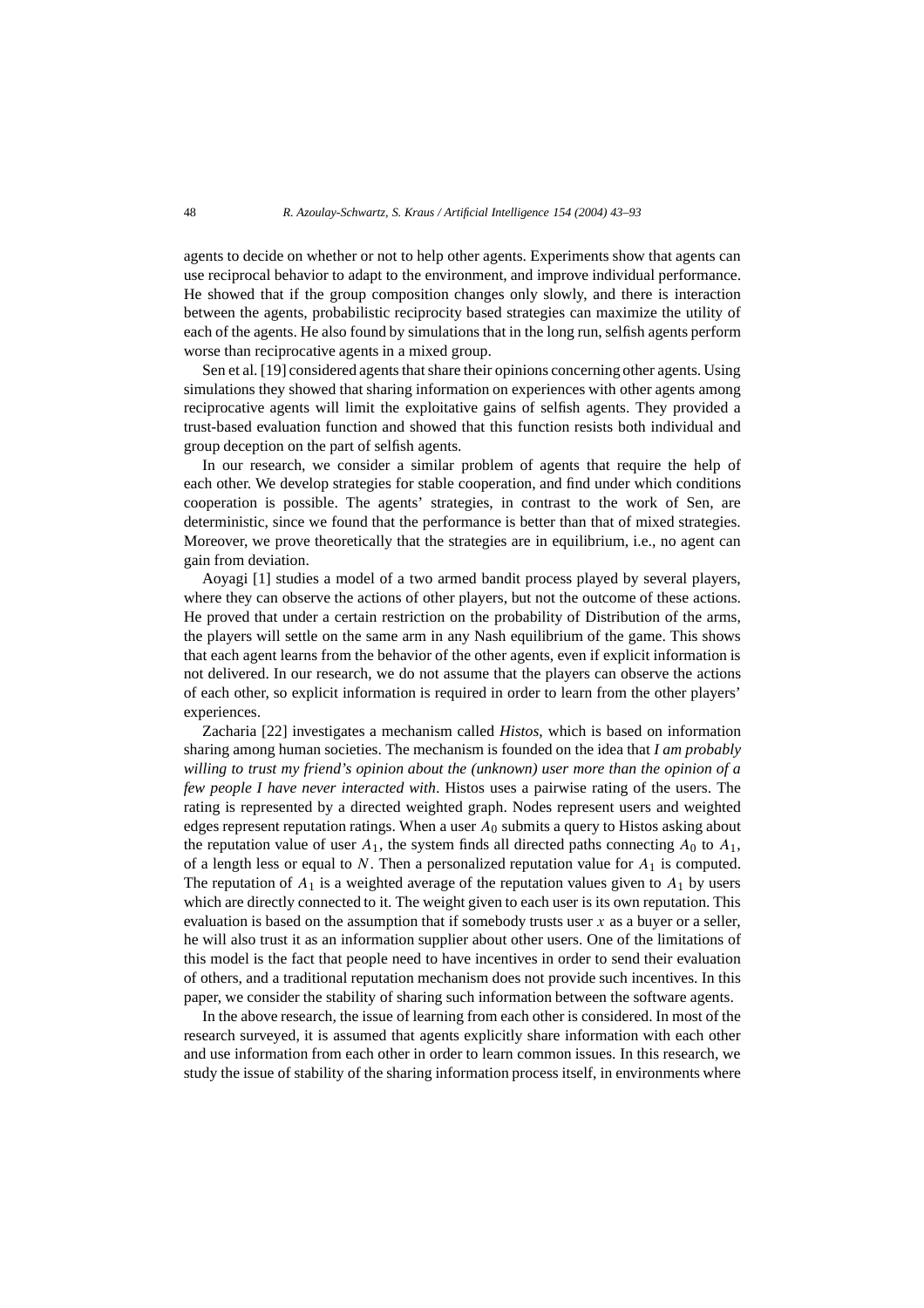agents to decide on whether or not to help other agents. Experiments show that agents can use reciprocal behavior to adapt to the environment, and improve individual performance. He showed that if the group composition changes only slowly, and there is interaction between the agents, probabilistic reciprocity based strategies can maximize the utility of each of the agents. He also found by simulations that in the long run, selfish agents perform worse than reciprocative agents in a mixed group.

Sen et al. [19] considered agents that share their opinions concerning other agents. Using simulations they showed that sharing information on experiences with other agents among reciprocative agents will limit the exploitative gains of selfish agents. They provided a trust-based evaluation function and showed that this function resists both individual and group deception on the part of selfish agents.

In our research, we consider a similar problem of agents that require the help of each other. We develop strategies for stable cooperation, and find under which conditions cooperation is possible. The agents' strategies, in contrast to the work of Sen, are deterministic, since we found that the performance is better than that of mixed strategies. Moreover, we prove theoretically that the strategies are in equilibrium, i.e., no agent can gain from deviation.

Aoyagi [1] studies a model of a two armed bandit process played by several players, where they can observe the actions of other players, but not the outcome of these actions. He proved that under a certain restriction on the probability of Distribution of the arms, the players will settle on the same arm in any Nash equilibrium of the game. This shows that each agent learns from the behavior of the other agents, even if explicit information is not delivered. In our research, we do not assume that the players can observe the actions of each other, so explicit information is required in order to learn from the other players' experiences.

Zacharia [22] investigates a mechanism called *Histos*, which is based on information sharing among human societies. The mechanism is founded on the idea that *I am probably willing to trust my friend's opinion about the (unknown) user more than the opinion of a few people I have never interacted with*. Histos uses a pairwise rating of the users. The rating is represented by a directed weighted graph. Nodes represent users and weighted edges represent reputation ratings. When a user $A_0$ submits a query to Histos asking about the reputation value of user $A_1$, the system finds all directed paths connecting $A_0$ to $A_1$, of a length less or equal to $N$. Then a personalized reputation value for $A_1$ is computed. The reputation of $A_1$ is a weighted average of the reputation values given to $A_1$ by users which are directly connected to it. The weight given to each user is its own reputation. This evaluation is based on the assumption that if somebody trusts user $x$ as a buyer or a seller, he will also trust it as an information supplier about other users. One of the limitations of this model is the fact that people need to have incentives in order to send their evaluation of others, and a traditional reputation mechanism does not provide such incentives. In this paper, we consider the stability of sharing such information between the software agents.

In the above research, the issue of learning from each other is considered. In most of the research surveyed, it is assumed that agents explicitly share information with each other and use information from each other in order to learn common issues. In this research, we study the issue of stability of the sharing information process itself, in environments where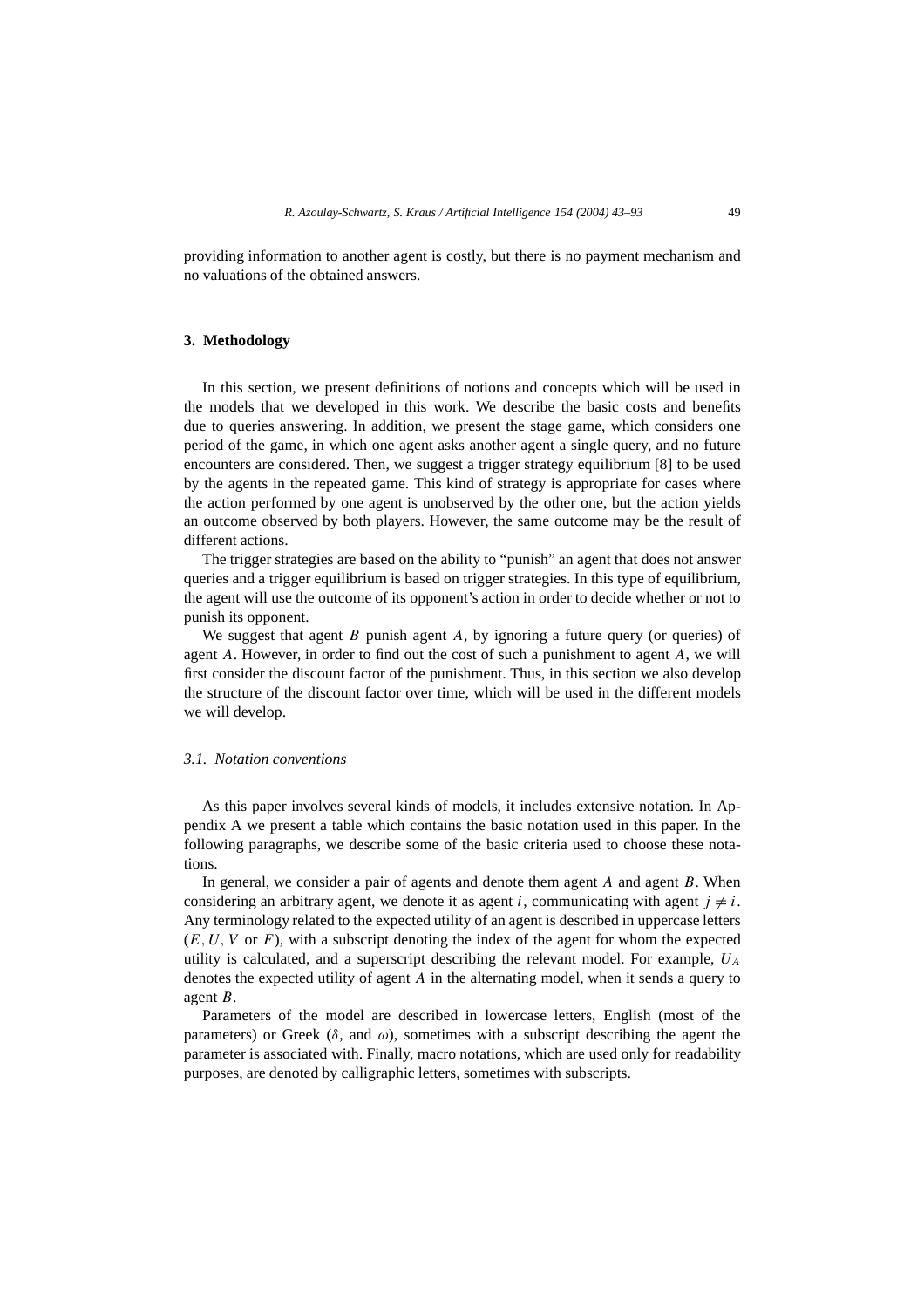providing information to another agent is costly, but there is no payment mechanism and no valuations of the obtained answers.

## 3. Methodology

In this section, we present definitions of notions and concepts which will be used in the models that we developed in this work. We describe the basic costs and benefits due to queries answering. In addition, we present the stage game, which considers one period of the game, in which one agent asks another agent a single query, and no future encounters are considered. Then, we suggest a trigger strategy equilibrium [8] to be used by the agents in the repeated game. This kind of strategy is appropriate for cases where the action performed by one agent is unobserved by the other one, but the action yields an outcome observed by both players. However, the same outcome may be the result of different actions.

The trigger strategies are based on the ability to "punish" an agent that does not answer queries and a trigger equilibrium is based on trigger strategies. In this type of equilibrium, the agent will use the outcome of its opponent's action in order to decide whether or not to punish its opponent.

We suggest that agent $B$ punish agent $A$, by ignoring a future query (or queries) of agent $A$. However, in order to find out the cost of such a punishment to agent $A$, we will first consider the discount factor of the punishment. Thus, in this section we also develop the structure of the discount factor over time, which will be used in the different models we will develop.

### 3.1. Notation conventions

As this paper involves several kinds of models, it includes extensive notation. In Appendix A we present a table which contains the basic notation used in this paper. In the following paragraphs, we describe some of the basic criteria used to choose these notations.

In general, we consider a pair of agents and denote them agent $A$ and agent $B$. When considering an arbitrary agent, we denote it as agent $i$, communicating with agent $j \neq i$. Any terminology related to the expected utility of an agent is described in uppercase letters ($E, U, V$ or $F$), with a subscript denoting the index of the agent for whom the expected utility is calculated, and a superscript describing the relevant model. For example, $U_A$ denotes the expected utility of agent $A$ in the alternating model, when it sends a query to agent $B$.

Parameters of the model are described in lowercase letters, English (most of the parameters) or Greek ($\delta$, and $\omega$), sometimes with a subscript describing the agent the parameter is associated with. Finally, macro notations, which are used only for readability purposes, are denoted by calligraphic letters, sometimes with subscripts.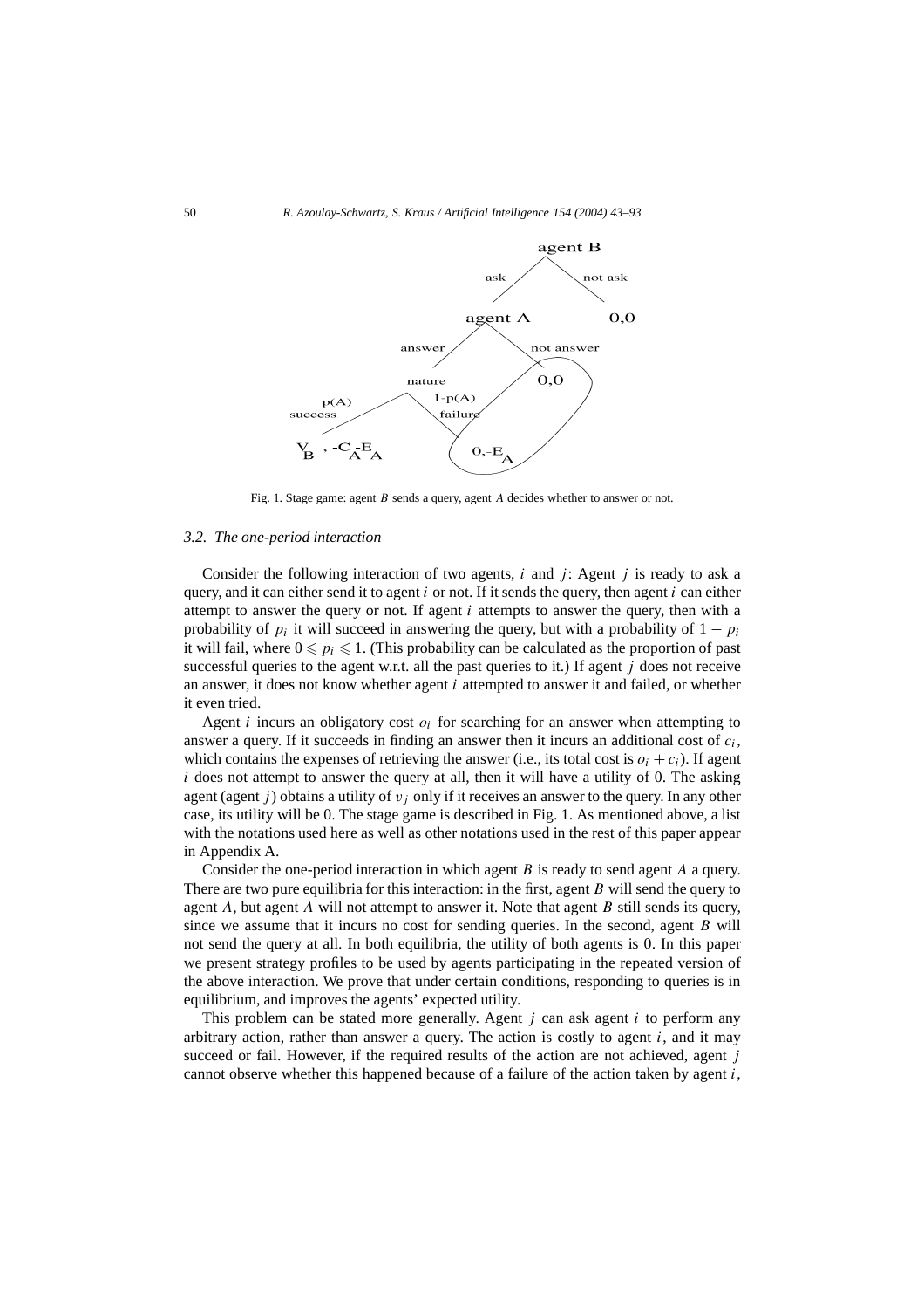Fig. 1. Stage game: agent $B$ sends a query, agent $A$ decides whether to answer or not.

### 3.2. The one-period interaction

Consider the following interaction of two agents, $i$ and $j$: Agent $j$ is ready to ask a query, and it can either send it to agent $i$ or not. If it sends the query, then agent $i$ can either attempt to answer the query or not. If agent $i$ attempts to answer the query, then with a probability of $p_i$ it will succeed in answering the query, but with a probability of $1 - p_i$ it will fail, where $0 \leqslant p_i \leqslant 1$. (This probability can be calculated as the proportion of past successful queries to the agent w.r.t. all the past queries to it.) If agent $j$ does not receive an answer, it does not know whether agent $i$ attempted to answer it and failed, or whether it even tried.

Agent $i$ incurs an obligatory cost $o_i$ for searching for an answer when attempting to answer a query. If it succeeds in finding an answer then it incurs an additional cost of $c_i$, which contains the expenses of retrieving the answer (i.e., its total cost is $o_i + c_i$). If agent $i$ does not attempt to answer the query at all, then it will have a utility of 0. The asking agent (agent $j$) obtains a utility of $v_j$ only if it receives an answer to the query. In any other case, its utility will be 0. The stage game is described in Fig. 1. As mentioned above, a list with the notations used here as well as other notations used in the rest of this paper appear in Appendix A.

Consider the one-period interaction in which agent $B$ is ready to send agent $A$ a query. There are two pure equilibria for this interaction: in the first, agent $B$ will send the query to agent $A$, but agent $A$ will not attempt to answer it. Note that agent $B$ still sends its query, since we assume that it incurs no cost for sending queries. In the second, agent $B$ will not send the query at all. In both equilibria, the utility of both agents is 0. In this paper we present strategy profiles to be used by agents participating in the repeated version of the above interaction. We prove that under certain conditions, responding to queries is in equilibrium, and improves the agents' expected utility.

This problem can be stated more generally. Agent $j$ can ask agent $i$ to perform any arbitrary action, rather than answer a query. The action is costly to agent $i$, and it may succeed or fail. However, if the required results of the action are not achieved, agent $j$ cannot observe whether this happened because of a failure of the action taken by agent $i$,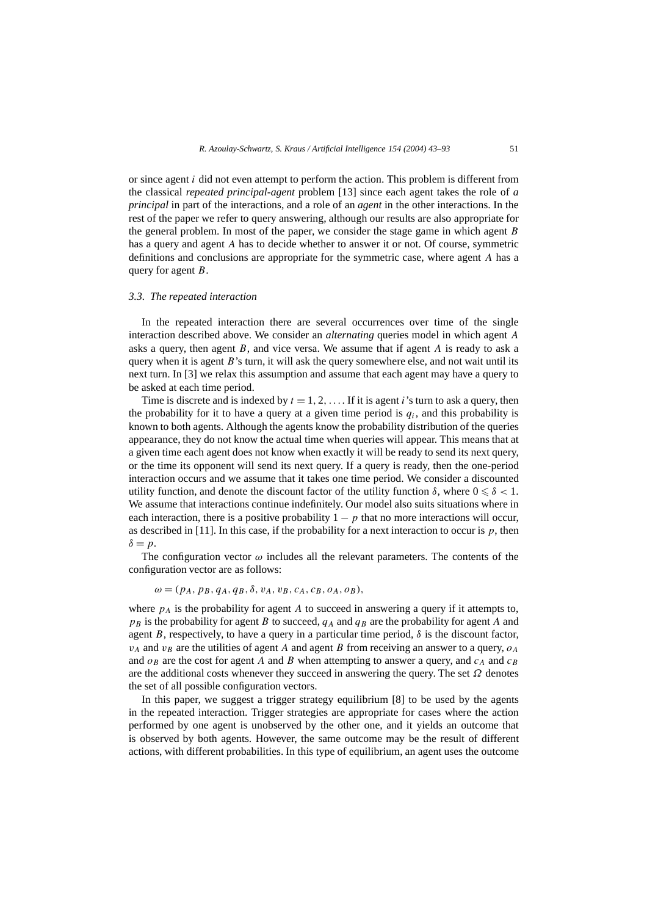or since agent $i$ did not even attempt to perform the action. This problem is different from the classical *repeated principal-agent* problem [13] since each agent takes the role of *a principal* in part of the interactions, and a role of an *agent* in the other interactions. In the rest of the paper we refer to query answering, although our results are also appropriate for the general problem. In most of the paper, we consider the stage game in which agent $B$ has a query and agent $A$ has to decide whether to answer it or not. Of course, symmetric definitions and conclusions are appropriate for the symmetric case, where agent $A$ has a query for agent $B$.

### 3.3. The repeated interaction

In the repeated interaction there are several occurrences over time of the single interaction described above. We consider an *alternating* queries model in which agent $A$ asks a query, then agent $B$, and vice versa. We assume that if agent $A$ is ready to ask a query when it is agent $B$'s turn, it will ask the query somewhere else, and not wait until its next turn. In [3] we relax this assumption and assume that each agent may have a query to be asked at each time period.

Time is discrete and is indexed by $t = 1, 2, \ldots$. If it is agent $i$'s turn to ask a query, then the probability for it to have a query at a given time period is $q_i$, and this probability is known to both agents. Although the agents know the probability distribution of the queries appearance, they do not know the actual time when queries will appear. This means that at a given time each agent does not know when exactly it will be ready to send its next query, or the time its opponent will send its next query. If a query is ready, then the one-period interaction occurs and we assume that it takes one time period. We consider a discounted utility function, and denote the discount factor of the utility function $\delta$, where $0 \leqslant \delta < 1$. We assume that interactions continue indefinitely. Our model also suits situations where in each interaction, there is a positive probability $1 - p$ that no more interactions will occur, as described in [11]. In this case, if the probability for a next interaction to occur is $p$, then $\delta = p$.

The configuration vector $\omega$ includes all the relevant parameters. The contents of the configuration vector are as follows:

$$\omega = (p_A, p_B, q_A, q_B, \delta, v_A, v_B, c_A, c_B, o_A, o_B),$$

where $p_A$ is the probability for agent $A$ to succeed in answering a query if it attempts to, $p_B$ is the probability for agent $B$ to succeed, $q_A$ and $q_B$ are the probability for agent $A$ and agent $B$, respectively, to have a query in a particular time period, $\delta$ is the discount factor, $v_A$ and $v_B$ are the utilities of agent $A$ and agent $B$ from receiving an answer to a query, $o_A$ and $o_B$ are the cost for agent $A$ and $B$ when attempting to answer a query, and $c_A$ and $c_B$ are the additional costs whenever they succeed in answering the query. The set $\Omega$ denotes the set of all possible configuration vectors.

In this paper, we suggest a trigger strategy equilibrium [8] to be used by the agents in the repeated interaction. Trigger strategies are appropriate for cases where the action performed by one agent is unobserved by the other one, and it yields an outcome that is observed by both agents. However, the same outcome may be the result of different actions, with different probabilities. In this type of equilibrium, an agent uses the outcome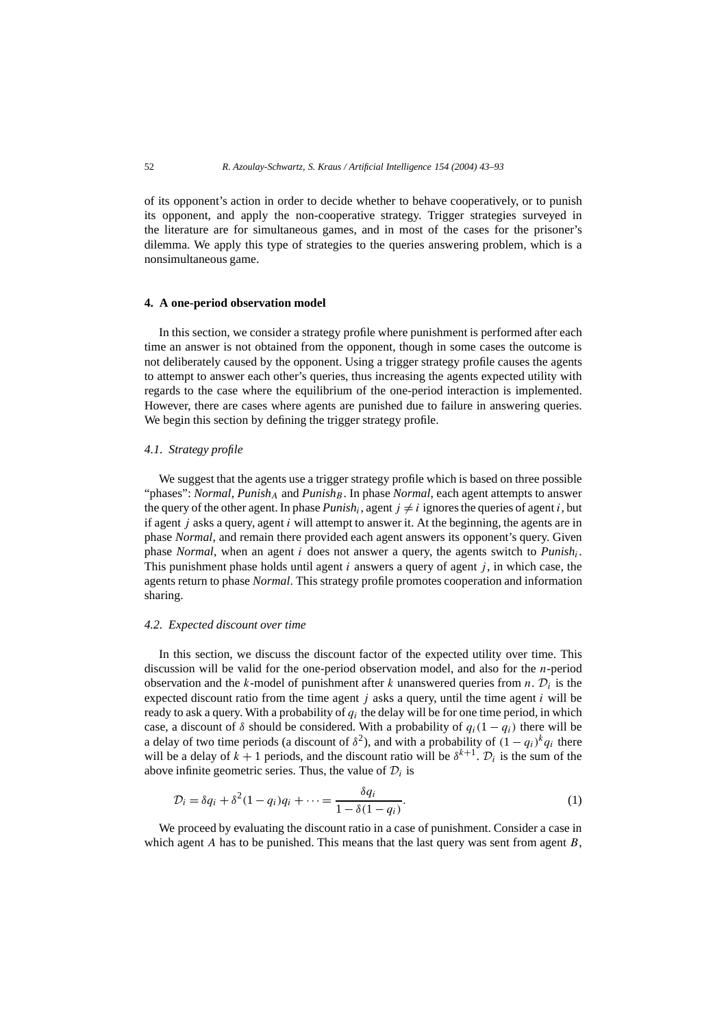of its opponent's action in order to decide whether to behave cooperatively, or to punish its opponent, and apply the non-cooperative strategy. Trigger strategies surveyed in the literature are for simultaneous games, and in most of the cases for the prisoner's dilemma. We apply this type of strategies to the queries answering problem, which is a nonsimultaneous game.

## 4. A one-period observation model

In this section, we consider a strategy profile where punishment is performed after each time an answer is not obtained from the opponent, though in some cases the outcome is not deliberately caused by the opponent. Using a trigger strategy profile causes the agents to attempt to answer each other's queries, thus increasing the agents expected utility with regards to the case where the equilibrium of the one-period interaction is implemented. However, there are cases where agents are punished due to failure in answering queries. We begin this section by defining the trigger strategy profile.

### 4.1. Strategy profile

We suggest that the agents use a trigger strategy profile which is based on three possible "phases": *Normal*, *Punish*$_A$ and *Punish*$_B$. In phase *Normal*, each agent attempts to answer the query of the other agent. In phase *Punish*$_i$, agent $j \neq i$ ignores the queries of agent $i$, but if agent $j$ asks a query, agent $i$ will attempt to answer it. At the beginning, the agents are in phase *Normal*, and remain there provided each agent answers its opponent's query. Given phase *Normal*, when an agent $i$ does not answer a query, the agents switch to *Punish*$_i$. This punishment phase holds until agent $i$ answers a query of agent $j$, in which case, the agents return to phase *Normal*. This strategy profile promotes cooperation and information sharing.

### 4.2. Expected discount over time

In this section, we discuss the discount factor of the expected utility over time. This discussion will be valid for the one-period observation model, and also for the $n$-period observation and the $k$-model of punishment after $k$ unanswered queries from $n$. $\mathcal{D}_i$ is the expected discount ratio from the time agent $j$ asks a query, until the time agent $i$ will be ready to ask a query. With a probability of $q_i$ the delay will be for one time period, in which case, a discount of $\delta$ should be considered. With a probability of $q_i(1-q_i)$ there will be a delay of two time periods (a discount of $\delta^2$), and with a probability of $(1-q_i)^k q_i$ there will be a delay of $k+1$ periods, and the discount ratio will be $\delta^{k+1}$. $\mathcal{D}_i$ is the sum of the above infinite geometric series. Thus, the value of $\mathcal{D}_i$ is

$$\mathcal{D}_i = \delta q_i + \delta^2(1-q_i)q_i + \cdots = \frac{\delta q_i}{1-\delta(1-q_i)}. \tag{1}$$

We proceed by evaluating the discount ratio in a case of punishment. Consider a case in which agent $A$ has to be punished. This means that the last query was sent from agent $B$,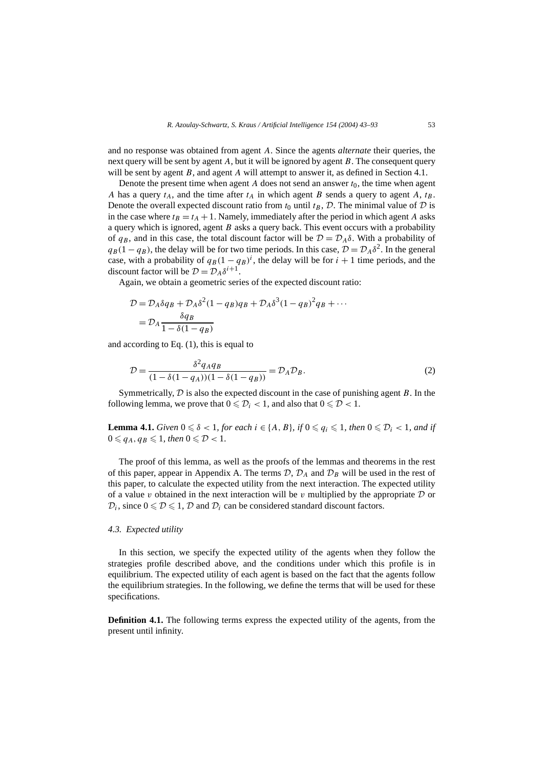and no response was obtained from agent $A$. Since the agents *alternate* their queries, the next query will be sent by agent $A$, but it will be ignored by agent $B$. The consequent query will be sent by agent $B$, and agent $A$ will attempt to answer it, as defined in Section 4.1.

Denote the present time when agent $A$ does not send an answer $t_0$, the time when agent $A$ has a query $t_A$, and the time after $t_A$ in which agent $B$ sends a query to agent $A$, $t_B$. Denote the overall expected discount ratio from $t_0$ until $t_B$, $\mathcal{D}$. The minimal value of $\mathcal{D}$ is in the case where $t_B = t_A + 1$. Namely, immediately after the period in which agent $A$ asks a query which is ignored, agent $B$ asks a query back. This event occurs with a probability of $q_B$, and in this case, the total discount factor will be $\mathcal{D} = \mathcal{D}_A\delta$. With a probability of $q_B(1 - q_B)$, the delay will be for two time periods. In this case, $\mathcal{D} = \mathcal{D}_A\delta^2$. In the general case, with a probability of $q_B(1 - q_B)^i$, the delay will be for $i + 1$ time periods, and the discount factor will be $\mathcal{D} = \mathcal{D}_A\delta^{i+1}$.

Again, we obtain a geometric series of the expected discount ratio:

$$
\begin{aligned}
\mathcal{D} &= \mathcal{D}_A\delta q_B + \mathcal{D}_A\delta^2(1 - q_B)q_B + \mathcal{D}_A\delta^3(1 - q_B)^2 q_B + \cdots \\
&= \mathcal{D}_A \frac{\delta q_B}{1 - \delta(1 - q_B)}
\end{aligned}
$$

and according to Eq. (1), this is equal to

$$
\mathcal{D} = \frac{\delta^2 q_A q_B}{(1 - \delta(1 - q_A))(1 - \delta(1 - q_B))} = \mathcal{D}_A\mathcal{D}_B. \tag{2}
$$

Symmetrically, $\mathcal{D}$ is also the expected discount in the case of punishing agent $B$. In the following lemma, we prove that $0 \leqslant \mathcal{D}_i < 1$, and also that $0 \leqslant \mathcal{D} < 1$.

**Lemma 4.1.** *Given $0 \leqslant \delta < 1$, for each $i \in \{A, B\}$, if $0 \leqslant q_i \leqslant 1$, then $0 \leqslant \mathcal{D}_i < 1$, and if $0 \leqslant q_A, q_B \leqslant 1$, then $0 \leqslant \mathcal{D} < 1$.*

The proof of this lemma, as well as the proofs of the lemmas and theorems in the rest of this paper, appear in Appendix A. The terms $\mathcal{D}$, $\mathcal{D}_A$ and $\mathcal{D}_B$ will be used in the rest of this paper, to calculate the expected utility from the next interaction. The expected utility of a value $v$ obtained in the next interaction will be $v$ multiplied by the appropriate $\mathcal{D}$ or $\mathcal{D}_i$, since $0 \leqslant \mathcal{D} \leqslant 1$, $\mathcal{D}$ and $\mathcal{D}_i$ can be considered standard discount factors.

### 4.3. Expected utility

In this section, we specify the expected utility of the agents when they follow the strategies profile described above, and the conditions under which this profile is in equilibrium. The expected utility of each agent is based on the fact that the agents follow the equilibrium strategies. In the following, we define the terms that will be used for these specifications.

**Definition 4.1.** The following terms express the expected utility of the agents, from the present until infinity.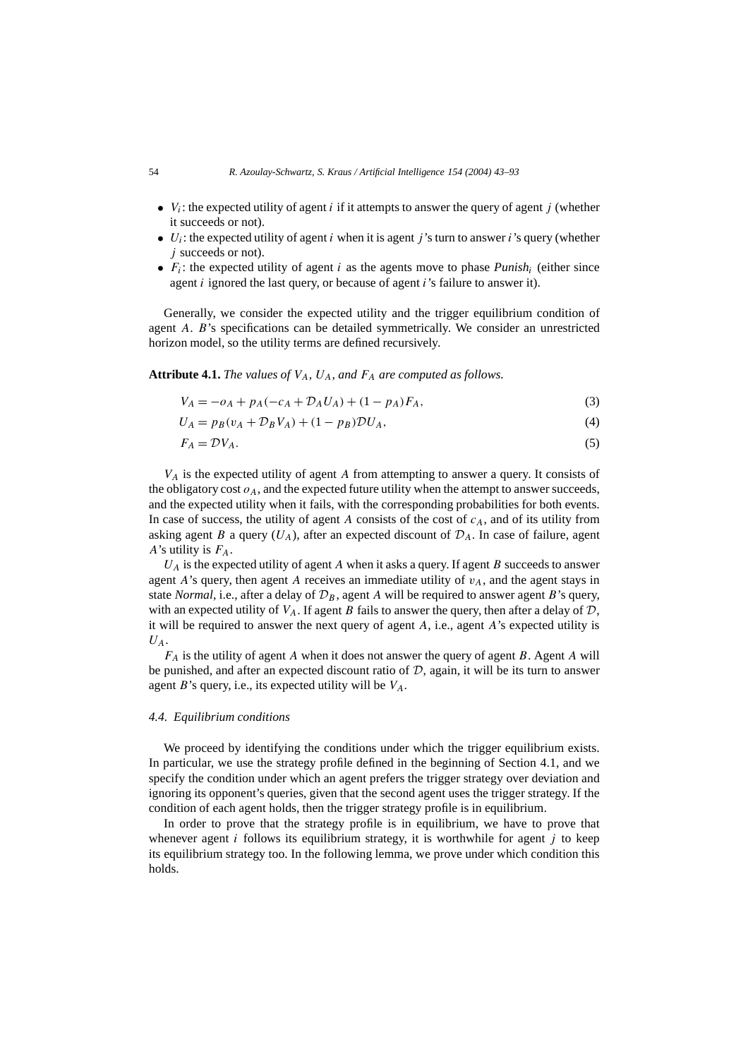- $V_i$: the expected utility of agent $i$ if it attempts to answer the query of agent $j$ (whether it succeeds or not).
- $U_i$: the expected utility of agent $i$ when it is agent $j$'s turn to answer $i$'s query (whether $j$ succeeds or not).
- $F_i$: the expected utility of agent $i$ as the agents move to phase *Punish$_i$* (either since agent $i$ ignored the last query, or because of agent $i$'s failure to answer it).

Generally, we consider the expected utility and the trigger equilibrium condition of agent $A$. $B$'s specifications can be detailed symmetrically. We consider an unrestricted horizon model, so the utility terms are defined recursively.

**Attribute 4.1.** *The values of $V_A$, $U_A$, and $F_A$ are computed as follows.*

$$V_A = -o_A + p_A(-c_A + \mathcal{D}_A U_A) + (1 - p_A)F_A, \tag{3}$$

$$U_A = p_B(v_A + \mathcal{D}_B V_A) + (1 - p_B)\mathcal{D}U_A, \tag{4}$$

$$F_A = \mathcal{D}V_A. \tag{5}$$

$V_A$ is the expected utility of agent $A$ from attempting to answer a query. It consists of the obligatory cost $o_A$, and the expected future utility when the attempt to answer succeeds, and the expected utility when it fails, with the corresponding probabilities for both events. In case of success, the utility of agent $A$ consists of the cost of $c_A$, and of its utility from asking agent $B$ a query ($U_A$), after an expected discount of $\mathcal{D}_A$. In case of failure, agent $A$'s utility is $F_A$.

$U_A$ is the expected utility of agent $A$ when it asks a query. If agent $B$ succeeds to answer agent $A$'s query, then agent $A$ receives an immediate utility of $v_A$, and the agent stays in state *Normal*, i.e., after a delay of $\mathcal{D}_B$, agent $A$ will be required to answer agent $B$'s query, with an expected utility of $V_A$. If agent $B$ fails to answer the query, then after a delay of $\mathcal{D}$, it will be required to answer the next query of agent $A$, i.e., agent $A$'s expected utility is $U_A$.

$F_A$ is the utility of agent $A$ when it does not answer the query of agent $B$. Agent $A$ will be punished, and after an expected discount ratio of $\mathcal{D}$, again, it will be its turn to answer agent $B$'s query, i.e., its expected utility will be $V_A$.

### 4.4. Equilibrium conditions

We proceed by identifying the conditions under which the trigger equilibrium exists. In particular, we use the strategy profile defined in the beginning of Section 4.1, and we specify the condition under which an agent prefers the trigger strategy over deviation and ignoring its opponent's queries, given that the second agent uses the trigger strategy. If the condition of each agent holds, then the trigger strategy profile is in equilibrium.

In order to prove that the strategy profile is in equilibrium, we have to prove that whenever agent $i$ follows its equilibrium strategy, it is worthwhile for agent $j$ to keep its equilibrium strategy too. In the following lemma, we prove under which condition this holds.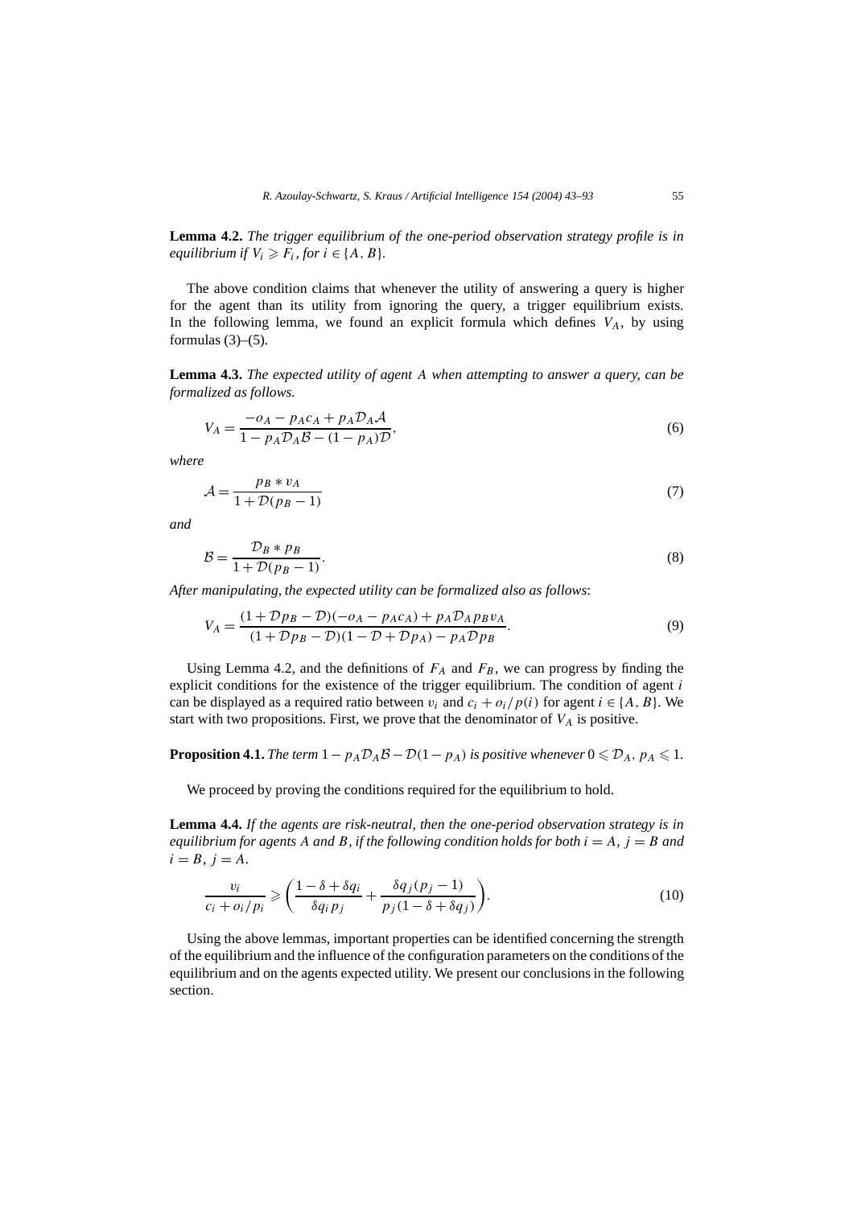**Lemma 4.2.** *The trigger equilibrium of the one-period observation strategy profile is in equilibrium if $V_i \geqslant F_i$, for $i \in \{A, B\}$.*

The above condition claims that whenever the utility of answering a query is higher for the agent than its utility from ignoring the query, a trigger equilibrium exists. In the following lemma, we found an explicit formula which defines $V_A$, by using formulas (3)–(5).

**Lemma 4.3.** *The expected utility of agent A when attempting to answer a query, can be formalized as follows.*

$$V_A = \frac{-o_A - p_A c_A + p_A \mathcal{D}_A \mathcal{A}}{1 - p_A \mathcal{D}_A \mathcal{B} - (1 - p_A)\mathcal{D}}, \tag{6}$$

*where*

$$\mathcal{A} = \frac{p_B * v_A}{1 + \mathcal{D}(p_B - 1)} \tag{7}$$

*and*

$$\mathcal{B} = \frac{\mathcal{D}_B * p_B}{1 + \mathcal{D}(p_B - 1)}. \tag{8}$$

*After manipulating, the expected utility can be formalized also as follows*:

$$V_A = \frac{(1 + \mathcal{D}p_B - \mathcal{D})(-o_A - p_A c_A) + p_A \mathcal{D}_A p_B v_A}{(1 + \mathcal{D}p_B - \mathcal{D})(1 - \mathcal{D} + \mathcal{D}p_A) - p_A \mathcal{D} p_B}. \tag{9}$$

Using Lemma 4.2, and the definitions of $F_A$ and $F_B$, we can progress by finding the explicit conditions for the existence of the trigger equilibrium. The condition of agent $i$ can be displayed as a required ratio between $v_i$ and $c_i + o_i/p(i)$ for agent $i \in \{A, B\}$. We start with two propositions. First, we prove that the denominator of $V_A$ is positive.

**Proposition 4.1.** *The term $1 - p_A \mathcal{D}_A \mathcal{B} - \mathcal{D}(1 - p_A)$ is positive whenever $0 \leqslant \mathcal{D}_A, p_A \leqslant 1$.*

We proceed by proving the conditions required for the equilibrium to hold.

**Lemma 4.4.** *If the agents are risk-neutral, then the one-period observation strategy is in equilibrium for agents A and B, if the following condition holds for both $i = A$, $j = B$ and $i = B$, $j = A$.*

$$\frac{v_i}{c_i + o_i/p_i} \geqslant \left( \frac{1 - \delta + \delta q_i}{\delta q_i p_j} + \frac{\delta q_j (p_j - 1)}{p_j (1 - \delta + \delta q_j)} \right). \tag{10}$$

Using the above lemmas, important properties can be identified concerning the strength of the equilibrium and the influence of the configuration parameters on the conditions of the equilibrium and on the agents expected utility. We present our conclusions in the following section.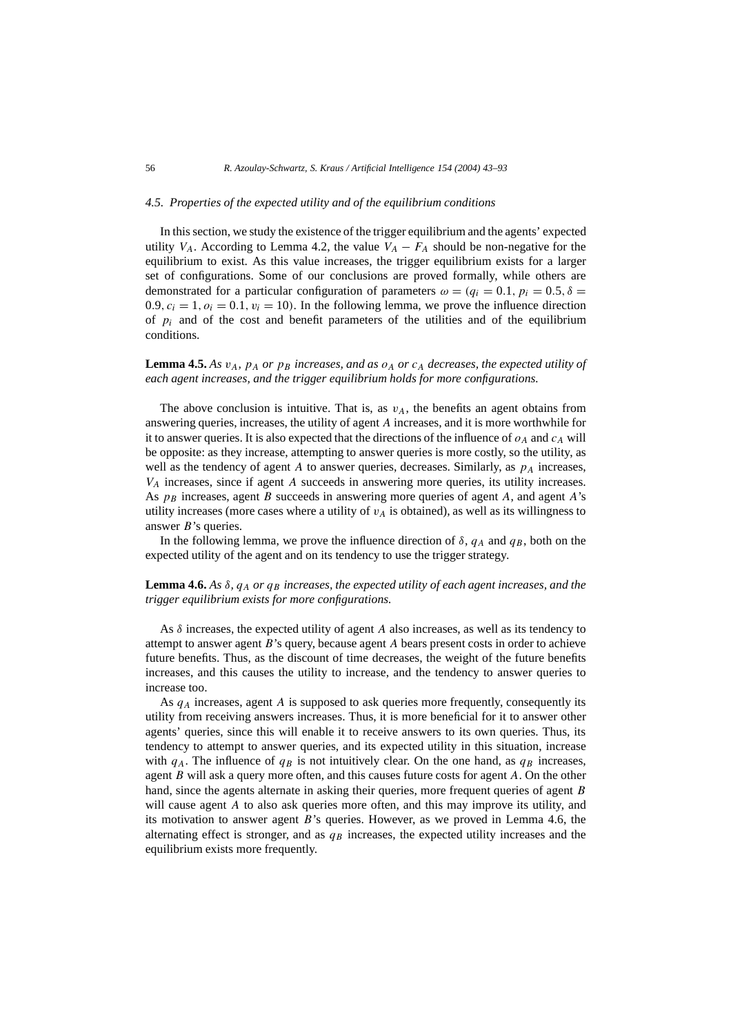### 4.5. Properties of the expected utility and of the equilibrium conditions

In this section, we study the existence of the trigger equilibrium and the agents' expected utility $V_A$. According to Lemma 4.2, the value $V_A - F_A$ should be non-negative for the equilibrium to exist. As this value increases, the trigger equilibrium exists for a larger set of configurations. Some of our conclusions are proved formally, while others are demonstrated for a particular configuration of parameters $\omega = (q_i = 0.1, p_i = 0.5, \delta = 0.9, c_i = 1, o_i = 0.1, v_i = 10)$. In the following lemma, we prove the influence direction of $p_i$ and of the cost and benefit parameters of the utilities and of the equilibrium conditions.

**Lemma 4.5.** *As $v_A$, $p_A$ or $p_B$ increases, and as $o_A$ or $c_A$ decreases, the expected utility of each agent increases, and the trigger equilibrium holds for more configurations.*

The above conclusion is intuitive. That is, as $v_A$, the benefits an agent obtains from answering queries, increases, the utility of agent $A$ increases, and it is more worthwhile for it to answer queries. It is also expected that the directions of the influence of $o_A$ and $c_A$ will be opposite: as they increase, attempting to answer queries is more costly, so the utility, as well as the tendency of agent $A$ to answer queries, decreases. Similarly, as $p_A$ increases, $V_A$ increases, since if agent $A$ succeeds in answering more queries, its utility increases. As $p_B$ increases, agent $B$ succeeds in answering more queries of agent $A$, and agent $A$'s utility increases (more cases where a utility of $v_A$ is obtained), as well as its willingness to answer $B$'s queries.

In the following lemma, we prove the influence direction of $\delta$, $q_A$ and $q_B$, both on the expected utility of the agent and on its tendency to use the trigger strategy.

**Lemma 4.6.** *As $\delta$, $q_A$ or $q_B$ increases, the expected utility of each agent increases, and the trigger equilibrium exists for more configurations.*

As $\delta$ increases, the expected utility of agent $A$ also increases, as well as its tendency to attempt to answer agent $B$'s query, because agent $A$ bears present costs in order to achieve future benefits. Thus, as the discount of time decreases, the weight of the future benefits increases, and this causes the utility to increase, and the tendency to answer queries to increase too.

As $q_A$ increases, agent $A$ is supposed to ask queries more frequently, consequently its utility from receiving answers increases. Thus, it is more beneficial for it to answer other agents' queries, since this will enable it to receive answers to its own queries. Thus, its tendency to attempt to answer queries, and its expected utility in this situation, increase with $q_A$. The influence of $q_B$ is not intuitively clear. On the one hand, as $q_B$ increases, agent $B$ will ask a query more often, and this causes future costs for agent $A$. On the other hand, since the agents alternate in asking their queries, more frequent queries of agent $B$ will cause agent $A$ to also ask queries more often, and this may improve its utility, and its motivation to answer agent $B$'s queries. However, as we proved in Lemma 4.6, the alternating effect is stronger, and as $q_B$ increases, the expected utility increases and the equilibrium exists more frequently.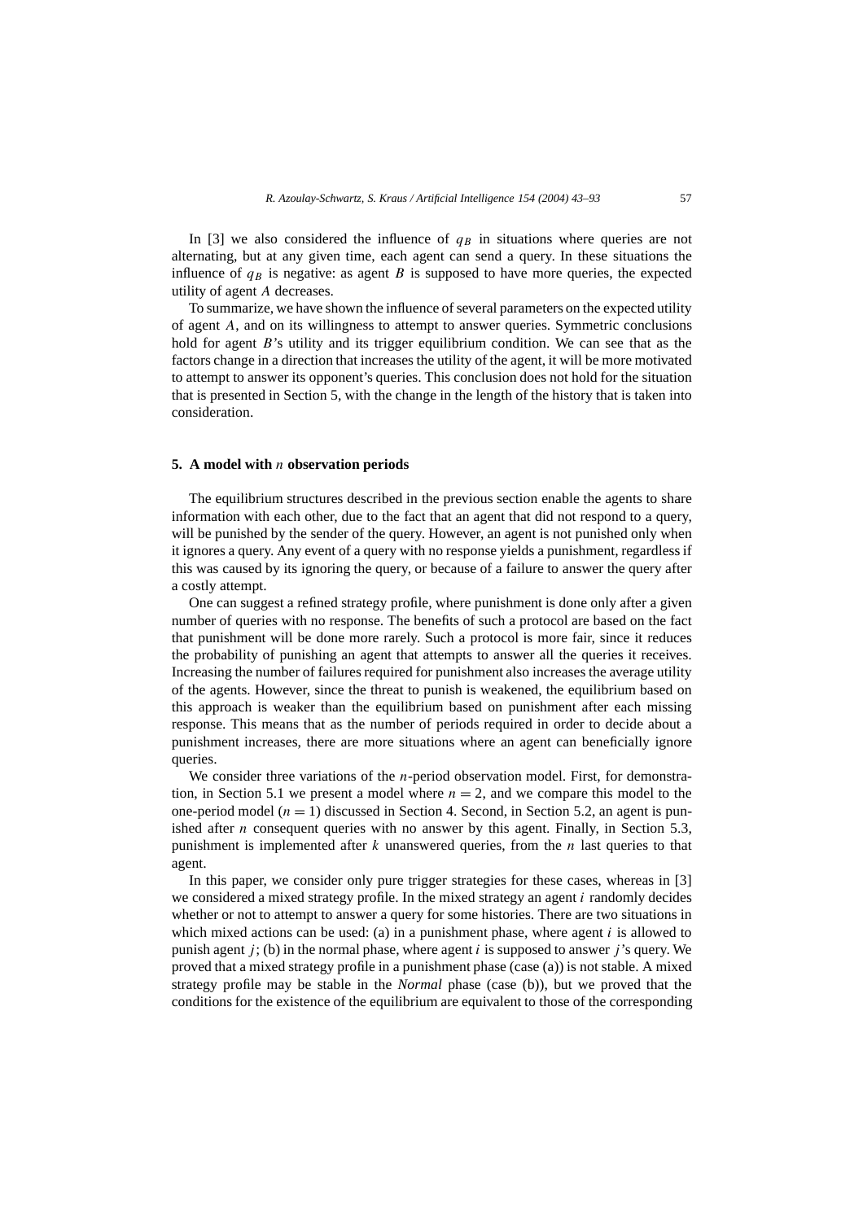In [3] we also considered the influence of $q_B$ in situations where queries are not alternating, but at any given time, each agent can send a query. In these situations the influence of $q_B$ is negative: as agent $B$ is supposed to have more queries, the expected utility of agent $A$ decreases.

To summarize, we have shown the influence of several parameters on the expected utility of agent $A$, and on its willingness to attempt to answer queries. Symmetric conclusions hold for agent $B$'s utility and its trigger equilibrium condition. We can see that as the factors change in a direction that increases the utility of the agent, it will be more motivated to attempt to answer its opponent's queries. This conclusion does not hold for the situation that is presented in Section 5, with the change in the length of the history that is taken into consideration.

## 5. A model with $n$ observation periods

The equilibrium structures described in the previous section enable the agents to share information with each other, due to the fact that an agent that did not respond to a query, will be punished by the sender of the query. However, an agent is not punished only when it ignores a query. Any event of a query with no response yields a punishment, regardless if this was caused by its ignoring the query, or because of a failure to answer the query after a costly attempt.

One can suggest a refined strategy profile, where punishment is done only after a given number of queries with no response. The benefits of such a protocol are based on the fact that punishment will be done more rarely. Such a protocol is more fair, since it reduces the probability of punishing an agent that attempts to answer all the queries it receives. Increasing the number of failures required for punishment also increases the average utility of the agents. However, since the threat to punish is weakened, the equilibrium based on this approach is weaker than the equilibrium based on punishment after each missing response. This means that as the number of periods required in order to decide about a punishment increases, there are more situations where an agent can beneficially ignore queries.

We consider three variations of the $n$-period observation model. First, for demonstration, in Section 5.1 we present a model where $n = 2$, and we compare this model to the one-period model ($n = 1$) discussed in Section 4. Second, in Section 5.2, an agent is punished after $n$ consequent queries with no answer by this agent. Finally, in Section 5.3, punishment is implemented after $k$ unanswered queries, from the $n$ last queries to that agent.

In this paper, we consider only pure trigger strategies for these cases, whereas in [3] we considered a mixed strategy profile. In the mixed strategy an agent $i$ randomly decides whether or not to attempt to answer a query for some histories. There are two situations in which mixed actions can be used: (a) in a punishment phase, where agent $i$ is allowed to punish agent $j$; (b) in the normal phase, where agent $i$ is supposed to answer $j$'s query. We proved that a mixed strategy profile in a punishment phase (case (a)) is not stable. A mixed strategy profile may be stable in the *Normal* phase (case (b)), but we proved that the conditions for the existence of the equilibrium are equivalent to those of the corresponding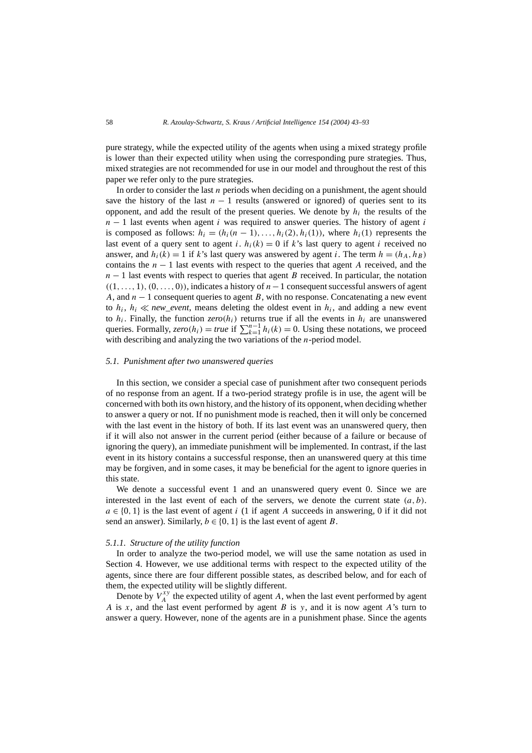pure strategy, while the expected utility of the agents when using a mixed strategy profile is lower than their expected utility when using the corresponding pure strategies. Thus, mixed strategies are not recommended for use in our model and throughout the rest of this paper we refer only to the pure strategies.

In order to consider the last $n$ periods when deciding on a punishment, the agent should save the history of the last $n-1$ results (answered or ignored) of queries sent to its opponent, and add the result of the present queries. We denote by $h_i$ the results of the $n-1$ last events when agent $i$ was required to answer queries. The history of agent $i$ is composed as follows: $h_i = (h_i(n-1), \ldots, h_i(2), h_i(1))$, where $h_i(1)$ represents the last event of a query sent to agent $i$. $h_i(k) = 0$ if $k$'s last query to agent $i$ received no answer, and $h_i(k) = 1$ if $k$'s last query was answered by agent $i$. The term $h = (h_A, h_B)$ contains the $n-1$ last events with respect to the queries that agent $A$ received, and the $n-1$ last events with respect to queries that agent $B$ received. In particular, the notation $((1, \ldots, 1), (0, \ldots, 0))$, indicates a history of $n-1$ consequent successful answers of agent $A$, and $n-1$ consequent queries to agent $B$, with no response. Concatenating a new event to $h_i$, $h_i \ll$ *new_event*, means deleting the oldest event in $h_i$, and adding a new event to $h_i$. Finally, the function $zero(h_i)$ returns true if all the events in $h_i$ are unanswered queries. Formally, $zero(h_i) = true$ if $\sum_{k=1}^{n-1} h_i(k) = 0$. Using these notations, we proceed with describing and analyzing the two variations of the $n$-period model.

### 5.1. Punishment after two unanswered queries

In this section, we consider a special case of punishment after two consequent periods of no response from an agent. If a two-period strategy profile is in use, the agent will be concerned with both its own history, and the history of its opponent, when deciding whether to answer a query or not. If no punishment mode is reached, then it will only be concerned with the last event in the history of both. If its last event was an unanswered query, then if it will also not answer in the current period (either because of a failure or because of ignoring the query), an immediate punishment will be implemented. In contrast, if the last event in its history contains a successful response, then an unanswered query at this time may be forgiven, and in some cases, it may be beneficial for the agent to ignore queries in this state.

We denote a successful event 1 and an unanswered query event 0. Since we are interested in the last event of each of the servers, we denote the current state $(a, b)$. $a \in \{0, 1\}$ is the last event of agent $i$ (1 if agent $A$ succeeds in answering, 0 if it did not send an answer). Similarly, $b \in \{0, 1\}$ is the last event of agent $B$.

#### 5.1.1. Structure of the utility function

In order to analyze the two-period model, we will use the same notation as used in Section 4. However, we use additional terms with respect to the expected utility of the agents, since there are four different possible states, as described below, and for each of them, the expected utility will be slightly different.

Denote by $V_A^{xy}$ the expected utility of agent $A$, when the last event performed by agent $A$ is $x$, and the last event performed by agent $B$ is $y$, and it is now agent $A$'s turn to answer a query. However, none of the agents are in a punishment phase. Since the agents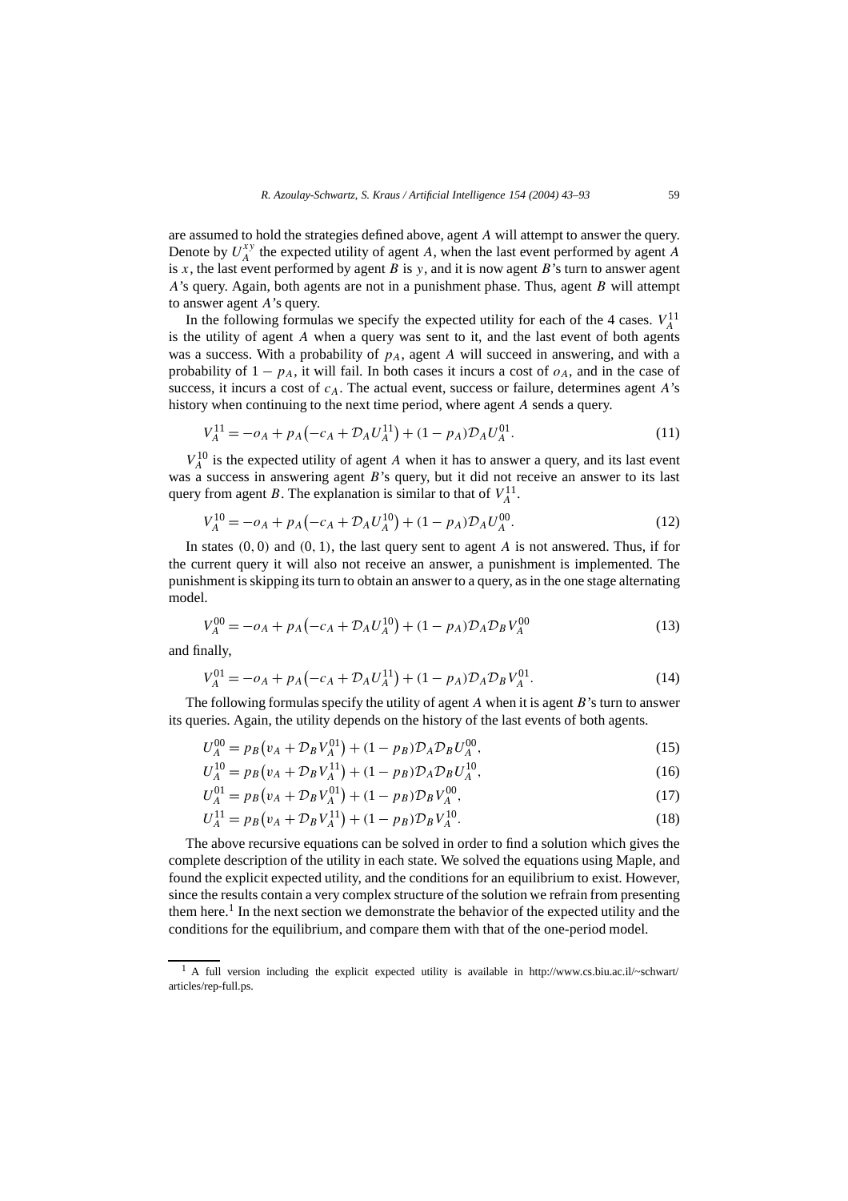are assumed to hold the strategies defined above, agent $A$ will attempt to answer the query. Denote by $U_A^{xy}$ the expected utility of agent $A$, when the last event performed by agent $A$ is $x$, the last event performed by agent $B$ is $y$, and it is now agent $B$'s turn to answer agent $A$'s query. Again, both agents are not in a punishment phase. Thus, agent $B$ will attempt to answer agent $A$'s query.

In the following formulas we specify the expected utility for each of the 4 cases. $V_A^{11}$ is the utility of agent $A$ when a query was sent to it, and the last event of both agents was a success. With a probability of $p_A$, agent $A$ will succeed in answering, and with a probability of $1 - p_A$, it will fail. In both cases it incurs a cost of $o_A$, and in the case of success, it incurs a cost of $c_A$. The actual event, success or failure, determines agent $A$'s history when continuing to the next time period, where agent $A$ sends a query.

$$V_A^{11} = -o_A + p_A\left(-c_A + \mathcal{D}_A U_A^{11}\right) + (1 - p_A)\mathcal{D}_A U_A^{01}. \tag{11}$$

$V_A^{10}$ is the expected utility of agent $A$ when it has to answer a query, and its last event was a success in answering agent $B$'s query, but it did not receive an answer to its last query from agent $B$. The explanation is similar to that of $V_A^{11}$.

$$V_A^{10} = -o_A + p_A\left(-c_A + \mathcal{D}_A U_A^{10}\right) + (1 - p_A)\mathcal{D}_A U_A^{00}. \tag{12}$$

In states $(0,0)$ and $(0,1)$, the last query sent to agent $A$ is not answered. Thus, if for the current query it will also not receive an answer, a punishment is implemented. The punishment is skipping its turn to obtain an answer to a query, as in the one stage alternating model.

$$V_A^{00} = -o_A + p_A\left(-c_A + \mathcal{D}_A U_A^{10}\right) + (1 - p_A)\mathcal{D}_A \mathcal{D}_B V_A^{00} \tag{13}$$

and finally,

$$V_A^{01} = -o_A + p_A\left(-c_A + \mathcal{D}_A U_A^{11}\right) + (1 - p_A)\mathcal{D}_A \mathcal{D}_B V_A^{01}. \tag{14}$$

The following formulas specify the utility of agent $A$ when it is agent $B$'s turn to answer its queries. Again, the utility depends on the history of the last events of both agents.

$$U_A^{00} = p_B\left(v_A + \mathcal{D}_B V_A^{01}\right) + (1 - p_B)\mathcal{D}_A \mathcal{D}_B U_A^{00}, \tag{15}$$

$$U_A^{10} = p_B\left(v_A + \mathcal{D}_B V_A^{11}\right) + (1 - p_B)\mathcal{D}_A \mathcal{D}_B U_A^{10}, \tag{16}$$

$$U_A^{01} = p_B\left(v_A + \mathcal{D}_B V_A^{01}\right) + (1 - p_B)\mathcal{D}_B V_A^{00}, \tag{17}$$

$$U_A^{11} = p_B\left(v_A + \mathcal{D}_B V_A^{11}\right) + (1 - p_B)\mathcal{D}_B V_A^{10}. \tag{18}$$

The above recursive equations can be solved in order to find a solution which gives the complete description of the utility in each state. We solved the equations using Maple, and found the explicit expected utility, and the conditions for an equilibrium to exist. However, since the results contain a very complex structure of the solution we refrain from presenting them here.[1] In the next section we demonstrate the behavior of the expected utility and the conditions for the equilibrium, and compare them with that of the one-period model.

[1] A full version including the explicit expected utility is available in http://www.cs.biu.ac.il/~schwart/articles/rep-full.ps.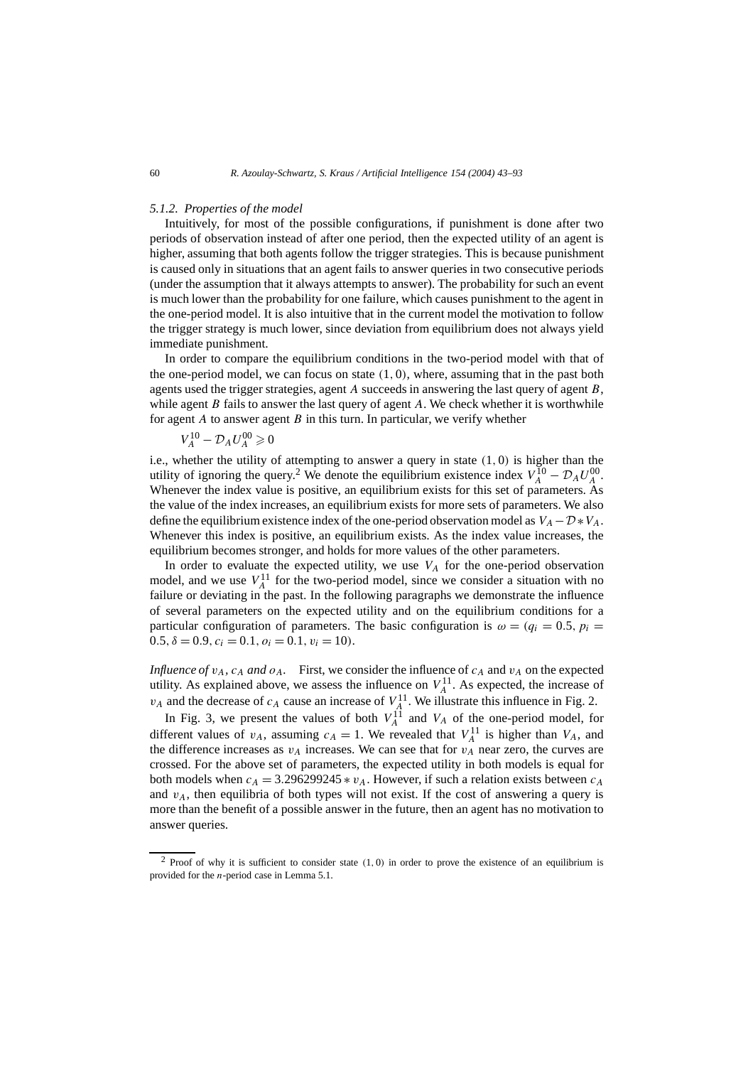### 5.1.2. Properties of the model

Intuitively, for most of the possible configurations, if punishment is done after two periods of observation instead of after one period, then the expected utility of an agent is higher, assuming that both agents follow the trigger strategies. This is because punishment is caused only in situations that an agent fails to answer queries in two consecutive periods (under the assumption that it always attempts to answer). The probability for such an event is much lower than the probability for one failure, which causes punishment to the agent in the one-period model. It is also intuitive that in the current model the motivation to follow the trigger strategy is much lower, since deviation from equilibrium does not always yield immediate punishment.

In order to compare the equilibrium conditions in the two-period model with that of the one-period model, we can focus on state $(1,0)$, where, assuming that in the past both agents used the trigger strategies, agent $A$ succeeds in answering the last query of agent $B$, while agent $B$ fails to answer the last query of agent $A$. We check whether it is worthwhile for agent $A$ to answer agent $B$ in this turn. In particular, we verify whether

$$V_A^{10} - \mathcal{D}_A U_A^{00} \geqslant 0$$

i.e., whether the utility of attempting to answer a query in state $(1,0)$ is higher than the utility of ignoring the query.[2] We denote the equilibrium existence index $V_A^{10} - \mathcal{D}_A U_A^{00}$. Whenever the index value is positive, an equilibrium exists for this set of parameters. As the value of the index increases, an equilibrium exists for more sets of parameters. We also define the equilibrium existence index of the one-period observation model as $V_A - \mathcal{D} * V_A$. Whenever this index is positive, an equilibrium exists. As the index value increases, the equilibrium becomes stronger, and holds for more values of the other parameters.

In order to evaluate the expected utility, we use $V_A$ for the one-period observation model, and we use $V_A^{11}$ for the two-period model, since we consider a situation with no failure or deviating in the past. In the following paragraphs we demonstrate the influence of several parameters on the expected utility and on the equilibrium conditions for a particular configuration of parameters. The basic configuration is $\omega = (q_i = 0.5, p_i = 0.5, \delta = 0.9, c_i = 0.1, o_i = 0.1, v_i = 10)$.

*Influence of $v_A$, $c_A$ and $o_A$.* First, we consider the influence of $c_A$ and $v_A$ on the expected utility. As explained above, we assess the influence on $V_A^{11}$. As expected, the increase of $v_A$ and the decrease of $c_A$ cause an increase of $V_A^{11}$. We illustrate this influence in Fig. 2.

In Fig. 3, we present the values of both $V_A^{11}$ and $V_A$ of the one-period model, for different values of $v_A$, assuming $c_A = 1$. We revealed that $V_A^{11}$ is higher than $V_A$, and the difference increases as $v_A$ increases. We can see that for $v_A$ near zero, the curves are crossed. For the above set of parameters, the expected utility in both models is equal for both models when $c_A = 3.296299245 * v_A$. However, if such a relation exists between $c_A$ and $v_A$, then equilibria of both types will not exist. If the cost of answering a query is more than the benefit of a possible answer in the future, then an agent has no motivation to answer queries.

[2] Proof of why it is sufficient to consider state $(1,0)$ in order to prove the existence of an equilibrium is provided for the $n$-period case in Lemma 5.1.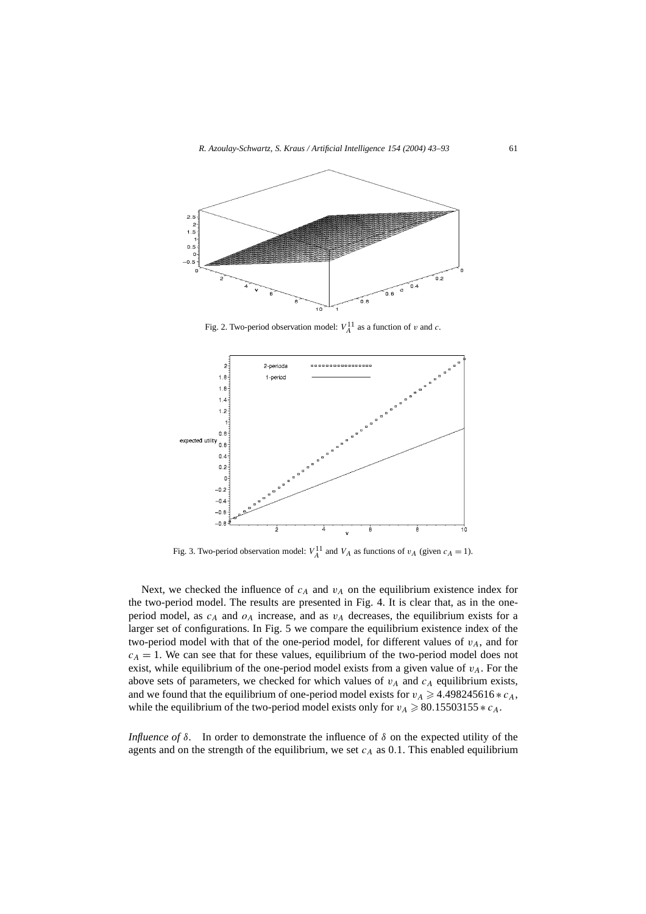Fig. 2. Two-period observation model: $V_A^{11}$ as a function of $v$ and $c$.

Fig. 3. Two-period observation model: $V_A^{11}$ and $V_A$ as functions of $v_A$ (given $c_A = 1$).

Next, we checked the influence of $c_A$ and $v_A$ on the equilibrium existence index for the two-period model. The results are presented in Fig. 4. It is clear that, as in the one-period model, as $c_A$ and $o_A$ increase, and as $v_A$ decreases, the equilibrium exists for a larger set of configurations. In Fig. 5 we compare the equilibrium existence index of the two-period model with that of the one-period model, for different values of $v_A$, and for $c_A = 1$. We can see that for these values, equilibrium of the two-period model does not exist, while equilibrium of the one-period model exists from a given value of $v_A$. For the above sets of parameters, we checked for which values of $v_A$ and $c_A$ equilibrium exists, and we found that the equilibrium of one-period model exists for $v_A \geqslant 4.498245616 * c_A$, while the equilibrium of the two-period model exists only for $v_A \geqslant 80.15503155 * c_A$.

*Influence of $\delta$.* In order to demonstrate the influence of $\delta$ on the expected utility of the agents and on the strength of the equilibrium, we set $c_A$ as 0.1. This enabled equilibrium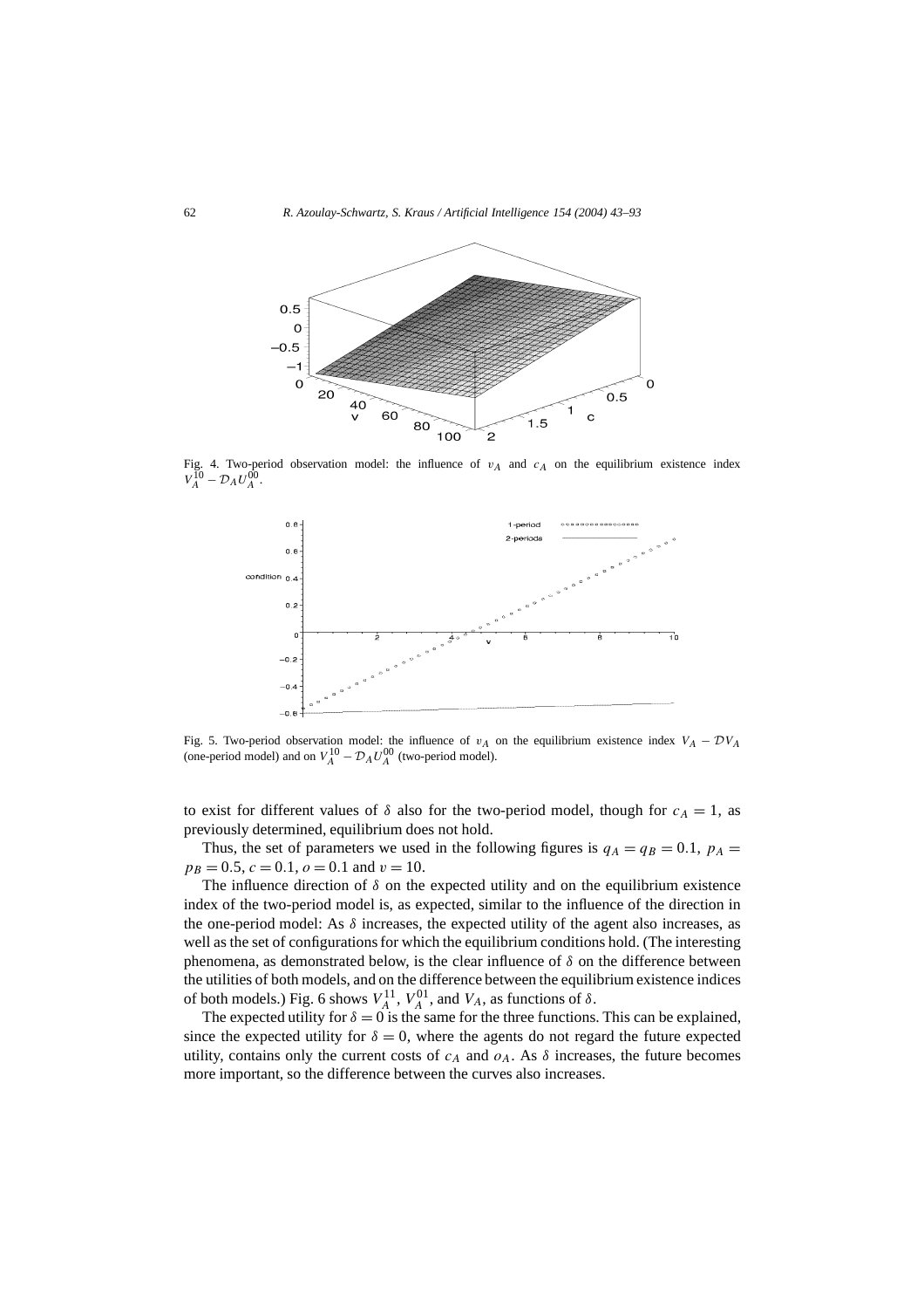Fig. 4. Two-period observation model: the influence of $v_A$ and $c_A$ on the equilibrium existence index $V_A^{10} - \mathcal{D}_A U_A^{00}$.

Fig. 5. Two-period observation model: the influence of $v_A$ on the equilibrium existence index $V_A - \mathcal{D}V_A$ (one-period model) and on $V_A^{10} - \mathcal{D}_A U_A^{00}$ (two-period model).

to exist for different values of $\delta$ also for the two-period model, though for $c_A = 1$, as previously determined, equilibrium does not hold.

Thus, the set of parameters we used in the following figures is $q_A = q_B = 0.1$, $p_A = p_B = 0.5$, $c = 0.1$, $o = 0.1$ and $v = 10$.

The influence direction of $\delta$ on the expected utility and on the equilibrium existence index of the two-period model is, as expected, similar to the influence of the direction in the one-period model: As $\delta$ increases, the expected utility of the agent also increases, as well as the set of configurations for which the equilibrium conditions hold. (The interesting phenomena, as demonstrated below, is the clear influence of $\delta$ on the difference between the utilities of both models, and on the difference between the equilibrium existence indices of both models.) Fig. 6 shows $V_A^{11}$, $V_A^{01}$, and $V_A$, as functions of $\delta$.

The expected utility for $\delta = 0$ is the same for the three functions. This can be explained, since the expected utility for $\delta = 0$, where the agents do not regard the future expected utility, contains only the current costs of $c_A$ and $o_A$. As $\delta$ increases, the future becomes more important, so the difference between the curves also increases.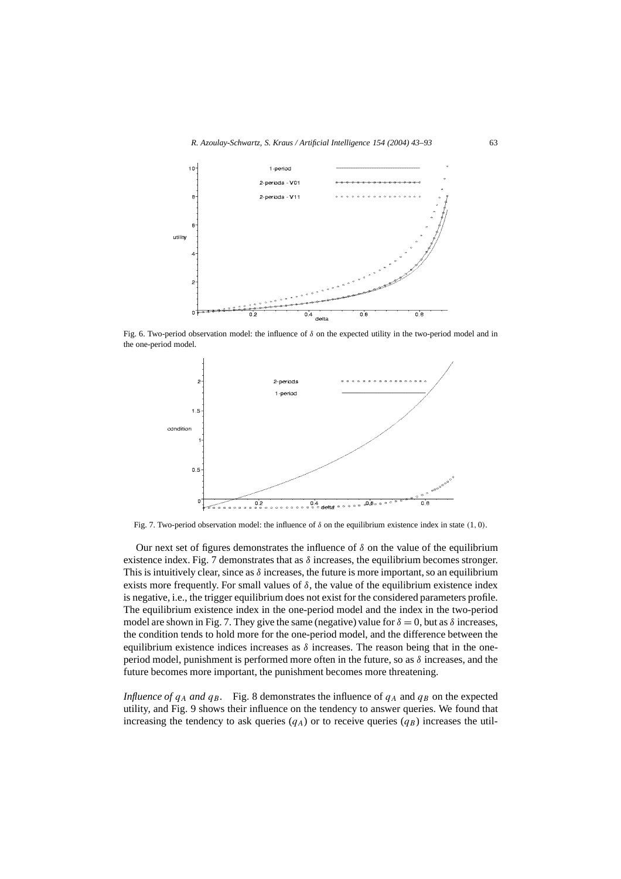Fig. 6. Two-period observation model: the influence of $\delta$ on the expected utility in the two-period model and in the one-period model.

Fig. 7. Two-period observation model: the influence of $\delta$ on the equilibrium existence index in state $(1, 0)$.

Our next set of figures demonstrates the influence of $\delta$ on the value of the equilibrium existence index. Fig. 7 demonstrates that as $\delta$ increases, the equilibrium becomes stronger. This is intuitively clear, since as $\delta$ increases, the future is more important, so an equilibrium exists more frequently. For small values of $\delta$, the value of the equilibrium existence index is negative, i.e., the trigger equilibrium does not exist for the considered parameters profile. The equilibrium existence index in the one-period model and the index in the two-period model are shown in Fig. 7. They give the same (negative) value for $\delta = 0$, but as $\delta$ increases, the condition tends to hold more for the one-period model, and the difference between the equilibrium existence indices increases as $\delta$ increases. The reason being that in the one-period model, punishment is performed more often in the future, so as $\delta$ increases, and the future becomes more important, the punishment becomes more threatening.

*Influence of $q_A$ and $q_B$.* Fig. 8 demonstrates the influence of $q_A$ and $q_B$ on the expected utility, and Fig. 9 shows their influence on the tendency to answer queries. We found that increasing the tendency to ask queries ($q_A$) or to receive queries ($q_B$) increases the util-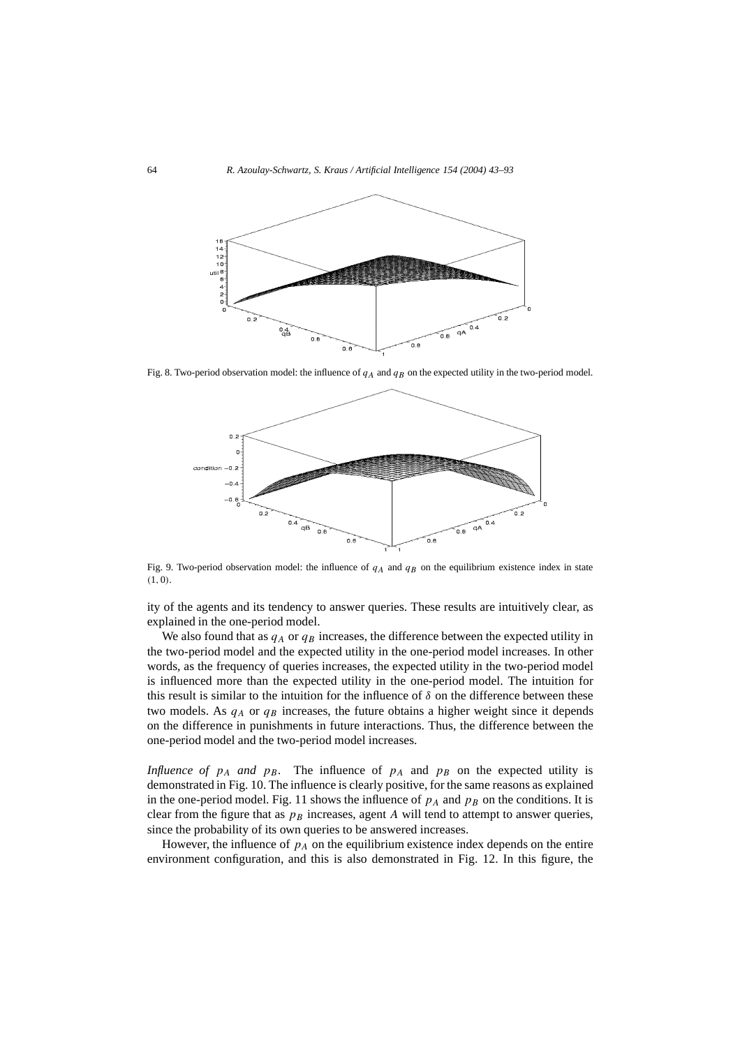Fig. 8. Two-period observation model: the influence of $q_A$ and $q_B$ on the expected utility in the two-period model.

Fig. 9. Two-period observation model: the influence of $q_A$ and $q_B$ on the equilibrium existence index in state $(1, 0)$.

ity of the agents and its tendency to answer queries. These results are intuitively clear, as explained in the one-period model.

We also found that as $q_A$ or $q_B$ increases, the difference between the expected utility in the two-period model and the expected utility in the one-period model increases. In other words, as the frequency of queries increases, the expected utility in the two-period model is influenced more than the expected utility in the one-period model. The intuition for this result is similar to the intuition for the influence of $\delta$ on the difference between these two models. As $q_A$ or $q_B$ increases, the future obtains a higher weight since it depends on the difference in punishments in future interactions. Thus, the difference between the one-period model and the two-period model increases.

*Influence of $p_A$ and $p_B$.* The influence of $p_A$ and $p_B$ on the expected utility is demonstrated in Fig. 10. The influence is clearly positive, for the same reasons as explained in the one-period model. Fig. 11 shows the influence of $p_A$ and $p_B$ on the conditions. It is clear from the figure that as $p_B$ increases, agent *A* will tend to attempt to answer queries, since the probability of its own queries to be answered increases.

However, the influence of $p_A$ on the equilibrium existence index depends on the entire environment configuration, and this is also demonstrated in Fig. 12. In this figure, the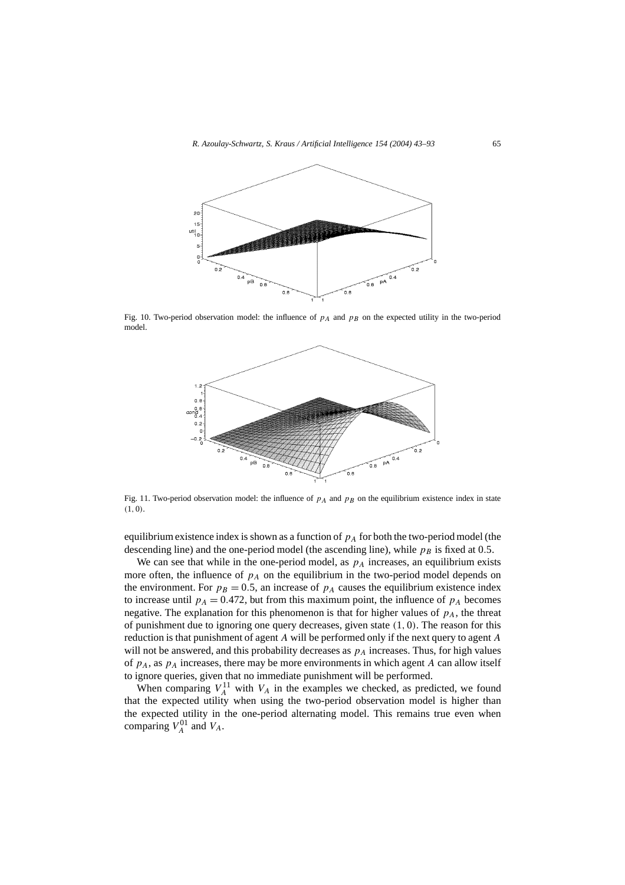Fig. 10. Two-period observation model: the influence of $p_A$ and $p_B$ on the expected utility in the two-period model.

Fig. 11. Two-period observation model: the influence of $p_A$ and $p_B$ on the equilibrium existence index in state $(1,0)$.

equilibrium existence index is shown as a function of $p_A$ for both the two-period model (the descending line) and the one-period model (the ascending line), while $p_B$ is fixed at 0.5.

We can see that while in the one-period model, as $p_A$ increases, an equilibrium exists more often, the influence of $p_A$ on the equilibrium in the two-period model depends on the environment. For $p_B = 0.5$, an increase of $p_A$ causes the equilibrium existence index to increase until $p_A = 0.472$, but from this maximum point, the influence of $p_A$ becomes negative. The explanation for this phenomenon is that for higher values of $p_A$, the threat of punishment due to ignoring one query decreases, given state $(1,0)$. The reason for this reduction is that punishment of agent $A$ will be performed only if the next query to agent $A$ will not be answered, and this probability decreases as $p_A$ increases. Thus, for high values of $p_A$, as $p_A$ increases, there may be more environments in which agent $A$ can allow itself to ignore queries, given that no immediate punishment will be performed.

When comparing $V_A^{11}$ with $V_A$ in the examples we checked, as predicted, we found that the expected utility when using the two-period observation model is higher than the expected utility in the one-period alternating model. This remains true even when comparing $V_A^{01}$ and $V_A$.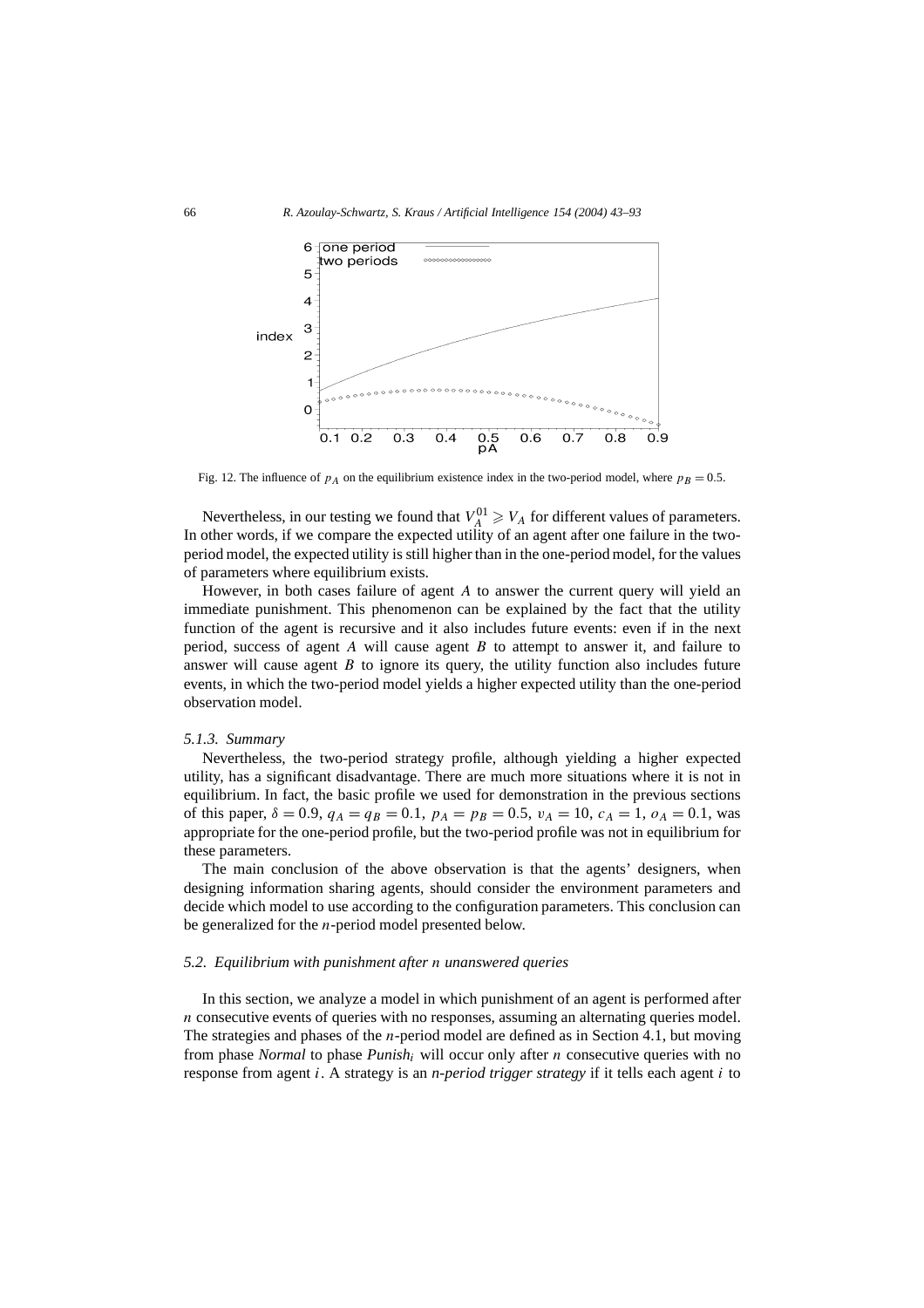Fig. 12. The influence of $p_A$ on the equilibrium existence index in the two-period model, where $p_B = 0.5$.

Nevertheless, in our testing we found that $V_A^{01} \geqslant V_A$ for different values of parameters. In other words, if we compare the expected utility of an agent after one failure in the two-period model, the expected utility is still higher than in the one-period model, for the values of parameters where equilibrium exists.

However, in both cases failure of agent $A$ to answer the current query will yield an immediate punishment. This phenomenon can be explained by the fact that the utility function of the agent is recursive and it also includes future events: even if in the next period, success of agent $A$ will cause agent $B$ to attempt to answer it, and failure to answer will cause agent $B$ to ignore its query, the utility function also includes future events, in which the two-period model yields a higher expected utility than the one-period observation model.

#### 5.1.3. Summary

Nevertheless, the two-period strategy profile, although yielding a higher expected utility, has a significant disadvantage. There are much more situations where it is not in equilibrium. In fact, the basic profile we used for demonstration in the previous sections of this paper, $\delta = 0.9$, $q_A = q_B = 0.1$, $p_A = p_B = 0.5$, $v_A = 10$, $c_A = 1$, $o_A = 0.1$, was appropriate for the one-period profile, but the two-period profile was not in equilibrium for these parameters.

The main conclusion of the above observation is that the agents' designers, when designing information sharing agents, should consider the environment parameters and decide which model to use according to the configuration parameters. This conclusion can be generalized for the $n$-period model presented below.

### 5.2. Equilibrium with punishment after $n$ unanswered queries

In this section, we analyze a model in which punishment of an agent is performed after $n$ consecutive events of queries with no responses, assuming an alternating queries model. The strategies and phases of the $n$-period model are defined as in Section 4.1, but moving from phase *Normal* to phase *Punish*$_i$ will occur only after $n$ consecutive queries with no response from agent $i$. A strategy is an *n-period trigger strategy* if it tells each agent $i$ to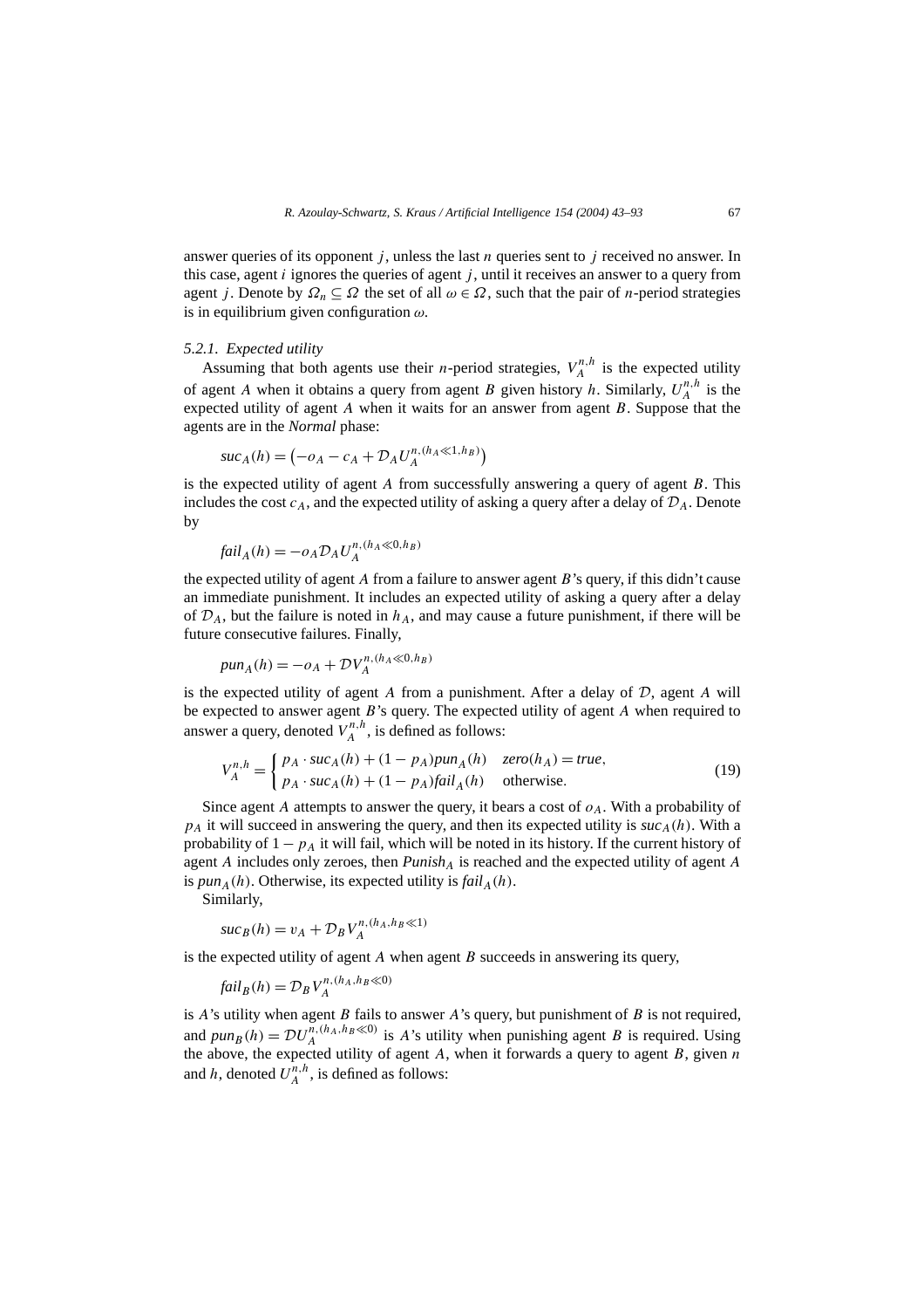answer queries of its opponent $j$, unless the last $n$ queries sent to $j$ received no answer. In this case, agent $i$ ignores the queries of agent $j$, until it receives an answer to a query from agent $j$. Denote by $\Omega_n \subseteq \Omega$ the set of all $\omega \in \Omega$, such that the pair of $n$-period strategies is in equilibrium given configuration $\omega$.

#### 5.2.1. *Expected utility*

Assuming that both agents use their $n$-period strategies, $V_A^{n,h}$ is the expected utility of agent $A$ when it obtains a query from agent $B$ given history $h$. Similarly, $U_A^{n,h}$ is the expected utility of agent $A$ when it waits for an answer from agent $B$. Suppose that the agents are in the *Normal* phase:

$$suc_A(h) = \left(-o_A - c_A + \mathcal{D}_A U_A^{n,(h_A \ll 1, h_B)}\right)$$

is the expected utility of agent $A$ from successfully answering a query of agent $B$. This includes the cost $c_A$, and the expected utility of asking a query after a delay of $\mathcal{D}_A$. Denote by

$$fail_A(h) = -o_A \mathcal{D}_A U_A^{n,(h_A \ll 0, h_B)}$$

the expected utility of agent $A$ from a failure to answer agent $B$'s query, if this didn't cause an immediate punishment. It includes an expected utility of asking a query after a delay of $\mathcal{D}_A$, but the failure is noted in $h_A$, and may cause a future punishment, if there will be future consecutive failures. Finally,

$$pun_A(h) = -o_A + \mathcal{D} V_A^{n,(h_A \ll 0, h_B)}$$

is the expected utility of agent $A$ from a punishment. After a delay of $\mathcal{D}$, agent $A$ will be expected to answer agent $B$'s query. The expected utility of agent $A$ when required to answer a query, denoted $V_A^{n,h}$, is defined as follows:

$$V_A^{n,h} = \begin{cases} p_A \cdot suc_A(h) + (1 - p_A) pun_A(h) & zero(h_A) = true, \\ p_A \cdot suc_A(h) + (1 - p_A) fail_A(h) & \text{otherwise.} \end{cases} \tag{19}$$

Since agent $A$ attempts to answer the query, it bears a cost of $o_A$. With a probability of $p_A$ it will succeed in answering the query, and then its expected utility is $suc_A(h)$. With a probability of $1 - p_A$ it will fail, which will be noted in its history. If the current history of agent $A$ includes only zeroes, then $Punish_A$ is reached and the expected utility of agent $A$ is $pun_A(h)$. Otherwise, its expected utility is $fail_A(h)$.

Similarly,

$$suc_B(h) = v_A + \mathcal{D}_B V_A^{n,(h_A, h_B \ll 1)}$$

is the expected utility of agent $A$ when agent $B$ succeeds in answering its query,

$$fail_B(h) = \mathcal{D}_B V_A^{n,(h_A, h_B \ll 0)}$$

is $A$'s utility when agent $B$ fails to answer $A$'s query, but punishment of $B$ is not required, and $pun_B(h) = \mathcal{D} U_A^{n,(h_A, h_B \ll 0)}$ is $A$'s utility when punishing agent $B$ is required. Using the above, the expected utility of agent $A$, when it forwards a query to agent $B$, given $n$ and $h$, denoted $U_A^{n,h}$, is defined as follows: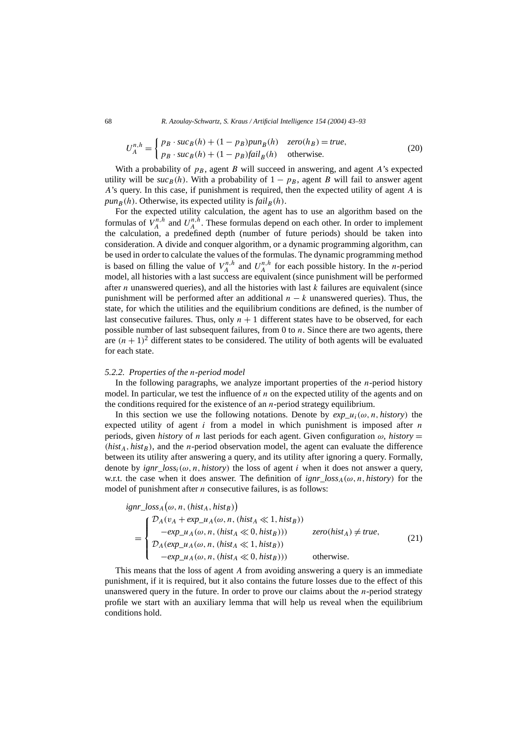$$U_A^{n,h} = \begin{cases} p_B \cdot suc_B(h) + (1-p_B) pun_B(h) & zero(h_B) = true, \\ p_B \cdot suc_B(h) + (1-p_B) fail_B(h) & \text{otherwise.} \end{cases} \tag{20}$$

With a probability of $p_B$, agent $B$ will succeed in answering, and agent $A$'s expected utility will be $suc_B(h)$. With a probability of $1 - p_B$, agent $B$ will fail to answer agent $A$'s query. In this case, if punishment is required, then the expected utility of agent $A$ is $pun_B(h)$. Otherwise, its expected utility is $fail_B(h)$.

For the expected utility calculation, the agent has to use an algorithm based on the formulas of $V_A^{n,h}$ and $U_A^{n,h}$. These formulas depend on each other. In order to implement the calculation, a predefined depth (number of future periods) should be taken into consideration. A divide and conquer algorithm, or a dynamic programming algorithm, can be used in order to calculate the values of the formulas. The dynamic programming method is based on filling the value of $V_A^{n,h}$ and $U_A^{n,h}$ for each possible history. In the $n$-period model, all histories with a last success are equivalent (since punishment will be performed after $n$ unanswered queries), and all the histories with last $k$ failures are equivalent (since punishment will be performed after an additional $n - k$ unanswered queries). Thus, the state, for which the utilities and the equilibrium conditions are defined, is the number of last consecutive failures. Thus, only $n + 1$ different states have to be observed, for each possible number of last subsequent failures, from 0 to $n$. Since there are two agents, there are $(n + 1)^2$ different states to be considered. The utility of both agents will be evaluated for each state.

### 5.2.2. *Properties of the n-period model*

In the following paragraphs, we analyze important properties of the $n$-period history model. In particular, we test the influence of $n$ on the expected utility of the agents and on the conditions required for the existence of an $n$-period strategy equilibrium.

In this section we use the following notations. Denote by $exp\_u_i(\omega, n, history)$ the expected utility of agent $i$ from a model in which punishment is imposed after $n$ periods, given *history* of $n$ last periods for each agent. Given configuration $\omega$, $history = (hist_A, hist_B)$, and the $n$-period observation model, the agent can evaluate the difference between its utility after answering a query, and its utility after ignoring a query. Formally, denote by $ignr\_loss_i(\omega, n, history)$ the loss of agent $i$ when it does not answer a query, w.r.t. the case when it does answer. The definition of $ignr\_loss_A(\omega, n, history)$ for the model of punishment after $n$ consecutive failures, is as follows:

$$\begin{aligned} & ignr\_loss_A\big(\omega, n, (hist_A, hist_B)\big) \\ & \quad = \begin{cases} \mathcal{D}_A(v_A + exp\_u_A(\omega, n, (hist_A \ll 1, hist_B)) \\ \quad - exp\_u_A(\omega, n, (hist_A \ll 0, hist_B))) & zero(hist_A) \neq true, \\ \mathcal{D}_A(exp\_u_A(\omega, n, (hist_A \ll 1, hist_B)) \\ \quad - exp\_u_A(\omega, n, (hist_A \ll 0, hist_B))) & \text{otherwise.} \end{cases} \end{aligned} \tag{21}$$

This means that the loss of agent $A$ from avoiding answering a query is an immediate punishment, if it is required, but it also contains the future losses due to the effect of this unanswered query in the future. In order to prove our claims about the $n$-period strategy profile we start with an auxiliary lemma that will help us reveal when the equilibrium conditions hold.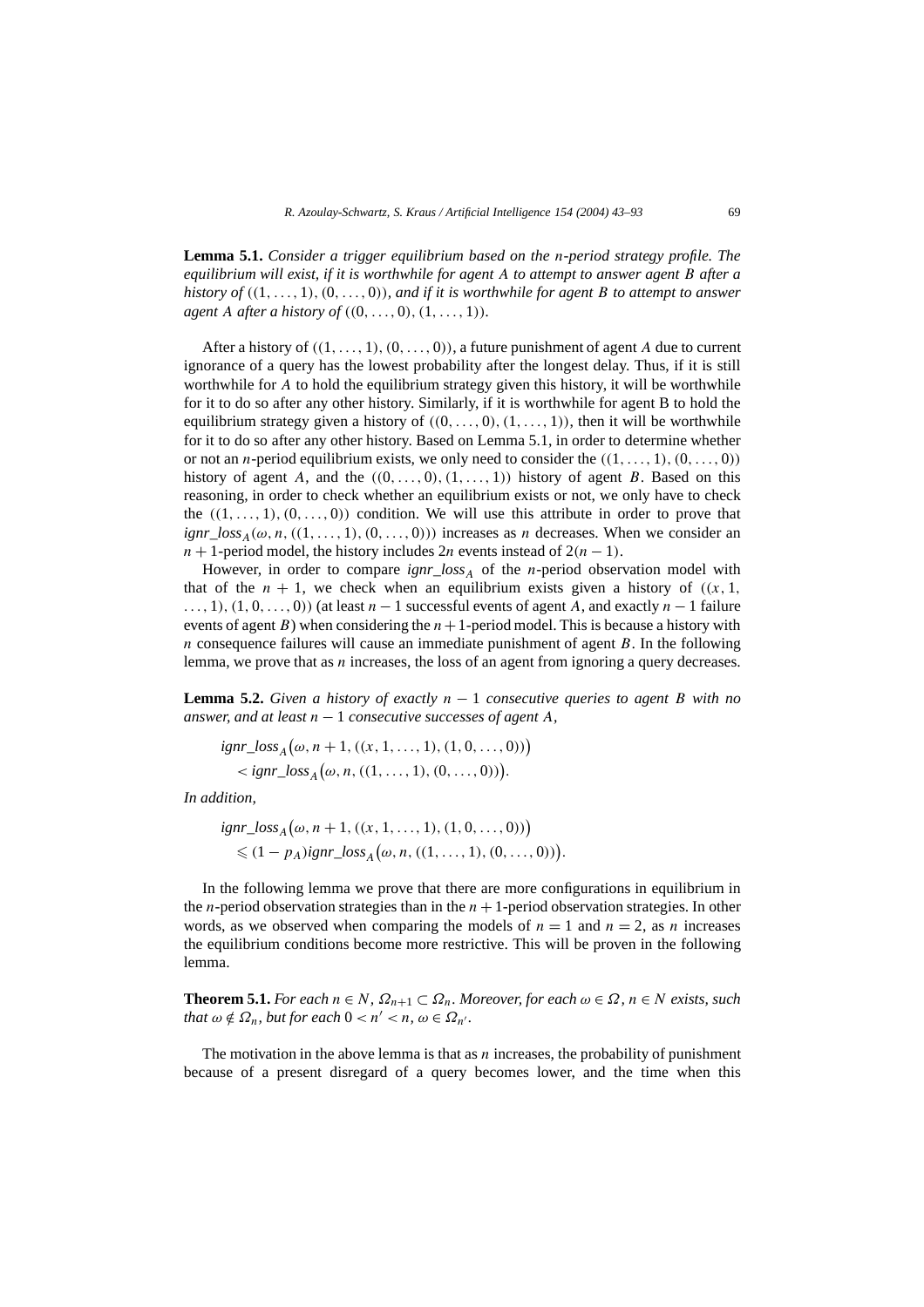**Lemma 5.1.** *Consider a trigger equilibrium based on the $n$-period strategy profile. The equilibrium will exist, if it is worthwhile for agent $A$ to attempt to answer agent $B$ after a history of $((1,\ldots,1),(0,\ldots,0))$, and if it is worthwhile for agent $B$ to attempt to answer agent $A$ after a history of $((0,\ldots,0),(1,\ldots,1))$.*

After a history of $((1,\ldots,1),(0,\ldots,0))$, a future punishment of agent $A$ due to current ignorance of a query has the lowest probability after the longest delay. Thus, if it is still worthwhile for $A$ to hold the equilibrium strategy given this history, it will be worthwhile for it to do so after any other history. Similarly, if it is worthwhile for agent B to hold the equilibrium strategy given a history of $((0,\ldots,0),(1,\ldots,1))$, then it will be worthwhile for it to do so after any other history. Based on Lemma 5.1, in order to determine whether or not an $n$-period equilibrium exists, we only need to consider the $((1,\ldots,1),(0,\ldots,0))$ history of agent $A$, and the $((0,\ldots,0),(1,\ldots,1))$ history of agent $B$. Based on this reasoning, in order to check whether an equilibrium exists or not, we only have to check the $((1,\ldots,1),(0,\ldots,0))$ condition. We will use this attribute in order to prove that $ignr\_loss_A(\omega, n, ((1,\ldots,1),(0,\ldots,0)))$ increases as $n$ decreases. When we consider an $n+1$-period model, the history includes $2n$ events instead of $2(n-1)$.

However, in order to compare $ignr\_loss_A$ of the $n$-period observation model with that of the $n+1$, we check when an equilibrium exists given a history of $((x,1,\ldots,1),(1,0,\ldots,0))$ (at least $n-1$ successful events of agent $A$, and exactly $n-1$ failure events of agent $B$) when considering the $n+1$-period model. This is because a history with $n$ consequence failures will cause an immediate punishment of agent $B$. In the following lemma, we prove that as $n$ increases, the loss of an agent from ignoring a query decreases.

**Lemma 5.2.** *Given a history of exactly $n-1$ consecutive queries to agent $B$ with no answer, and at least $n-1$ consecutive successes of agent $A$,*

$$ignr\_loss_A\big(\omega, n+1, ((x,1,\ldots,1),(1,0,\ldots,0))\big) < ignr\_loss_A\big(\omega, n, ((1,\ldots,1),(0,\ldots,0))\big).$$

*In addition,*

$$ignr\_loss_A\big(\omega, n+1, ((x,1,\ldots,1),(1,0,\ldots,0))\big) \leqslant (1-p_A)\, ignr\_loss_A\big(\omega, n, ((1,\ldots,1),(0,\ldots,0))\big).$$

In the following lemma we prove that there are more configurations in equilibrium in the $n$-period observation strategies than in the $n+1$-period observation strategies. In other words, as we observed when comparing the models of $n=1$ and $n=2$, as $n$ increases the equilibrium conditions become more restrictive. This will be proven in the following lemma.

**Theorem 5.1.** *For each $n \in N$, $\Omega_{n+1} \subset \Omega_n$. Moreover, for each $\omega \in \Omega$, $n \in N$ exists, such that $\omega \notin \Omega_n$, but for each $0 < n' < n$, $\omega \in \Omega_{n'}$.*

The motivation in the above lemma is that as $n$ increases, the probability of punishment because of a present disregard of a query becomes lower, and the time when this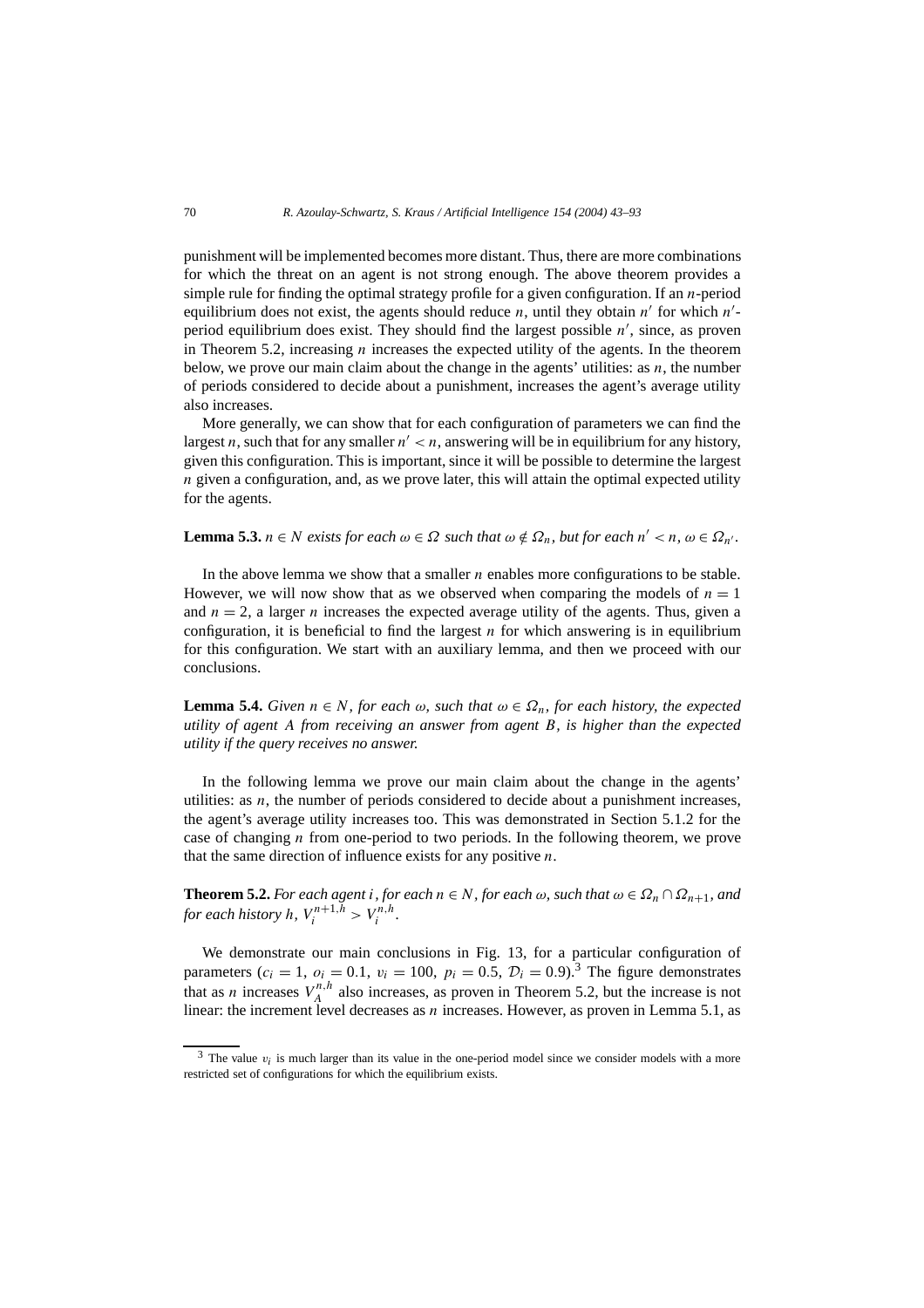punishment will be implemented becomes more distant. Thus, there are more combinations for which the threat on an agent is not strong enough. The above theorem provides a simple rule for finding the optimal strategy profile for a given configuration. If an $n$-period equilibrium does not exist, the agents should reduce $n$, until they obtain $n'$ for which $n'$-period equilibrium does exist. They should find the largest possible $n'$, since, as proven in Theorem 5.2, increasing $n$ increases the expected utility of the agents. In the theorem below, we prove our main claim about the change in the agents' utilities: as $n$, the number of periods considered to decide about a punishment, increases the agent's average utility also increases.

More generally, we can show that for each configuration of parameters we can find the largest $n$, such that for any smaller $n' < n$, answering will be in equilibrium for any history, given this configuration. This is important, since it will be possible to determine the largest $n$ given a configuration, and, as we prove later, this will attain the optimal expected utility for the agents.

**Lemma 5.3.** *$n \in N$ exists for each $\omega \in \Omega$ such that $\omega \notin \Omega_n$, but for each $n' < n$, $\omega \in \Omega_{n'}$.*

In the above lemma we show that a smaller $n$ enables more configurations to be stable. However, we will now show that as we observed when comparing the models of $n = 1$ and $n = 2$, a larger $n$ increases the expected average utility of the agents. Thus, given a configuration, it is beneficial to find the largest $n$ for which answering is in equilibrium for this configuration. We start with an auxiliary lemma, and then we proceed with our conclusions.

**Lemma 5.4.** *Given $n \in N$, for each $\omega$, such that $\omega \in \Omega_n$, for each history, the expected utility of agent $A$ from receiving an answer from agent $B$, is higher than the expected utility if the query receives no answer.*

In the following lemma we prove our main claim about the change in the agents' utilities: as $n$, the number of periods considered to decide about a punishment increases, the agent's average utility increases too. This was demonstrated in Section 5.1.2 for the case of changing $n$ from one-period to two periods. In the following theorem, we prove that the same direction of influence exists for any positive $n$.

**Theorem 5.2.** *For each agent $i$, for each $n \in N$, for each $\omega$, such that $\omega \in \Omega_n \cap \Omega_{n+1}$, and for each history $h$, $V_i^{n+1,h} > V_i^{n,h}$.*

We demonstrate our main conclusions in Fig. 13, for a particular configuration of parameters ($c_i = 1$, $o_i = 0.1$, $v_i = 100$, $p_i = 0.5$, $\mathcal{D}_i = 0.9$).[3] The figure demonstrates that as $n$ increases $V_A^{n,h}$ also increases, as proven in Theorem 5.2, but the increase is not linear: the increment level decreases as $n$ increases. However, as proven in Lemma 5.1, as

[3] The value $v_i$ is much larger than its value in the one-period model since we consider models with a more restricted set of configurations for which the equilibrium exists.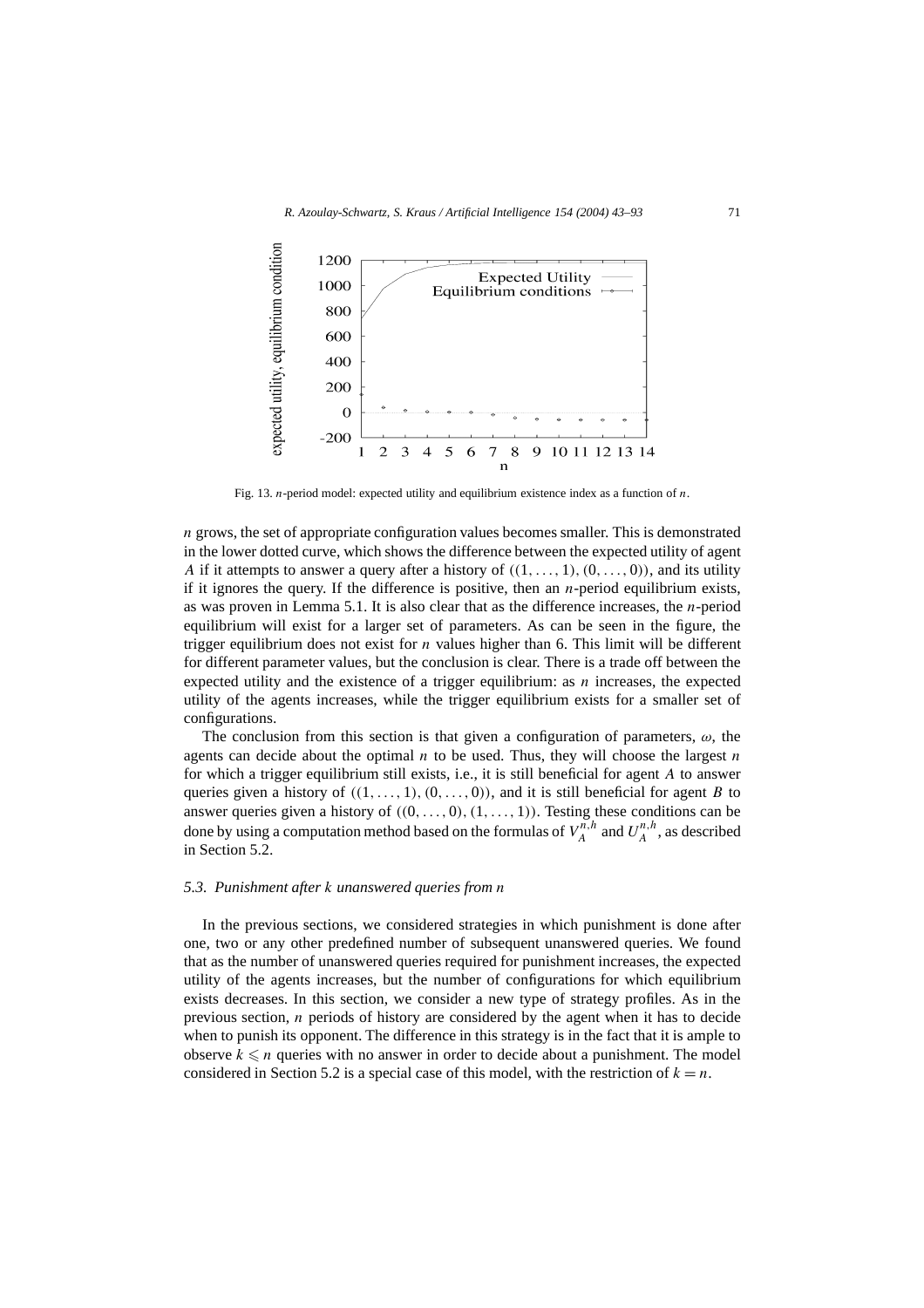Fig. 13. $n$-period model: expected utility and equilibrium existence index as a function of $n$.

$n$ grows, the set of appropriate configuration values becomes smaller. This is demonstrated in the lower dotted curve, which shows the difference between the expected utility of agent $A$ if it attempts to answer a query after a history of $((1,\ldots,1),(0,\ldots,0))$, and its utility if it ignores the query. If the difference is positive, then an $n$-period equilibrium exists, as was proven in Lemma 5.1. It is also clear that as the difference increases, the $n$-period equilibrium will exist for a larger set of parameters. As can be seen in the figure, the trigger equilibrium does not exist for $n$ values higher than 6. This limit will be different for different parameter values, but the conclusion is clear. There is a trade off between the expected utility and the existence of a trigger equilibrium: as $n$ increases, the expected utility of the agents increases, while the trigger equilibrium exists for a smaller set of configurations.

The conclusion from this section is that given a configuration of parameters, $\omega$, the agents can decide about the optimal $n$ to be used. Thus, they will choose the largest $n$ for which a trigger equilibrium still exists, i.e., it is still beneficial for agent $A$ to answer queries given a history of $((1,\ldots,1),(0,\ldots,0))$, and it is still beneficial for agent $B$ to answer queries given a history of $((0,\ldots,0),(1,\ldots,1))$. Testing these conditions can be done by using a computation method based on the formulas of $V_A^{n,h}$ and $U_A^{n,h}$, as described in Section 5.2.

### 5.3. Punishment after $k$ unanswered queries from $n$

In the previous sections, we considered strategies in which punishment is done after one, two or any other predefined number of subsequent unanswered queries. We found that as the number of unanswered queries required for punishment increases, the expected utility of the agents increases, but the number of configurations for which equilibrium exists decreases. In this section, we consider a new type of strategy profiles. As in the previous section, $n$ periods of history are considered by the agent when it has to decide when to punish its opponent. The difference in this strategy is in the fact that it is ample to observe $k \leqslant n$ queries with no answer in order to decide about a punishment. The model considered in Section 5.2 is a special case of this model, with the restriction of $k = n$.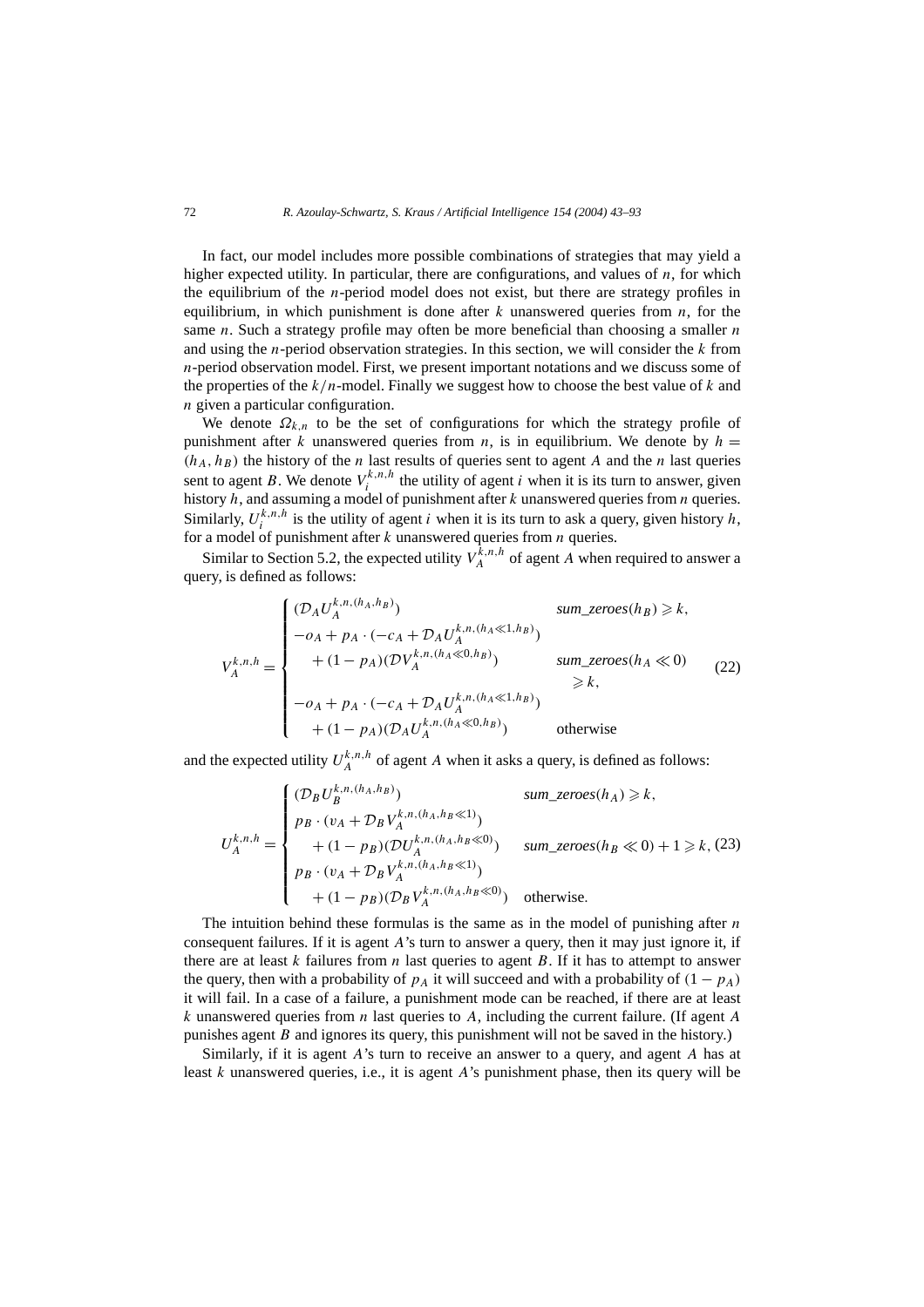In fact, our model includes more possible combinations of strategies that may yield a higher expected utility. In particular, there are configurations, and values of $n$, for which the equilibrium of the $n$-period model does not exist, but there are strategy profiles in equilibrium, in which punishment is done after $k$ unanswered queries from $n$, for the same $n$. Such a strategy profile may often be more beneficial than choosing a smaller $n$ and using the $n$-period observation strategies. In this section, we will consider the $k$ from $n$-period observation model. First, we present important notations and we discuss some of the properties of the $k/n$-model. Finally we suggest how to choose the best value of $k$ and $n$ given a particular configuration.

We denote $\Omega_{k,n}$ to be the set of configurations for which the strategy profile of punishment after $k$ unanswered queries from $n$, is in equilibrium. We denote by $h = (h_A, h_B)$ the history of the $n$ last results of queries sent to agent $A$ and the $n$ last queries sent to agent $B$. We denote $V_i^{k,n,h}$ the utility of agent $i$ when it is its turn to answer, given history $h$, and assuming a model of punishment after $k$ unanswered queries from $n$ queries. Similarly, $U_i^{k,n,h}$ is the utility of agent $i$ when it is its turn to ask a query, given history $h$, for a model of punishment after $k$ unanswered queries from $n$ queries.

Similar to Section 5.2, the expected utility $V_A^{k,n,h}$ of agent $A$ when required to answer a query, is defined as follows:

$$
V_A^{k,n,h} = \begin{cases} (\mathcal{D}_A U_A^{k,n,(h_A,h_B)}) & \textit{sum\_zeroes}(h_B) \geqslant k, \\ -o_A + p_A \cdot (-c_A + \mathcal{D}_A U_A^{k,n,(h_A \ll 1, h_B)}) & \\ \quad + (1-p_A)(\mathcal{D} V_A^{k,n,(h_A \ll 0, h_B)}) & \textit{sum\_zeroes}(h_A \ll 0) \geqslant k, \\ -o_A + p_A \cdot (-c_A + \mathcal{D}_A U_A^{k,n,(h_A \ll 1, h_B)}) & \\ \quad + (1-p_A)(\mathcal{D}_A U_A^{k,n,(h_A \ll 0, h_B)}) & \text{otherwise} \end{cases} \tag{22}
$$

and the expected utility $U_A^{k,n,h}$ of agent $A$ when it asks a query, is defined as follows:

$$
U_A^{k,n,h} = \begin{cases} (\mathcal{D}_B U_B^{k,n,(h_A,h_B)}) & \textit{sum\_zeroes}(h_A) \geqslant k, \\ p_B \cdot (v_A + \mathcal{D}_B V_A^{k,n,(h_A, h_B \ll 1)}) & \\ \quad + (1-p_B)(\mathcal{D} U_A^{k,n,(h_A, h_B \ll 0)}) & \textit{sum\_zeroes}(h_B \ll 0) + 1 \geqslant k, \\ p_B \cdot (v_A + \mathcal{D}_B V_A^{k,n,(h_A, h_B \ll 1)}) & \\ \quad + (1-p_B)(\mathcal{D}_B V_A^{k,n,(h_A, h_B \ll 0)}) & \text{otherwise.} \end{cases} \tag{23}
$$

The intuition behind these formulas is the same as in the model of punishing after $n$ consequent failures. If it is agent $A$'s turn to answer a query, then it may just ignore it, if there are at least $k$ failures from $n$ last queries to agent $B$. If it has to attempt to answer the query, then with a probability of $p_A$ it will succeed and with a probability of $(1 - p_A)$ it will fail. In a case of a failure, a punishment mode can be reached, if there are at least $k$ unanswered queries from $n$ last queries to $A$, including the current failure. (If agent $A$ punishes agent $B$ and ignores its query, this punishment will not be saved in the history.)

Similarly, if it is agent $A$'s turn to receive an answer to a query, and agent $A$ has at least $k$ unanswered queries, i.e., it is agent $A$'s punishment phase, then its query will be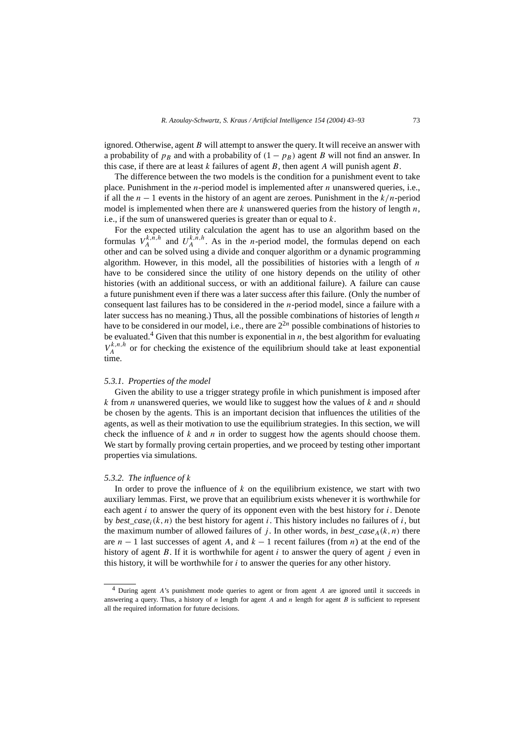ignored. Otherwise, agent $B$ will attempt to answer the query. It will receive an answer with a probability of $p_B$ and with a probability of $(1 - p_B)$ agent $B$ will not find an answer. In this case, if there are at least $k$ failures of agent $B$, then agent $A$ will punish agent $B$.

The difference between the two models is the condition for a punishment event to take place. Punishment in the $n$-period model is implemented after $n$ unanswered queries, i.e., if all the $n - 1$ events in the history of an agent are zeroes. Punishment in the $k/n$-period model is implemented when there are $k$ unanswered queries from the history of length $n$, i.e., if the sum of unanswered queries is greater than or equal to $k$.

For the expected utility calculation the agent has to use an algorithm based on the formulas $V_A^{k,n,h}$ and $U_A^{k,n,h}$. As in the $n$-period model, the formulas depend on each other and can be solved using a divide and conquer algorithm or a dynamic programming algorithm. However, in this model, all the possibilities of histories with a length of $n$ have to be considered since the utility of one history depends on the utility of other histories (with an additional success, or with an additional failure). A failure can cause a future punishment even if there was a later success after this failure. (Only the number of consequent last failures has to be considered in the $n$-period model, since a failure with a later success has no meaning.) Thus, all the possible combinations of histories of length $n$ have to be considered in our model, i.e., there are $2^{2n}$ possible combinations of histories to be evaluated.[4] Given that this number is exponential in $n$, the best algorithm for evaluating $V_A^{k,n,h}$ or for checking the existence of the equilibrium should take at least exponential time.

#### 5.3.1. *Properties of the model*

Given the ability to use a trigger strategy profile in which punishment is imposed after $k$ from $n$ unanswered queries, we would like to suggest how the values of $k$ and $n$ should be chosen by the agents. This is an important decision that influences the utilities of the agents, as well as their motivation to use the equilibrium strategies. In this section, we will check the influence of $k$ and $n$ in order to suggest how the agents should choose them. We start by formally proving certain properties, and we proceed by testing other important properties via simulations.

#### 5.3.2. *The influence of k*

In order to prove the influence of $k$ on the equilibrium existence, we start with two auxiliary lemmas. First, we prove that an equilibrium exists whenever it is worthwhile for each agent $i$ to answer the query of its opponent even with the best history for $i$. Denote by $best\_case_i(k, n)$ the best history for agent $i$. This history includes no failures of $i$, but the maximum number of allowed failures of $j$. In other words, in $best\_case_A(k, n)$ there are $n - 1$ last successes of agent $A$, and $k - 1$ recent failures (from $n$) at the end of the history of agent $B$. If it is worthwhile for agent $i$ to answer the query of agent $j$ even in this history, it will be worthwhile for $i$ to answer the queries for any other history.

---

[4] During agent $A$'s punishment mode queries to agent or from agent $A$ are ignored until it succeeds in answering a query. Thus, a history of $n$ length for agent $A$ and $n$ length for agent $B$ is sufficient to represent all the required information for future decisions.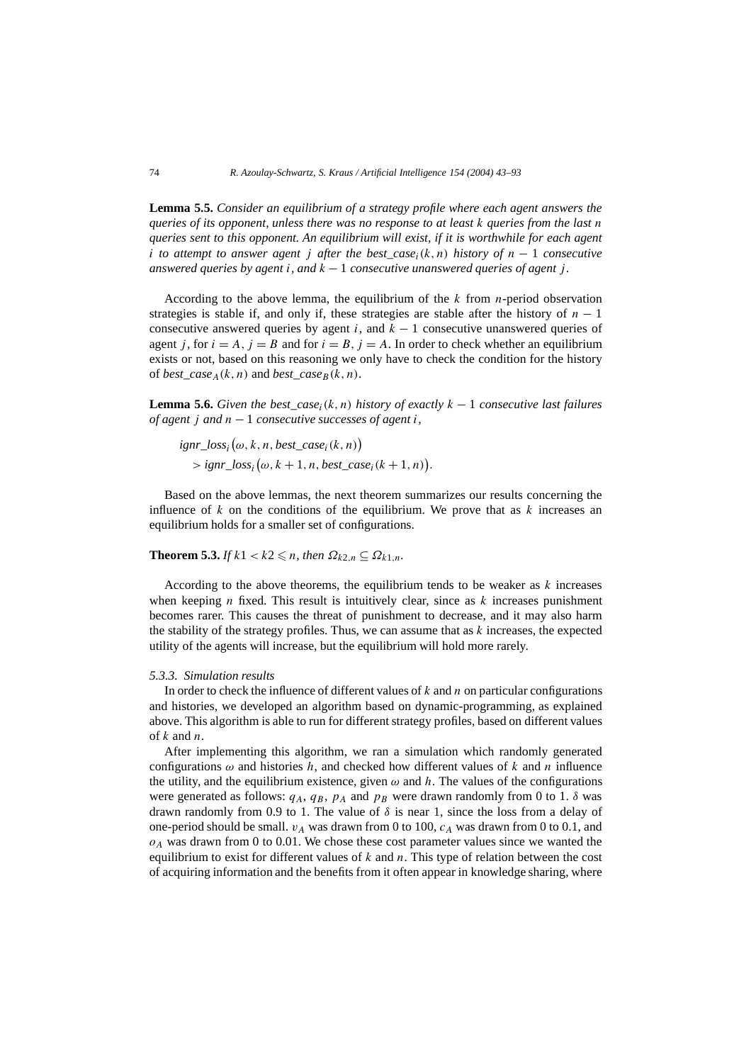**Lemma 5.5.** *Consider an equilibrium of a strategy profile where each agent answers the queries of its opponent, unless there was no response to at least $k$ queries from the last $n$ queries sent to this opponent. An equilibrium will exist, if it is worthwhile for each agent $i$ to attempt to answer agent $j$ after the $best\_case_i(k,n)$ history of $n-1$ consecutive answered queries by agent $i$, and $k-1$ consecutive unanswered queries of agent $j$.*

According to the above lemma, the equilibrium of the $k$ from $n$-period observation strategies is stable if, and only if, these strategies are stable after the history of $n-1$ consecutive answered queries by agent $i$, and $k-1$ consecutive unanswered queries of agent $j$, for $i = A$, $j = B$ and for $i = B$, $j = A$. In order to check whether an equilibrium exists or not, based on this reasoning we only have to check the condition for the history of $best\_case_A(k,n)$ and $best\_case_B(k,n)$.

**Lemma 5.6.** *Given the $best\_case_i(k,n)$ history of exactly $k-1$ consecutive last failures of agent $j$ and $n-1$ consecutive successes of agent $i$,*

$$
\begin{aligned}
&ignr\_loss_i\big(\omega, k, n, best\_case_i(k,n)\big) \\
&\quad > ignr\_loss_i\big(\omega, k+1, n, best\_case_i(k+1,n)\big).
\end{aligned}
$$

Based on the above lemmas, the next theorem summarizes our results concerning the influence of $k$ on the conditions of the equilibrium. We prove that as $k$ increases an equilibrium holds for a smaller set of configurations.

**Theorem 5.3.** *If $k1 < k2 \leqslant n$, then $\Omega_{k2,n} \subseteq \Omega_{k1,n}$.*

According to the above theorems, the equilibrium tends to be weaker as $k$ increases when keeping $n$ fixed. This result is intuitively clear, since as $k$ increases punishment becomes rarer. This causes the threat of punishment to decrease, and it may also harm the stability of the strategy profiles. Thus, we can assume that as $k$ increases, the expected utility of the agents will increase, but the equilibrium will hold more rarely.

#### *5.3.3. Simulation results*

In order to check the influence of different values of $k$ and $n$ on particular configurations and histories, we developed an algorithm based on dynamic-programming, as explained above. This algorithm is able to run for different strategy profiles, based on different values of $k$ and $n$.

After implementing this algorithm, we ran a simulation which randomly generated configurations $\omega$ and histories $h$, and checked how different values of $k$ and $n$ influence the utility, and the equilibrium existence, given $\omega$ and $h$. The values of the configurations were generated as follows: $q_A$, $q_B$, $p_A$ and $p_B$ were drawn randomly from 0 to 1. $\delta$ was drawn randomly from 0.9 to 1. The value of $\delta$ is near 1, since the loss from a delay of one-period should be small. $v_A$ was drawn from 0 to 100, $c_A$ was drawn from 0 to 0.1, and $o_A$ was drawn from 0 to 0.01. We chose these cost parameter values since we wanted the equilibrium to exist for different values of $k$ and $n$. This type of relation between the cost of acquiring information and the benefits from it often appear in knowledge sharing, where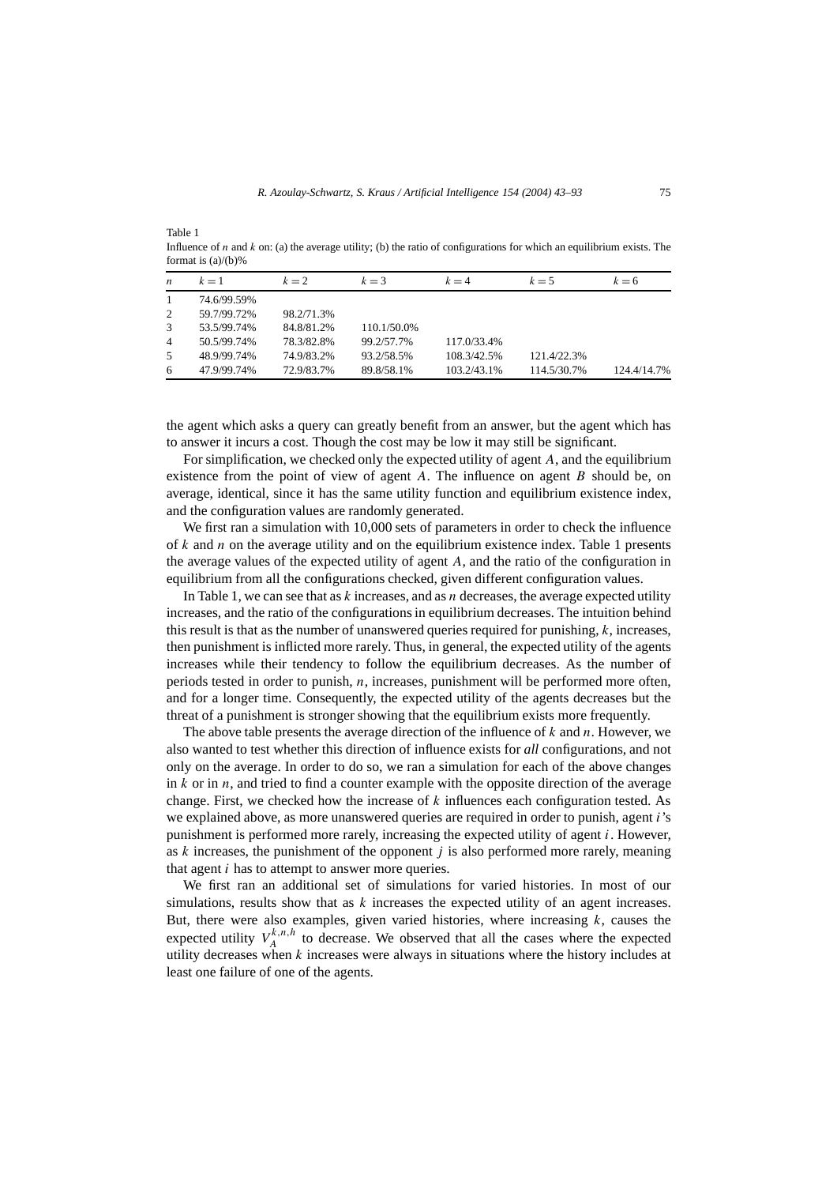Table 1
Influence of $n$ and $k$ on: (a) the average utility; (b) the ratio of configurations for which an equilibrium exists. The format is (a)/(b)%

| $n$ | $k=1$ | $k=2$ | $k=3$ | $k=4$ | $k=5$ | $k=6$ |
|---|---|---|---|---|---|---|
| 1 | 74.6/99.59% | | | | | |
| 2 | 59.7/99.72% | 98.2/71.3% | | | | |
| 3 | 53.5/99.74% | 84.8/81.2% | 110.1/50.0% | | | |
| 4 | 50.5/99.74% | 78.3/82.8% | 99.2/57.7% | 117.0/33.4% | | |
| 5 | 48.9/99.74% | 74.9/83.2% | 93.2/58.5% | 108.3/42.5% | 121.4/22.3% | |
| 6 | 47.9/99.74% | 72.9/83.7% | 89.8/58.1% | 103.2/43.1% | 114.5/30.7% | 124.4/14.7% |

the agent which asks a query can greatly benefit from an answer, but the agent which has to answer it incurs a cost. Though the cost may be low it may still be significant.

For simplification, we checked only the expected utility of agent $A$, and the equilibrium existence from the point of view of agent $A$. The influence on agent $B$ should be, on average, identical, since it has the same utility function and equilibrium existence index, and the configuration values are randomly generated.

We first ran a simulation with 10,000 sets of parameters in order to check the influence of $k$ and $n$ on the average utility and on the equilibrium existence index. Table 1 presents the average values of the expected utility of agent $A$, and the ratio of the configuration in equilibrium from all the configurations checked, given different configuration values.

In Table 1, we can see that as $k$ increases, and as $n$ decreases, the average expected utility increases, and the ratio of the configurations in equilibrium decreases. The intuition behind this result is that as the number of unanswered queries required for punishing, $k$, increases, then punishment is inflicted more rarely. Thus, in general, the expected utility of the agents increases while their tendency to follow the equilibrium decreases. As the number of periods tested in order to punish, $n$, increases, punishment will be performed more often, and for a longer time. Consequently, the expected utility of the agents decreases but the threat of a punishment is stronger showing that the equilibrium exists more frequently.

The above table presents the average direction of the influence of $k$ and $n$. However, we also wanted to test whether this direction of influence exists for *all* configurations, and not only on the average. In order to do so, we ran a simulation for each of the above changes in $k$ or in $n$, and tried to find a counter example with the opposite direction of the average change. First, we checked how the increase of $k$ influences each configuration tested. As we explained above, as more unanswered queries are required in order to punish, agent $i$'s punishment is performed more rarely, increasing the expected utility of agent $i$. However, as $k$ increases, the punishment of the opponent $j$ is also performed more rarely, meaning that agent $i$ has to attempt to answer more queries.

We first ran an additional set of simulations for varied histories. In most of our simulations, results show that as $k$ increases the expected utility of an agent increases. But, there were also examples, given varied histories, where increasing $k$, causes the expected utility $V_A^{k,n,h}$ to decrease. We observed that all the cases where the expected utility decreases when $k$ increases were always in situations where the history includes at least one failure of one of the agents.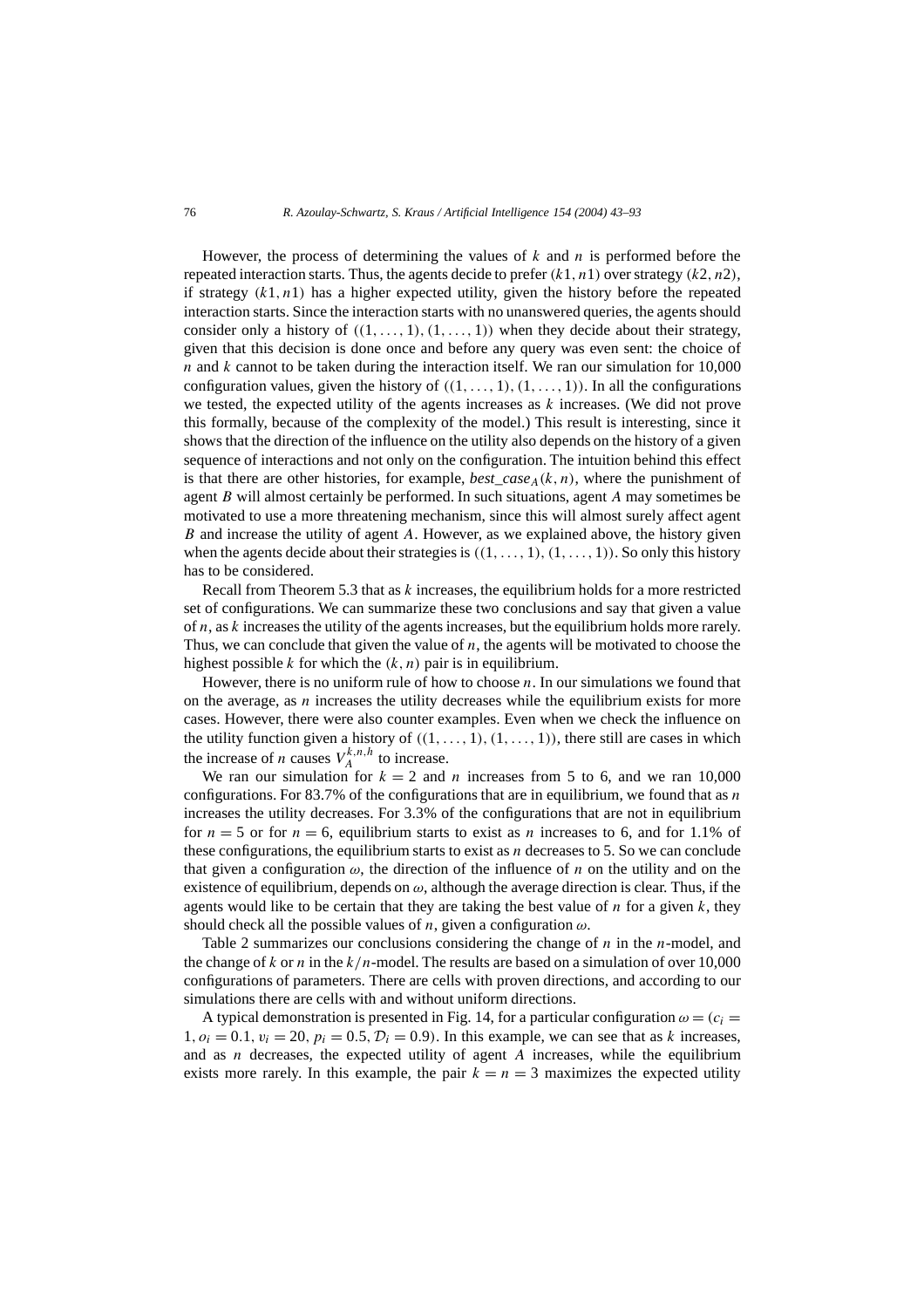However, the process of determining the values of $k$ and $n$ is performed before the repeated interaction starts. Thus, the agents decide to prefer $(k1, n1)$ over strategy $(k2, n2)$, if strategy $(k1, n1)$ has a higher expected utility, given the history before the repeated interaction starts. Since the interaction starts with no unanswered queries, the agents should consider only a history of $((1, \ldots, 1), (1, \ldots, 1))$ when they decide about their strategy, given that this decision is done once and before any query was even sent: the choice of $n$ and $k$ cannot to be taken during the interaction itself. We ran our simulation for 10,000 configuration values, given the history of $((1, \ldots, 1), (1, \ldots, 1))$. In all the configurations we tested, the expected utility of the agents increases as $k$ increases. (We did not prove this formally, because of the complexity of the model.) This result is interesting, since it shows that the direction of the influence on the utility also depends on the history of a given sequence of interactions and not only on the configuration. The intuition behind this effect is that there are other histories, for example, $best\_case_A(k, n)$, where the punishment of agent $B$ will almost certainly be performed. In such situations, agent $A$ may sometimes be motivated to use a more threatening mechanism, since this will almost surely affect agent $B$ and increase the utility of agent $A$. However, as we explained above, the history given when the agents decide about their strategies is $((1, \ldots, 1), (1, \ldots, 1))$. So only this history has to be considered.

Recall from Theorem 5.3 that as $k$ increases, the equilibrium holds for a more restricted set of configurations. We can summarize these two conclusions and say that given a value of $n$, as $k$ increases the utility of the agents increases, but the equilibrium holds more rarely. Thus, we can conclude that given the value of $n$, the agents will be motivated to choose the highest possible $k$ for which the $(k, n)$ pair is in equilibrium.

However, there is no uniform rule of how to choose $n$. In our simulations we found that on the average, as $n$ increases the utility decreases while the equilibrium exists for more cases. However, there were also counter examples. Even when we check the influence on the utility function given a history of $((1, \ldots, 1), (1, \ldots, 1))$, there still are cases in which the increase of $n$ causes $V_A^{k,n,h}$ to increase.

We ran our simulation for $k = 2$ and $n$ increases from 5 to 6, and we ran 10,000 configurations. For 83.7% of the configurations that are in equilibrium, we found that as $n$ increases the utility decreases. For 3.3% of the configurations that are not in equilibrium for $n = 5$ or for $n = 6$, equilibrium starts to exist as $n$ increases to 6, and for 1.1% of these configurations, the equilibrium starts to exist as $n$ decreases to 5. So we can conclude that given a configuration $\omega$, the direction of the influence of $n$ on the utility and on the existence of equilibrium, depends on $\omega$, although the average direction is clear. Thus, if the agents would like to be certain that they are taking the best value of $n$ for a given $k$, they should check all the possible values of $n$, given a configuration $\omega$.

Table 2 summarizes our conclusions considering the change of $n$ in the $n$-model, and the change of $k$ or $n$ in the $k/n$-model. The results are based on a simulation of over 10,000 configurations of parameters. There are cells with proven directions, and according to our simulations there are cells with and without uniform directions.

A typical demonstration is presented in Fig. 14, for a particular configuration $\omega = (c_i = 1, o_i = 0.1, v_i = 20, p_i = 0.5, \mathcal{D}_i = 0.9)$. In this example, we can see that as $k$ increases, and as $n$ decreases, the expected utility of agent $A$ increases, while the equilibrium exists more rarely. In this example, the pair $k = n = 3$ maximizes the expected utility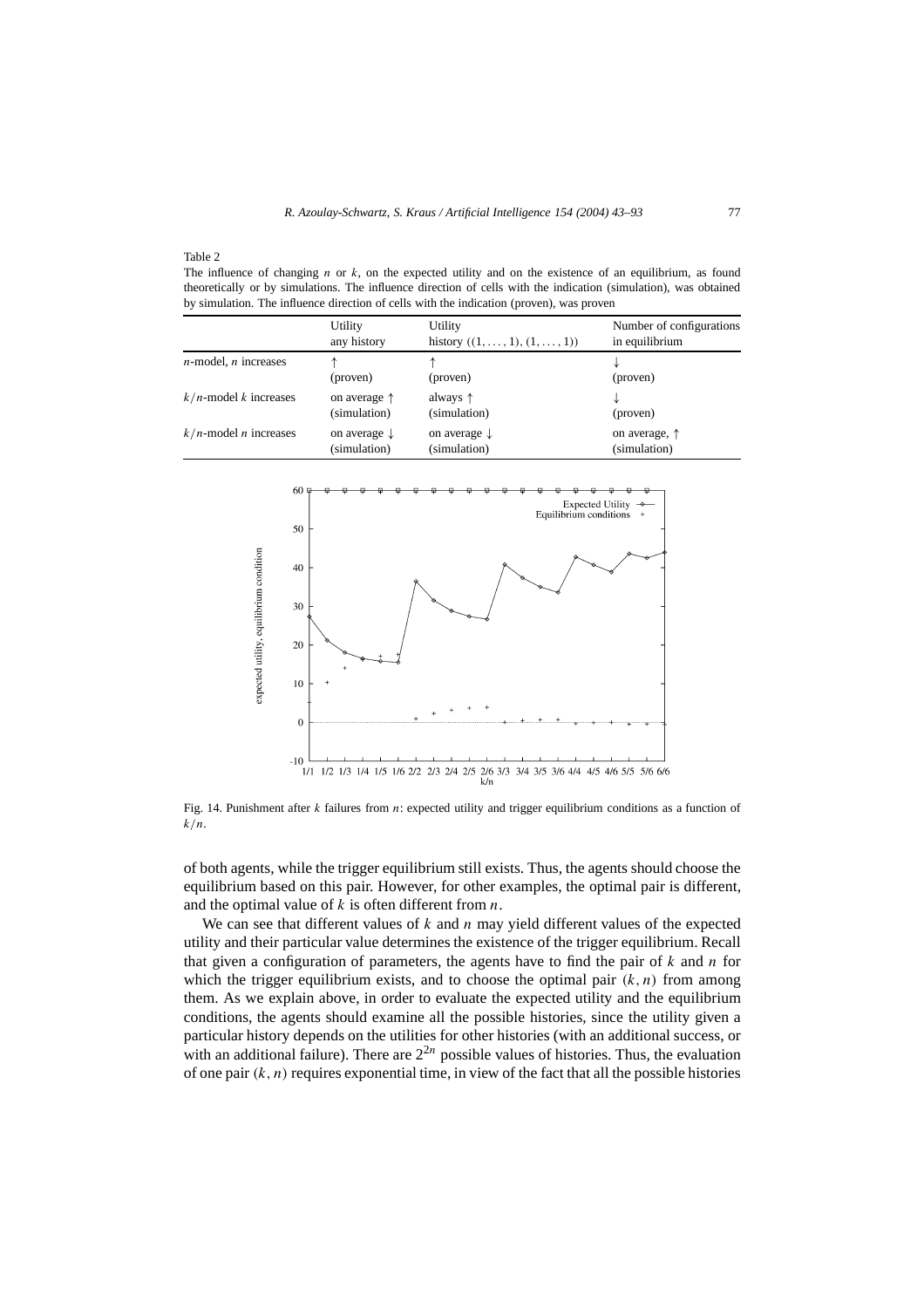Table 2
The influence of changing $n$ or $k$, on the expected utility and on the existence of an equilibrium, as found theoretically or by simulations. The influence direction of cells with the indication (simulation), was obtained by simulation. The influence direction of cells with the indication (proven), was proven

| | Utility any history | Utility history $((1,\ldots,1),(1,\ldots,1))$ | Number of configurations in equilibrium |
|---|---|---|---|
| $n$-model, $n$ increases | $\uparrow$ (proven) | $\uparrow$ (proven) | $\downarrow$ (proven) |
| $k/n$-model $k$ increases | on average $\uparrow$ (simulation) | always $\uparrow$ (simulation) | $\downarrow$ (proven) |
| $k/n$-model $n$ increases | on average $\downarrow$ (simulation) | on average $\downarrow$ (simulation) | on average, $\uparrow$ (simulation) |

Fig. 14. Punishment after $k$ failures from $n$: expected utility and trigger equilibrium conditions as a function of $k/n$.

of both agents, while the trigger equilibrium still exists. Thus, the agents should choose the equilibrium based on this pair. However, for other examples, the optimal pair is different, and the optimal value of $k$ is often different from $n$.

We can see that different values of $k$ and $n$ may yield different values of the expected utility and their particular value determines the existence of the trigger equilibrium. Recall that given a configuration of parameters, the agents have to find the pair of $k$ and $n$ for which the trigger equilibrium exists, and to choose the optimal pair $(k,n)$ from among them. As we explain above, in order to evaluate the expected utility and the equilibrium conditions, the agents should examine all the possible histories, since the utility given a particular history depends on the utilities for other histories (with an additional success, or with an additional failure). There are $2^{2n}$ possible values of histories. Thus, the evaluation of one pair $(k,n)$ requires exponential time, in view of the fact that all the possible histories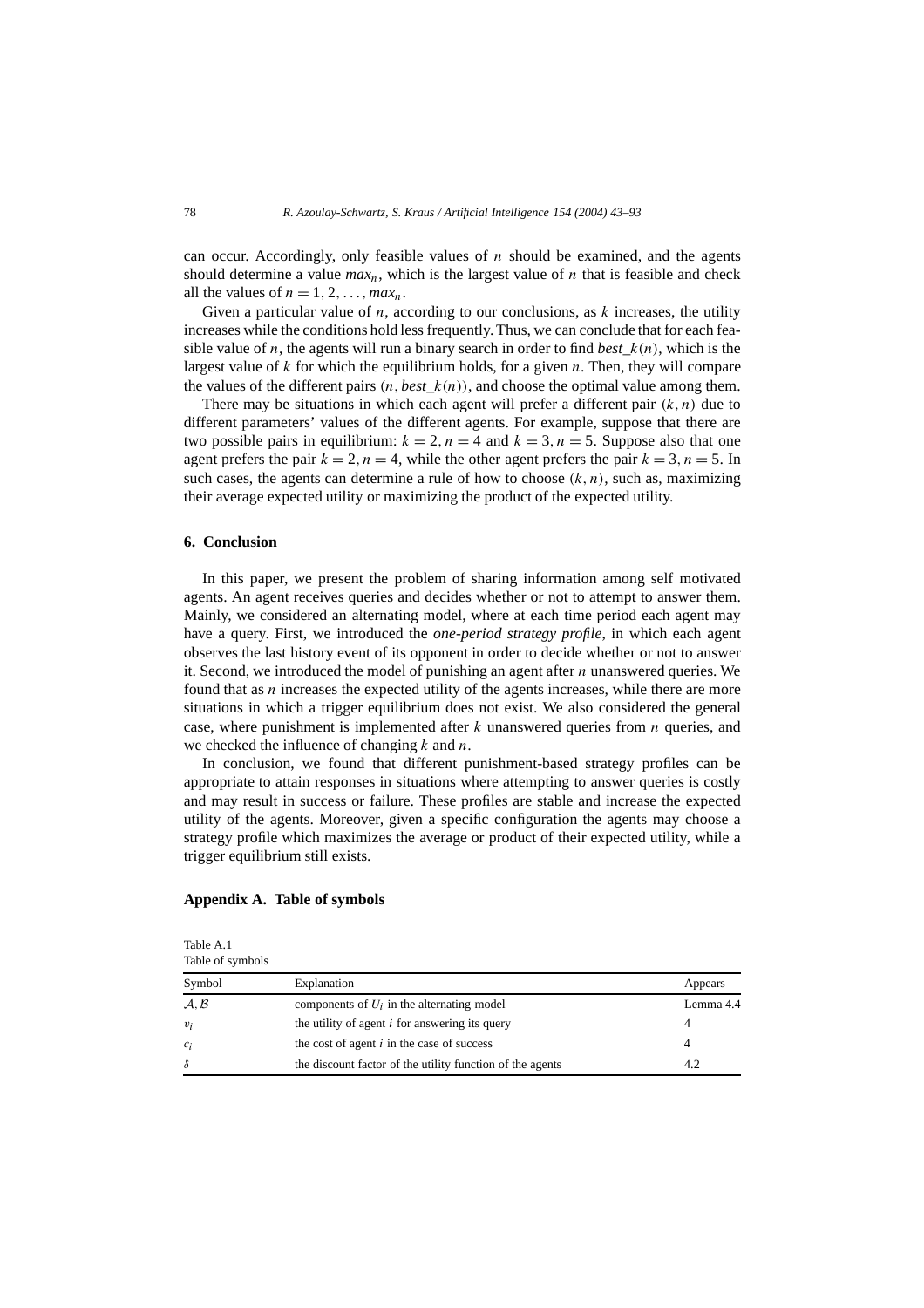can occur. Accordingly, only feasible values of $n$ should be examined, and the agents should determine a value $max_n$, which is the largest value of $n$ that is feasible and check all the values of $n = 1, 2, \ldots, max_n$.

Given a particular value of $n$, according to our conclusions, as $k$ increases, the utility increases while the conditions hold less frequently. Thus, we can conclude that for each feasible value of $n$, the agents will run a binary search in order to find $best\_k(n)$, which is the largest value of $k$ for which the equilibrium holds, for a given $n$. Then, they will compare the values of the different pairs $(n, best\_k(n))$, and choose the optimal value among them.

There may be situations in which each agent will prefer a different pair $(k, n)$ due to different parameters' values of the different agents. For example, suppose that there are two possible pairs in equilibrium: $k = 2, n = 4$ and $k = 3, n = 5$. Suppose also that one agent prefers the pair $k = 2, n = 4$, while the other agent prefers the pair $k = 3, n = 5$. In such cases, the agents can determine a rule of how to choose $(k, n)$, such as, maximizing their average expected utility or maximizing the product of the expected utility.

## 6. Conclusion

In this paper, we present the problem of sharing information among self motivated agents. An agent receives queries and decides whether or not to attempt to answer them. Mainly, we considered an alternating model, where at each time period each agent may have a query. First, we introduced the *one-period strategy profile*, in which each agent observes the last history event of its opponent in order to decide whether or not to answer it. Second, we introduced the model of punishing an agent after $n$ unanswered queries. We found that as $n$ increases the expected utility of the agents increases, while there are more situations in which a trigger equilibrium does not exist. We also considered the general case, where punishment is implemented after $k$ unanswered queries from $n$ queries, and we checked the influence of changing $k$ and $n$.

In conclusion, we found that different punishment-based strategy profiles can be appropriate to attain responses in situations where attempting to answer queries is costly and may result in success or failure. These profiles are stable and increase the expected utility of the agents. Moreover, given a specific configuration the agents may choose a strategy profile which maximizes the average or product of their expected utility, while a trigger equilibrium still exists.

## Appendix A. Table of symbols

Table A.1
Table of symbols

| Symbol | Explanation | Appears |
|---|---|---|
| $\mathcal{A}, \mathcal{B}$ | components of $U_i$ in the alternating model | Lemma 4.4 |
| $v_i$ | the utility of agent $i$ for answering its query | 4 |
| $c_i$ | the cost of agent $i$ in the case of success | 4 |
| $\delta$ | the discount factor of the utility function of the agents | 4.2 |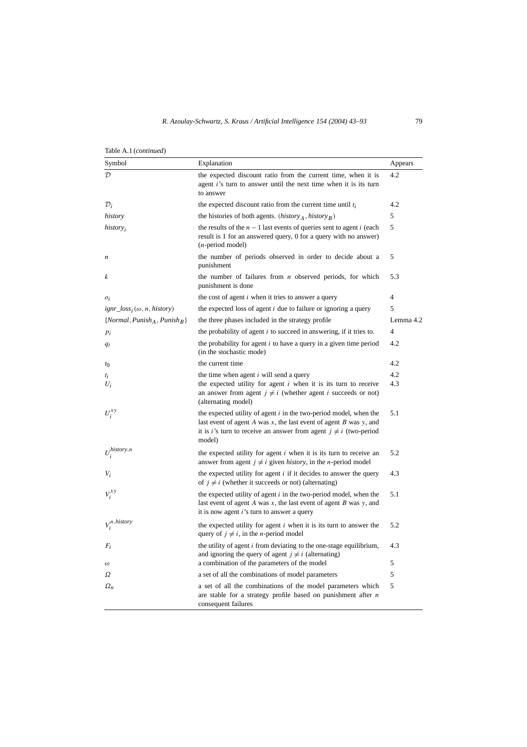Table A.1 (*continued*)

| Symbol | Explanation | Appears |
|---|---|---|
| $\mathcal{D}$ | the expected discount ratio from the current time, when it is agent $i$'s turn to answer until the next time when it is its turn to answer | 4.2 |
| $\mathcal{D}_i$ | the expected discount ratio from the current time until $t_i$ | 4.2 |
| *history* | the histories of both agents. ($history_A$, $history_B$) | 5 |
| $history_i$ | the results of the $n-1$ last events of queries sent to agent $i$ (each result is 1 for an answered query, 0 for a query with no answer) ($n$-period model) | 5 |
| $n$ | the number of periods observed in order to decide about a punishment | 5 |
| $k$ | the number of failures from $n$ observed periods, for which punishment is done | 5.3 |
| $o_i$ | the cost of agent $i$ when it tries to answer a query | 4 |
| $ignr\_loss_i(\omega, n, history)$ | the expected loss of agent $i$ due to failure or ignoring a query | 5 |
| $\{Normal, Punish_A, Punish_B\}$ | the three phases included in the strategy profile | Lemma 4.2 |
| $p_i$ | the probability of agent $i$ to succeed in answering, if it tries to. | 4 |
| $q_i$ | the probability for agent $i$ to have a query in a given time period (in the stochastic mode) | 4.2 |
| $t_0$ | the current time | 4.2 |
| $t_i$ | the time when agent $i$ will send a query | 4.2 |
| $U_i$ | the expected utility for agent $i$ when it is its turn to receive an answer from agent $j \neq i$ (whether agent $i$ succeeds or not) (alternating model) | 4.3 |
| $U_i^{xy}$ | the expected utility of agent $i$ in the two-period model, when the last event of agent $A$ was $x$, the last event of agent $B$ was $y$, and it is $i$'s turn to receive an answer from agent $j \neq i$ (two-period model) | 5.1 |
| $U_i^{history,n}$ | the expected utility for agent $i$ when it is its turn to receive an answer from agent $j \neq i$ given *history*, in the $n$-period model | 5.2 |
| $V_i$ | the expected utility for agent $i$ if it decides to answer the query of $j \neq i$ (whether it succeeds or not) (alternating) | 4.3 |
| $V_i^{xy}$ | the expected utility of agent $i$ in the two-period model, when the last event of agent $A$ was $x$, the last event of agent $B$ was $y$, and it is now agent $i$'s turn to answer a query | 5.1 |
| $V_i^{n,history}$ | the expected utility for agent $i$ when it is its turn to answer the query of $j \neq i$, in the $n$-period model | 5.2 |
| $F_i$ | the utility of agent $i$ from deviating to the one-stage equilibrium, and ignoring the query of agent $j \neq i$ (alternating) | 4.3 |
| $\omega$ | a combination of the parameters of the model | 5 |
| $\Omega$ | a set of all the combinations of model parameters | 5 |
| $\Omega_n$ | a set of all the combinations of the model parameters which are stable for a strategy profile based on punishment after $n$ consequent failures | 5 |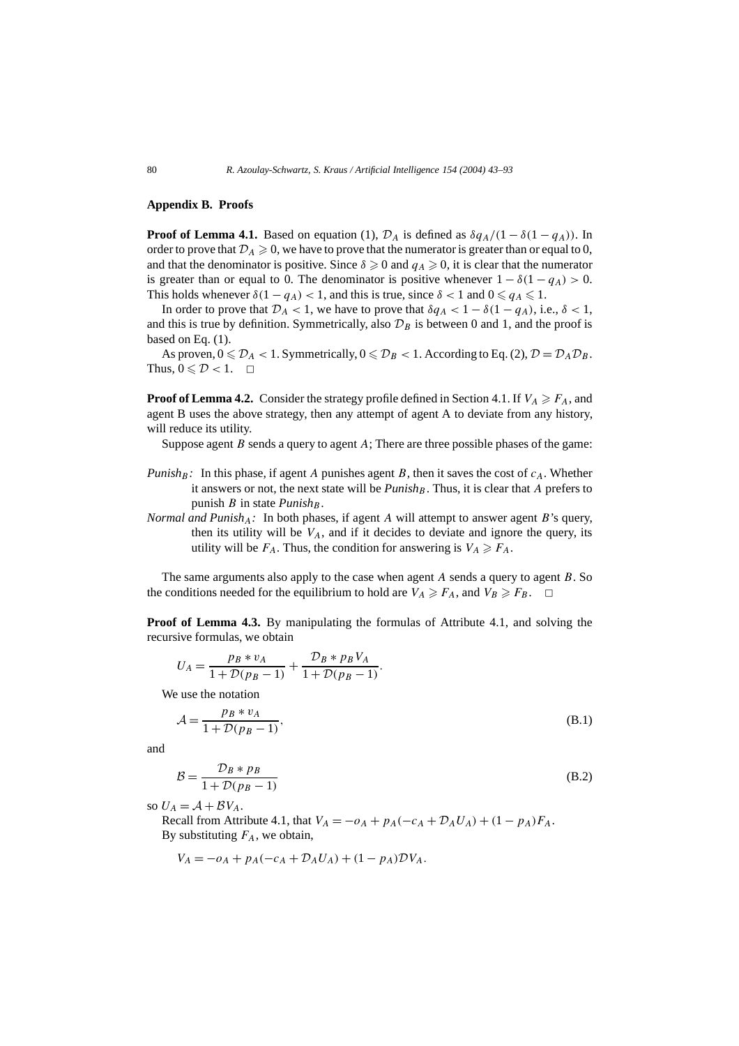## Appendix B. Proofs

**Proof of Lemma 4.1.** Based on equation (1), $\mathcal{D}_A$ is defined as $\delta q_A/(1-\delta(1-q_A))$. In order to prove that $\mathcal{D}_A \geqslant 0$, we have to prove that the numerator is greater than or equal to 0, and that the denominator is positive. Since $\delta \geqslant 0$ and $q_A \geqslant 0$, it is clear that the numerator is greater than or equal to 0. The denominator is positive whenever $1-\delta(1-q_A) > 0$. This holds whenever $\delta(1-q_A) < 1$, and this is true, since $\delta < 1$ and $0 \leqslant q_A \leqslant 1$.

In order to prove that $\mathcal{D}_A < 1$, we have to prove that $\delta q_A < 1-\delta(1-q_A)$, i.e., $\delta < 1$, and this is true by definition. Symmetrically, also $\mathcal{D}_B$ is between 0 and 1, and the proof is based on Eq. (1).

As proven, $0 \leqslant \mathcal{D}_A < 1$. Symmetrically, $0 \leqslant \mathcal{D}_B < 1$. According to Eq. (2), $\mathcal{D} = \mathcal{D}_A \mathcal{D}_B$. Thus, $0 \leqslant \mathcal{D} < 1$. □

**Proof of Lemma 4.2.** Consider the strategy profile defined in Section 4.1. If $V_A \geqslant F_A$, and agent B uses the above strategy, then any attempt of agent A to deviate from any history, will reduce its utility.

Suppose agent $B$ sends a query to agent $A$; There are three possible phases of the game:

*Punish$_B$:* In this phase, if agent $A$ punishes agent $B$, then it saves the cost of $c_A$. Whether it answers or not, the next state will be *Punish$_B$*. Thus, it is clear that $A$ prefers to punish $B$ in state *Punish$_B$*.

*Normal and Punish$_A$:* In both phases, if agent $A$ will attempt to answer agent $B$'s query, then its utility will be $V_A$, and if it decides to deviate and ignore the query, its utility will be $F_A$. Thus, the condition for answering is $V_A \geqslant F_A$.

The same arguments also apply to the case when agent $A$ sends a query to agent $B$. So the conditions needed for the equilibrium to hold are $V_A \geqslant F_A$, and $V_B \geqslant F_B$. □

**Proof of Lemma 4.3.** By manipulating the formulas of Attribute 4.1, and solving the recursive formulas, we obtain

$$U_A = \frac{p_B * v_A}{1+\mathcal{D}(p_B-1)} + \frac{\mathcal{D}_B * p_B V_A}{1+\mathcal{D}(p_B-1)}.$$

We use the notation

$$\mathcal{A} = \frac{p_B * v_A}{1+\mathcal{D}(p_B-1)}, \tag{B.1}$$

and

$$\mathcal{B} = \frac{\mathcal{D}_B * p_B}{1+\mathcal{D}(p_B-1)} \tag{B.2}$$

so $U_A = \mathcal{A} + \mathcal{B}V_A$.

Recall from Attribute 4.1, that $V_A = -o_A + p_A(-c_A + \mathcal{D}_A U_A) + (1-p_A)F_A$.

By substituting $F_A$, we obtain,

$$V_A = -o_A + p_A(-c_A + \mathcal{D}_A U_A) + (1-p_A)\mathcal{D}V_A.$$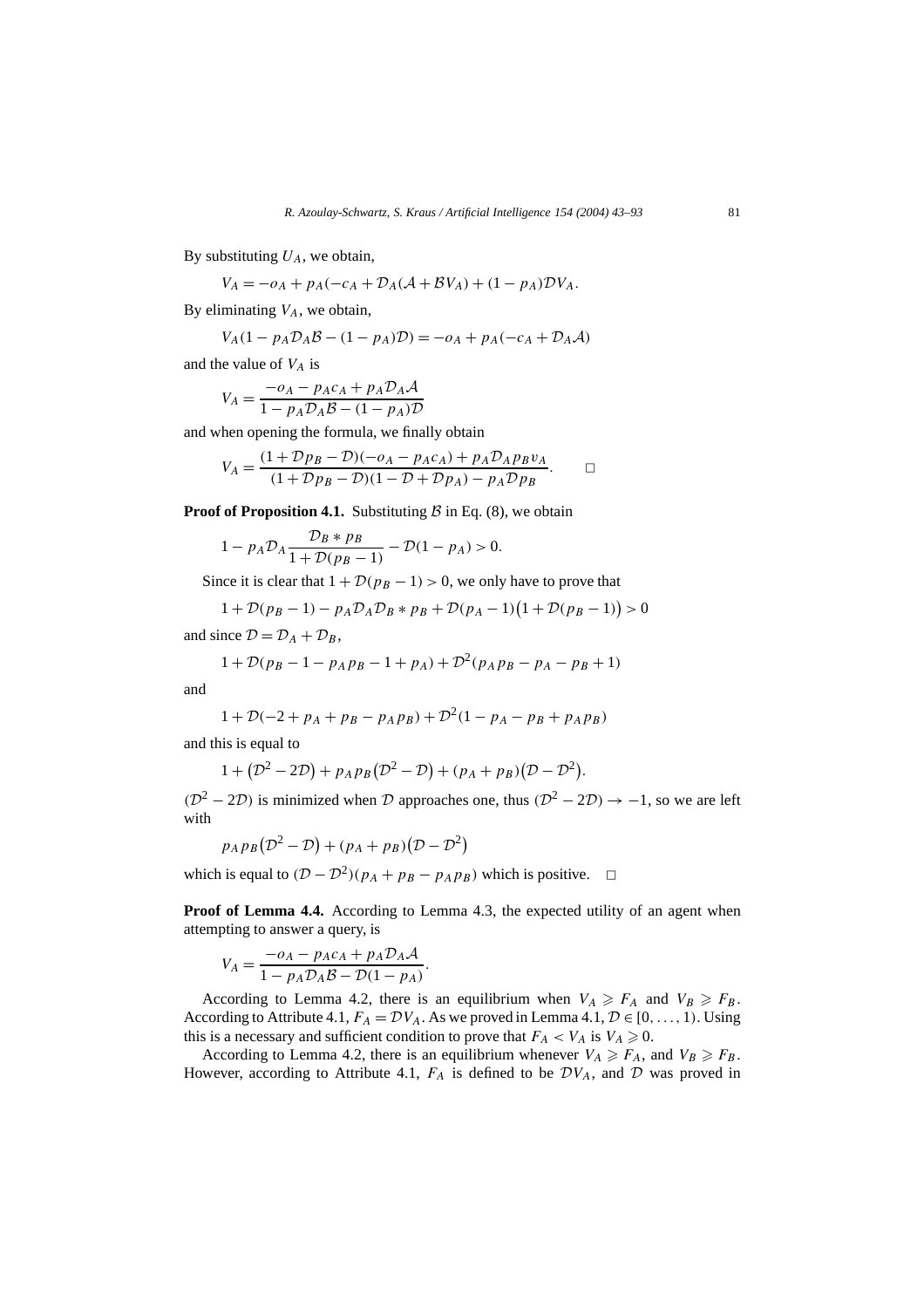By substituting $U_A$, we obtain,

$$V_A = -o_A + p_A(-c_A + \mathcal{D}_A(\mathcal{A} + \mathcal{B}V_A) + (1 - p_A)\mathcal{D}V_A.$$

By eliminating $V_A$, we obtain,

$$V_A(1 - p_A\mathcal{D}_A\mathcal{B} - (1 - p_A)\mathcal{D}) = -o_A + p_A(-c_A + \mathcal{D}_A\mathcal{A})$$

and the value of $V_A$ is

$$V_A = \frac{-o_A - p_A c_A + p_A \mathcal{D}_A \mathcal{A}}{1 - p_A \mathcal{D}_A \mathcal{B} - (1 - p_A)\mathcal{D}}$$

and when opening the formula, we finally obtain

$$V_A = \frac{(1 + \mathcal{D}p_B - \mathcal{D})(-o_A - p_A c_A) + p_A \mathcal{D}_A p_B v_A}{(1 + \mathcal{D}p_B - \mathcal{D})(1 - \mathcal{D} + \mathcal{D}p_A) - p_A \mathcal{D}p_B}. \qquad \square$$

**Proof of Proposition 4.1.** Substituting $\mathcal{B}$ in Eq. (8), we obtain

$$1 - p_A\mathcal{D}_A \frac{\mathcal{D}_B * p_B}{1 + \mathcal{D}(p_B - 1)} - \mathcal{D}(1 - p_A) > 0.$$

Since it is clear that $1 + \mathcal{D}(p_B - 1) > 0$, we only have to prove that

$$1 + \mathcal{D}(p_B - 1) - p_A\mathcal{D}_A\mathcal{D}_B * p_B + \mathcal{D}(p_A - 1)\big(1 + \mathcal{D}(p_B - 1)\big) > 0$$

and since $\mathcal{D} = \mathcal{D}_A + \mathcal{D}_B$,

$$1 + \mathcal{D}(p_B - 1 - p_A p_B - 1 + p_A) + \mathcal{D}^2(p_A p_B - p_A - p_B + 1)$$

and

$$1 + \mathcal{D}(-2 + p_A + p_B - p_A p_B) + \mathcal{D}^2(1 - p_A - p_B + p_A p_B)$$

and this is equal to

$$1 + \big(\mathcal{D}^2 - 2\mathcal{D}\big) + p_A p_B\big(\mathcal{D}^2 - \mathcal{D}\big) + (p_A + p_B)\big(\mathcal{D} - \mathcal{D}^2\big).$$

$(\mathcal{D}^2 - 2\mathcal{D})$ is minimized when $\mathcal{D}$ approaches one, thus $(\mathcal{D}^2 - 2\mathcal{D}) \to -1$, so we are left with

$$p_A p_B\big(\mathcal{D}^2 - \mathcal{D}\big) + (p_A + p_B)\big(\mathcal{D} - \mathcal{D}^2\big)$$

which is equal to $(\mathcal{D} - \mathcal{D}^2)(p_A + p_B - p_A p_B)$ which is positive. $\square$

**Proof of Lemma 4.4.** According to Lemma 4.3, the expected utility of an agent when attempting to answer a query, is

$$V_A = \frac{-o_A - p_A c_A + p_A \mathcal{D}_A \mathcal{A}}{1 - p_A \mathcal{D}_A \mathcal{B} - \mathcal{D}(1 - p_A)}.$$

According to Lemma 4.2, there is an equilibrium when $V_A \geqslant F_A$ and $V_B \geqslant F_B$. According to Attribute 4.1, $F_A = \mathcal{D}V_A$. As we proved in Lemma 4.1, $\mathcal{D} \in [0, \ldots, 1)$. Using this is a necessary and sufficient condition to prove that $F_A < V_A$ is $V_A \geqslant 0$.

According to Lemma 4.2, there is an equilibrium whenever $V_A \geqslant F_A$, and $V_B \geqslant F_B$. However, according to Attribute 4.1, $F_A$ is defined to be $\mathcal{D}V_A$, and $\mathcal{D}$ was proved in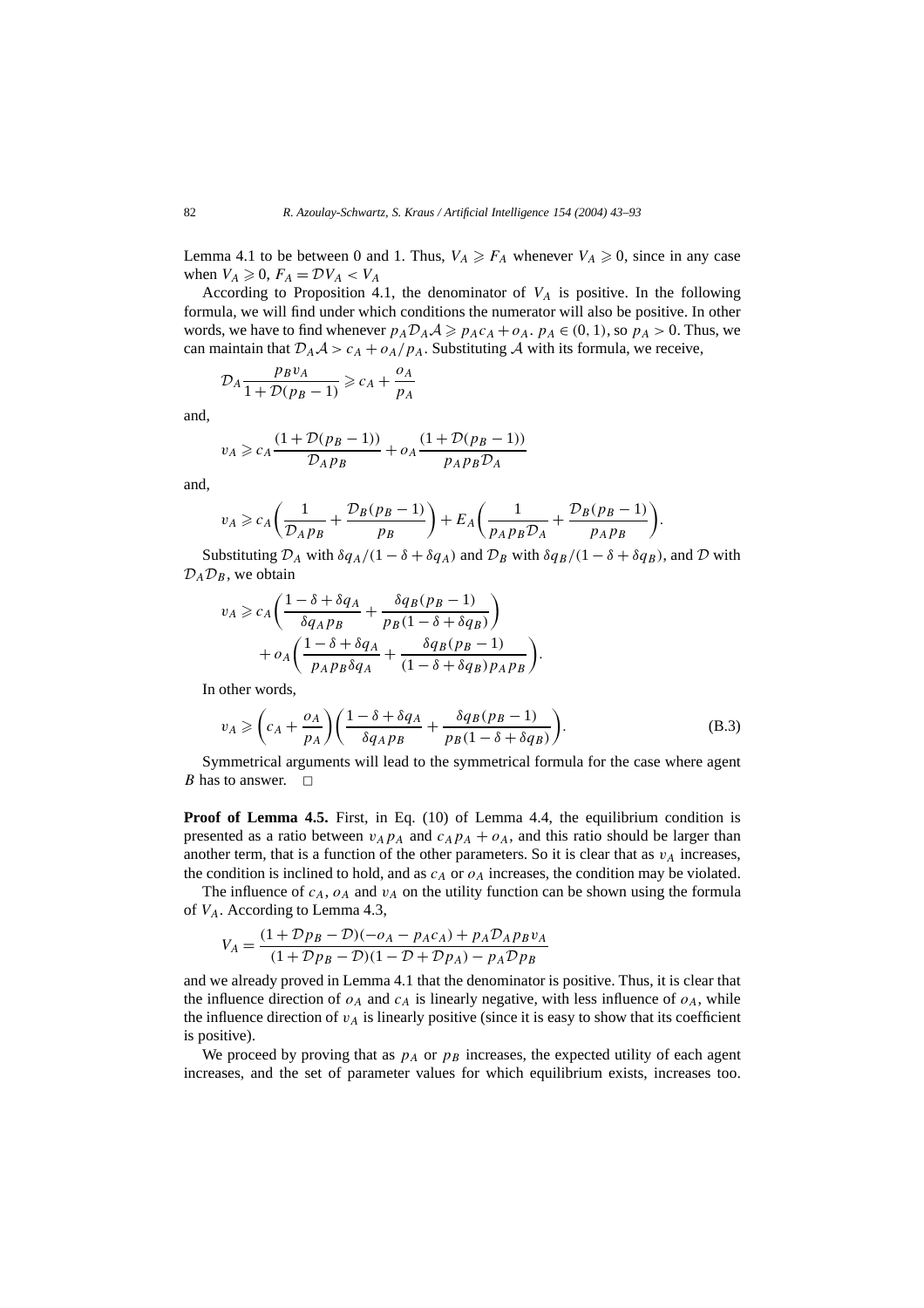Lemma 4.1 to be between 0 and 1. Thus, $V_A \geqslant F_A$ whenever $V_A \geqslant 0$, since in any case when $V_A \geqslant 0$, $F_A = \mathcal{D}V_A < V_A$

According to Proposition 4.1, the denominator of $V_A$ is positive. In the following formula, we will find under which conditions the numerator will also be positive. In other words, we have to find whenever $p_A \mathcal{D}_A \mathcal{A} \geqslant p_A c_A + o_A$. $p_A \in (0, 1)$, so $p_A > 0$. Thus, we can maintain that $\mathcal{D}_A \mathcal{A} > c_A + o_A/p_A$. Substituting $\mathcal{A}$ with its formula, we receive,

$$\mathcal{D}_A \frac{p_B v_A}{1 + \mathcal{D}(p_B - 1)} \geqslant c_A + \frac{o_A}{p_A}$$

and,

$$v_A \geqslant c_A \frac{(1 + \mathcal{D}(p_B - 1))}{\mathcal{D}_A p_B} + o_A \frac{(1 + \mathcal{D}(p_B - 1))}{p_A p_B \mathcal{D}_A}$$

and,

$$v_A \geqslant c_A \left( \frac{1}{\mathcal{D}_A p_B} + \frac{\mathcal{D}_B (p_B - 1)}{p_B} \right) + E_A \left( \frac{1}{p_A p_B \mathcal{D}_A} + \frac{\mathcal{D}_B (p_B - 1)}{p_A p_B} \right).$$

Substituting $\mathcal{D}_A$ with $\delta q_A/(1 - \delta + \delta q_A)$ and $\mathcal{D}_B$ with $\delta q_B/(1 - \delta + \delta q_B)$, and $\mathcal{D}$ with $\mathcal{D}_A \mathcal{D}_B$, we obtain

$$v_A \geqslant c_A \left( \frac{1 - \delta + \delta q_A}{\delta q_A p_B} + \frac{\delta q_B (p_B - 1)}{p_B (1 - \delta + \delta q_B)} \right) + o_A \left( \frac{1 - \delta + \delta q_A}{p_A p_B \delta q_A} + \frac{\delta q_B (p_B - 1)}{(1 - \delta + \delta q_B) p_A p_B} \right).$$

In other words,

$$v_A \geqslant \left( c_A + \frac{o_A}{p_A} \right) \left( \frac{1 - \delta + \delta q_A}{\delta q_A p_B} + \frac{\delta q_B (p_B - 1)}{p_B (1 - \delta + \delta q_B)} \right). \tag{B.3}$$

Symmetrical arguments will lead to the symmetrical formula for the case where agent $B$ has to answer. □

**Proof of Lemma 4.5.** First, in Eq. (10) of Lemma 4.4, the equilibrium condition is presented as a ratio between $v_A p_A$ and $c_A p_A + o_A$, and this ratio should be larger than another term, that is a function of the other parameters. So it is clear that as $v_A$ increases, the condition is inclined to hold, and as $c_A$ or $o_A$ increases, the condition may be violated.

The influence of $c_A$, $o_A$ and $v_A$ on the utility function can be shown using the formula of $V_A$. According to Lemma 4.3,

$$V_A = \frac{(1 + \mathcal{D} p_B - \mathcal{D})(-o_A - p_A c_A) + p_A \mathcal{D}_A p_B v_A}{(1 + \mathcal{D} p_B - \mathcal{D})(1 - \mathcal{D} + \mathcal{D} p_A) - p_A \mathcal{D} p_B}$$

and we already proved in Lemma 4.1 that the denominator is positive. Thus, it is clear that the influence direction of $o_A$ and $c_A$ is linearly negative, with less influence of $o_A$, while the influence direction of $v_A$ is linearly positive (since it is easy to show that its coefficient is positive).

We proceed by proving that as $p_A$ or $p_B$ increases, the expected utility of each agent increases, and the set of parameter values for which equilibrium exists, increases too.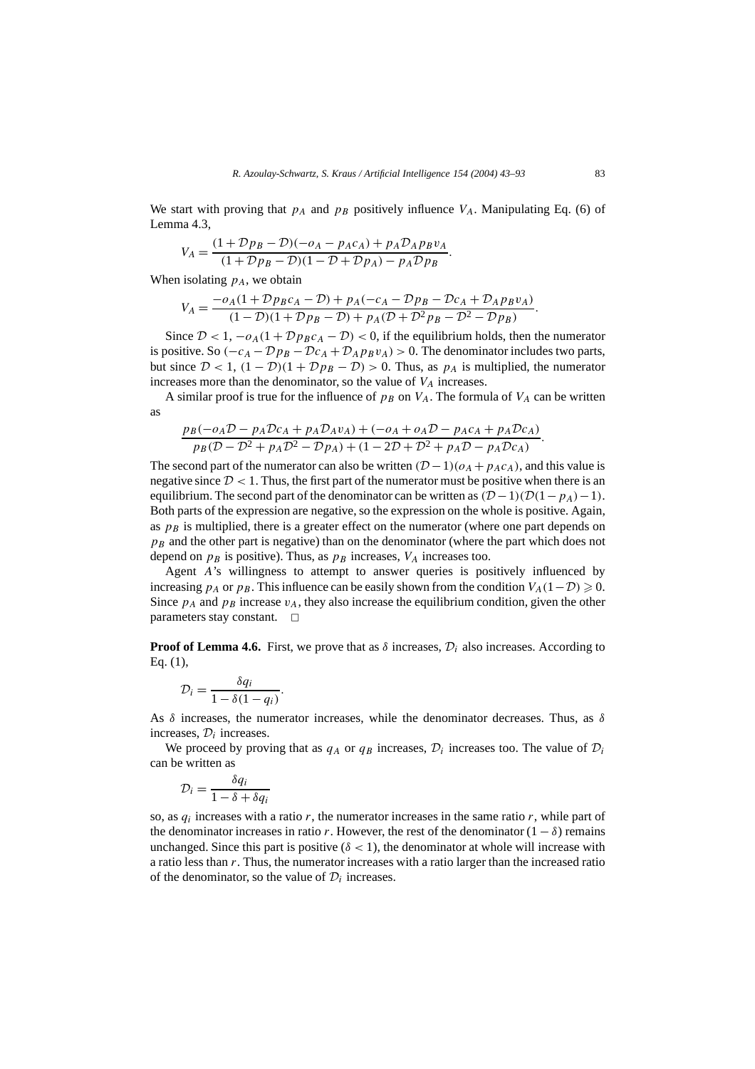We start with proving that $p_A$ and $p_B$ positively influence $V_A$. Manipulating Eq. (6) of Lemma 4.3,

$$V_A = \frac{(1 + \mathcal{D}p_B - \mathcal{D})(-o_A - p_A c_A) + p_A \mathcal{D}_A p_B v_A}{(1 + \mathcal{D}p_B - \mathcal{D})(1 - \mathcal{D} + \mathcal{D}p_A) - p_A \mathcal{D}p_B}.$$

When isolating $p_A$, we obtain

$$V_A = \frac{-o_A(1 + \mathcal{D}p_B c_A - \mathcal{D}) + p_A(-c_A - \mathcal{D}p_B - \mathcal{D}c_A + \mathcal{D}_A p_B v_A)}{(1 - \mathcal{D})(1 + \mathcal{D}p_B - \mathcal{D}) + p_A(\mathcal{D} + \mathcal{D}^2 p_B - \mathcal{D}^2 - \mathcal{D}p_B)}.$$

Since $\mathcal{D} < 1$, $-o_A(1 + \mathcal{D}p_B c_A - \mathcal{D}) < 0$, if the equilibrium holds, then the numerator is positive. So $(-c_A - \mathcal{D}p_B - \mathcal{D}c_A + \mathcal{D}_A p_B v_A) > 0$. The denominator includes two parts, but since $\mathcal{D} < 1$, $(1 - \mathcal{D})(1 + \mathcal{D}p_B - \mathcal{D}) > 0$. Thus, as $p_A$ is multiplied, the numerator increases more than the denominator, so the value of $V_A$ increases.

A similar proof is true for the influence of $p_B$ on $V_A$. The formula of $V_A$ can be written as

$$\frac{p_B(-o_A\mathcal{D} - p_A\mathcal{D}c_A + p_A\mathcal{D}_A v_A) + (-o_A + o_A\mathcal{D} - p_A c_A + p_A\mathcal{D}c_A)}{p_B(\mathcal{D} - \mathcal{D}^2 + p_A\mathcal{D}^2 - \mathcal{D}p_A) + (1 - 2\mathcal{D} + \mathcal{D}^2 + p_A\mathcal{D} - p_A\mathcal{D}c_A)}.$$

The second part of the numerator can also be written $(\mathcal{D} - 1)(o_A + p_A c_A)$, and this value is negative since $\mathcal{D} < 1$. Thus, the first part of the numerator must be positive when there is an equilibrium. The second part of the denominator can be written as $(\mathcal{D} - 1)(\mathcal{D}(1 - p_A) - 1)$. Both parts of the expression are negative, so the expression on the whole is positive. Again, as $p_B$ is multiplied, there is a greater effect on the numerator (where one part depends on $p_B$ and the other part is negative) than on the denominator (where the part which does not depend on $p_B$ is positive). Thus, as $p_B$ increases, $V_A$ increases too.

Agent $A$'s willingness to attempt to answer queries is positively influenced by increasing $p_A$ or $p_B$. This influence can be easily shown from the condition $V_A(1 - \mathcal{D}) \geqslant 0$. Since $p_A$ and $p_B$ increase $v_A$, they also increase the equilibrium condition, given the other parameters stay constant. $\square$

**Proof of Lemma 4.6.** First, we prove that as $\delta$ increases, $\mathcal{D}_i$ also increases. According to Eq. (1),

$$\mathcal{D}_i = \frac{\delta q_i}{1 - \delta(1 - q_i)}.$$

As $\delta$ increases, the numerator increases, while the denominator decreases. Thus, as $\delta$ increases, $\mathcal{D}_i$ increases.

We proceed by proving that as $q_A$ or $q_B$ increases, $\mathcal{D}_i$ increases too. The value of $\mathcal{D}_i$ can be written as

$$\mathcal{D}_i = \frac{\delta q_i}{1 - \delta + \delta q_i}$$

so, as $q_i$ increases with a ratio $r$, the numerator increases in the same ratio $r$, while part of the denominator increases in ratio $r$. However, the rest of the denominator $(1 - \delta)$ remains unchanged. Since this part is positive ($\delta < 1$), the denominator at whole will increase with a ratio less than $r$. Thus, the numerator increases with a ratio larger than the increased ratio of the denominator, so the value of $\mathcal{D}_i$ increases.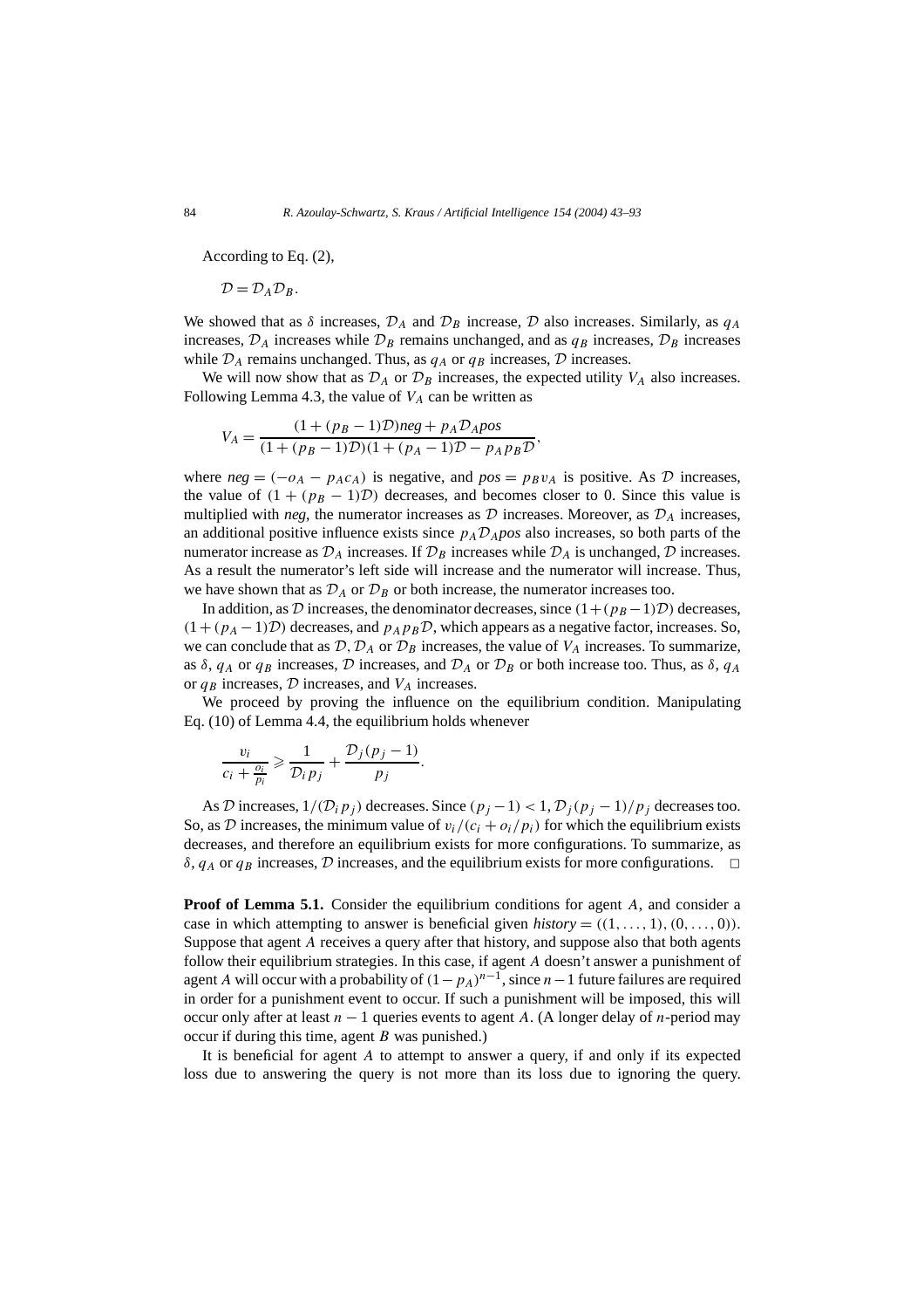According to Eq. (2),

$$\mathcal{D} = \mathcal{D}_A \mathcal{D}_B.$$

We showed that as $\delta$ increases, $\mathcal{D}_A$ and $\mathcal{D}_B$ increase, $\mathcal{D}$ also increases. Similarly, as $q_A$ increases, $\mathcal{D}_A$ increases while $\mathcal{D}_B$ remains unchanged, and as $q_B$ increases, $\mathcal{D}_B$ increases while $\mathcal{D}_A$ remains unchanged. Thus, as $q_A$ or $q_B$ increases, $\mathcal{D}$ increases.

We will now show that as $\mathcal{D}_A$ or $\mathcal{D}_B$ increases, the expected utility $V_A$ also increases. Following Lemma 4.3, the value of $V_A$ can be written as

$$V_A = \frac{(1 + (p_B - 1)\mathcal{D})neg + p_A \mathcal{D}_A pos}{(1 + (p_B - 1)\mathcal{D})(1 + (p_A - 1)\mathcal{D} - p_A p_B \mathcal{D}},$$

where $neg = (-o_A - p_A c_A)$ is negative, and $pos = p_B v_A$ is positive. As $\mathcal{D}$ increases, the value of $(1 + (p_B - 1)\mathcal{D})$ decreases, and becomes closer to 0. Since this value is multiplied with *neg*, the numerator increases as $\mathcal{D}$ increases. Moreover, as $\mathcal{D}_A$ increases, an additional positive influence exists since $p_A \mathcal{D}_A pos$ also increases, so both parts of the numerator increase as $\mathcal{D}_A$ increases. If $\mathcal{D}_B$ increases while $\mathcal{D}_A$ is unchanged, $\mathcal{D}$ increases. As a result the numerator's left side will increase and the numerator will increase. Thus, we have shown that as $\mathcal{D}_A$ or $\mathcal{D}_B$ or both increase, the numerator increases too.

In addition, as $\mathcal{D}$ increases, the denominator decreases, since $(1+(p_B-1)\mathcal{D})$ decreases, $(1 + (p_A - 1)\mathcal{D})$ decreases, and $p_A p_B \mathcal{D}$, which appears as a negative factor, increases. So, we can conclude that as $\mathcal{D}$, $\mathcal{D}_A$ or $\mathcal{D}_B$ increases, the value of $V_A$ increases. To summarize, as $\delta$, $q_A$ or $q_B$ increases, $\mathcal{D}$ increases, and $\mathcal{D}_A$ or $\mathcal{D}_B$ or both increase too. Thus, as $\delta$, $q_A$ or $q_B$ increases, $\mathcal{D}$ increases, and $V_A$ increases.

We proceed by proving the influence on the equilibrium condition. Manipulating Eq. (10) of Lemma 4.4, the equilibrium holds whenever

$$\frac{v_i}{c_i + \frac{o_i}{p_i}} \geqslant \frac{1}{\mathcal{D}_i p_j} + \frac{\mathcal{D}_j (p_j - 1)}{p_j}.$$

As $\mathcal{D}$ increases, $1/(\mathcal{D}_i p_j)$ decreases. Since $(p_j - 1) < 1$, $\mathcal{D}_j (p_j - 1)/p_j$ decreases too. So, as $\mathcal{D}$ increases, the minimum value of $v_i/(c_i + o_i/p_i)$ for which the equilibrium exists decreases, and therefore an equilibrium exists for more configurations. To summarize, as $\delta$, $q_A$ or $q_B$ increases, $\mathcal{D}$ increases, and the equilibrium exists for more configurations. $\square$

**Proof of Lemma 5.1.** Consider the equilibrium conditions for agent $A$, and consider a case in which attempting to answer is beneficial given $history = ((1, \ldots, 1), (0, \ldots, 0))$. Suppose that agent $A$ receives a query after that history, and suppose also that both agents follow their equilibrium strategies. In this case, if agent $A$ doesn't answer a punishment of agent $A$ will occur with a probability of $(1 - p_A)^{n-1}$, since $n-1$ future failures are required in order for a punishment event to occur. If such a punishment will be imposed, this will occur only after at least $n - 1$ queries events to agent $A$. (A longer delay of $n$-period may occur if during this time, agent $B$ was punished.)

It is beneficial for agent $A$ to attempt to answer a query, if and only if its expected loss due to answering the query is not more than its loss due to ignoring the query.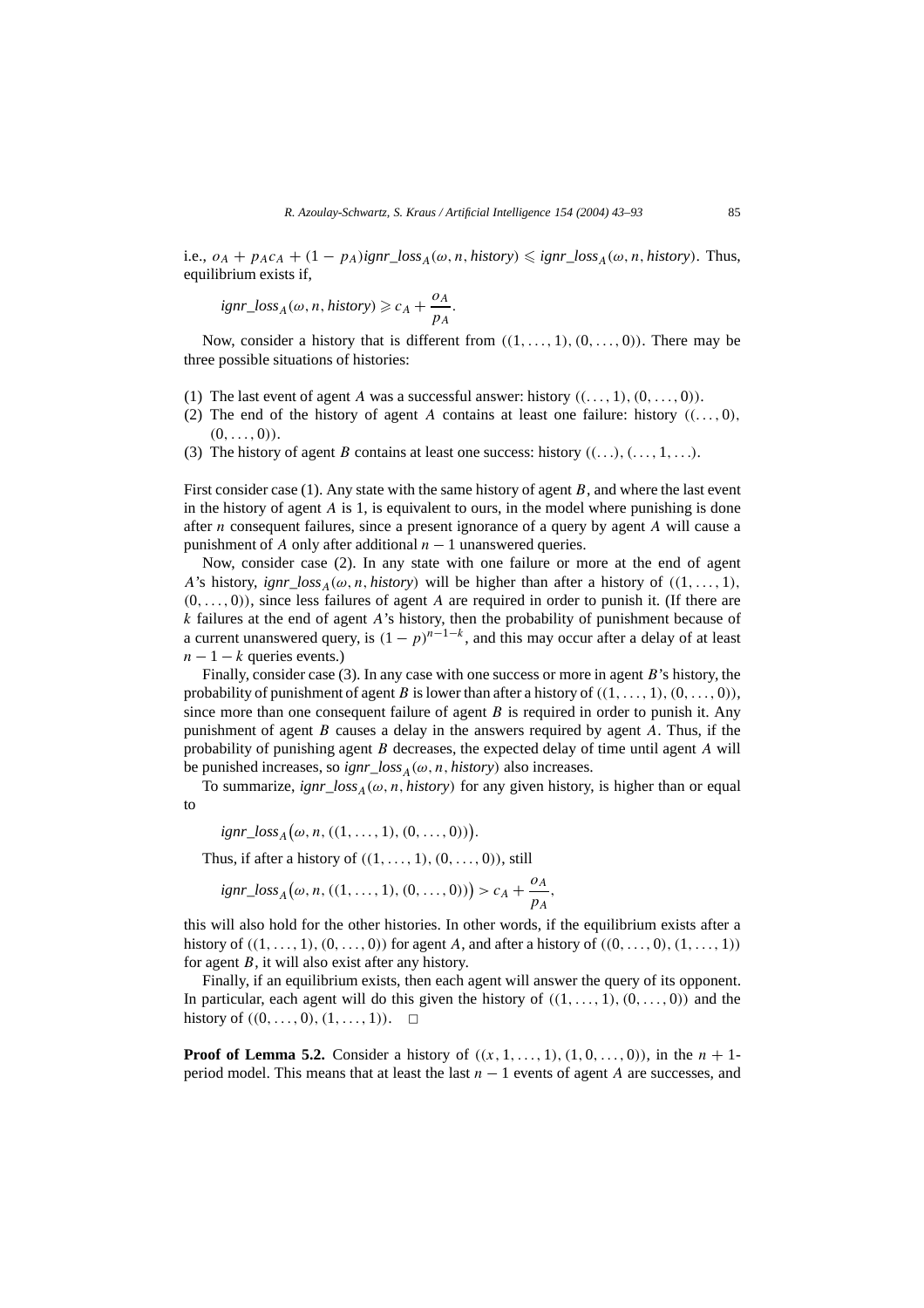i.e., $o_A + p_A c_A + (1 - p_A) ignr\_loss_A(\omega, n, history) \leqslant ignr\_loss_A(\omega, n, history)$. Thus, equilibrium exists if,

$$ignr\_loss_A(\omega, n, history) \geqslant c_A + \frac{o_A}{p_A}.$$

Now, consider a history that is different from $((1, \ldots, 1), (0, \ldots, 0))$. There may be three possible situations of histories:

(1) The last event of agent $A$ was a successful answer: history $((\ldots, 1), (0, \ldots, 0))$.
(2) The end of the history of agent $A$ contains at least one failure: history $((\ldots, 0), (0, \ldots, 0))$.
(3) The history of agent $B$ contains at least one success: history $((\ldots), (\ldots, 1, \ldots)$.

First consider case (1). Any state with the same history of agent $B$, and where the last event in the history of agent $A$ is 1, is equivalent to ours, in the model where punishing is done after $n$ consequent failures, since a present ignorance of a query by agent $A$ will cause a punishment of $A$ only after additional $n - 1$ unanswered queries.

Now, consider case (2). In any state with one failure or more at the end of agent $A$'s history, $ignr\_loss_A(\omega, n, history)$ will be higher than after a history of $((1, \ldots, 1), (0, \ldots, 0))$, since less failures of agent $A$ are required in order to punish it. (If there are $k$ failures at the end of agent $A$'s history, then the probability of punishment because of a current unanswered query, is $(1 - p)^{n-1-k}$, and this may occur after a delay of at least $n - 1 - k$ queries events.)

Finally, consider case (3). In any case with one success or more in agent $B$'s history, the probability of punishment of agent $B$ is lower than after a history of $((1, \ldots, 1), (0, \ldots, 0))$, since more than one consequent failure of agent $B$ is required in order to punish it. Any punishment of agent $B$ causes a delay in the answers required by agent $A$. Thus, if the probability of punishing agent $B$ decreases, the expected delay of time until agent $A$ will be punished increases, so $ignr\_loss_A(\omega, n, history)$ also increases.

To summarize, $ignr\_loss_A(\omega, n, history)$ for any given history, is higher than or equal to

$$ignr\_loss_A\big(\omega, n, ((1, \ldots, 1), (0, \ldots, 0))\big).$$

Thus, if after a history of $((1, \ldots, 1), (0, \ldots, 0))$, still

$$ignr\_loss_A\big(\omega, n, ((1, \ldots, 1), (0, \ldots, 0))\big) > c_A + \frac{o_A}{p_A},$$

this will also hold for the other histories. In other words, if the equilibrium exists after a history of $((1, \ldots, 1), (0, \ldots, 0))$ for agent $A$, and after a history of $((0, \ldots, 0), (1, \ldots, 1))$ for agent $B$, it will also exist after any history.

Finally, if an equilibrium exists, then each agent will answer the query of its opponent. In particular, each agent will do this given the history of $((1, \ldots, 1), (0, \ldots, 0))$ and the history of $((0, \ldots, 0), (1, \ldots, 1))$. □

**Proof of Lemma 5.2.** Consider a history of $((x, 1, \ldots, 1), (1, 0, \ldots, 0))$, in the $n + 1$-period model. This means that at least the last $n - 1$ events of agent $A$ are successes, and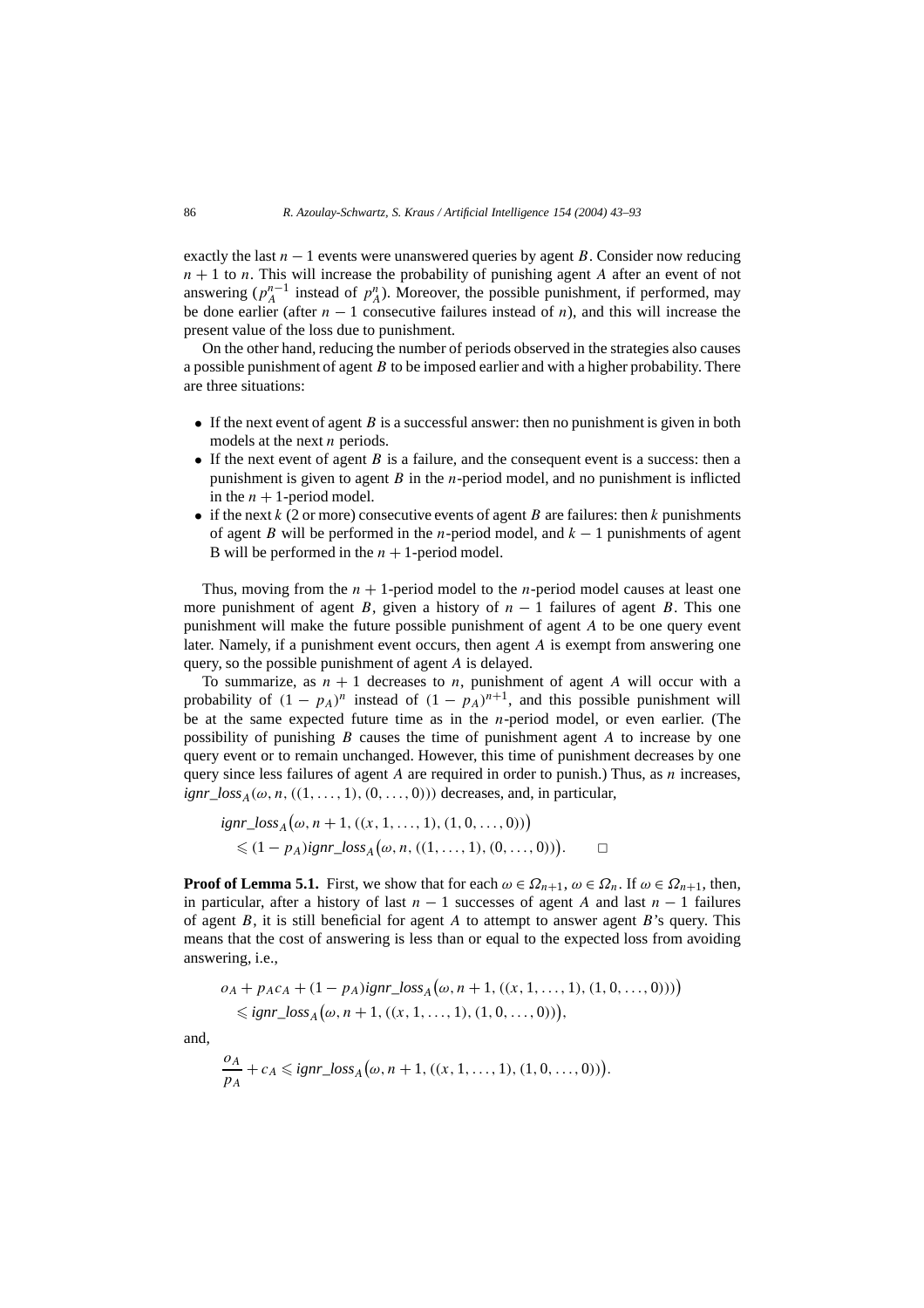exactly the last $n-1$ events were unanswered queries by agent $B$. Consider now reducing $n+1$ to $n$. This will increase the probability of punishing agent $A$ after an event of not answering ($p_A^{n-1}$ instead of $p_A^n$). Moreover, the possible punishment, if performed, may be done earlier (after $n-1$ consecutive failures instead of $n$), and this will increase the present value of the loss due to punishment.

On the other hand, reducing the number of periods observed in the strategies also causes a possible punishment of agent $B$ to be imposed earlier and with a higher probability. There are three situations:

- If the next event of agent $B$ is a successful answer: then no punishment is given in both models at the next $n$ periods.
- If the next event of agent $B$ is a failure, and the consequent event is a success: then a punishment is given to agent $B$ in the $n$-period model, and no punishment is inflicted in the $n+1$-period model.
- if the next $k$ (2 or more) consecutive events of agent $B$ are failures: then $k$ punishments of agent $B$ will be performed in the $n$-period model, and $k-1$ punishments of agent B will be performed in the $n+1$-period model.

Thus, moving from the $n+1$-period model to the $n$-period model causes at least one more punishment of agent $B$, given a history of $n-1$ failures of agent $B$. This one punishment will make the future possible punishment of agent $A$ to be one query event later. Namely, if a punishment event occurs, then agent $A$ is exempt from answering one query, so the possible punishment of agent $A$ is delayed.

To summarize, as $n+1$ decreases to $n$, punishment of agent $A$ will occur with a probability of $(1-p_A)^n$ instead of $(1-p_A)^{n+1}$, and this possible punishment will be at the same expected future time as in the $n$-period model, or even earlier. (The possibility of punishing $B$ causes the time of punishment agent $A$ to increase by one query event or to remain unchanged. However, this time of punishment decreases by one query since less failures of agent $A$ are required in order to punish.) Thus, as $n$ increases, $ignr\_loss_A(\omega, n, ((1, \ldots, 1), (0, \ldots, 0)))$ decreases, and, in particular,

$$ignr\_loss_A\big(\omega, n+1, ((x, 1, \ldots, 1), (1, 0, \ldots, 0))\big) \leqslant (1-p_A) ignr\_loss_A\big(\omega, n, ((1, \ldots, 1), (0, \ldots, 0))\big). \qquad \square$$

**Proof of Lemma 5.1.** First, we show that for each $\omega \in \Omega_{n+1}$, $\omega \in \Omega_n$. If $\omega \in \Omega_{n+1}$, then, in particular, after a history of last $n-1$ successes of agent $A$ and last $n-1$ failures of agent $B$, it is still beneficial for agent $A$ to attempt to answer agent $B$'s query. This means that the cost of answering is less than or equal to the expected loss from avoiding answering, i.e.,

$$o_A + p_A c_A + (1-p_A) ignr\_loss_A\big(\omega, n+1, ((x, 1, \ldots, 1), (1, 0, \ldots, 0)))\big) \leqslant ignr\_loss_A\big(\omega, n+1, ((x, 1, \ldots, 1), (1, 0, \ldots, 0))\big),$$

and,

$$\frac{o_A}{p_A} + c_A \leqslant ignr\_loss_A\big(\omega, n+1, ((x, 1, \ldots, 1), (1, 0, \ldots, 0))\big).$$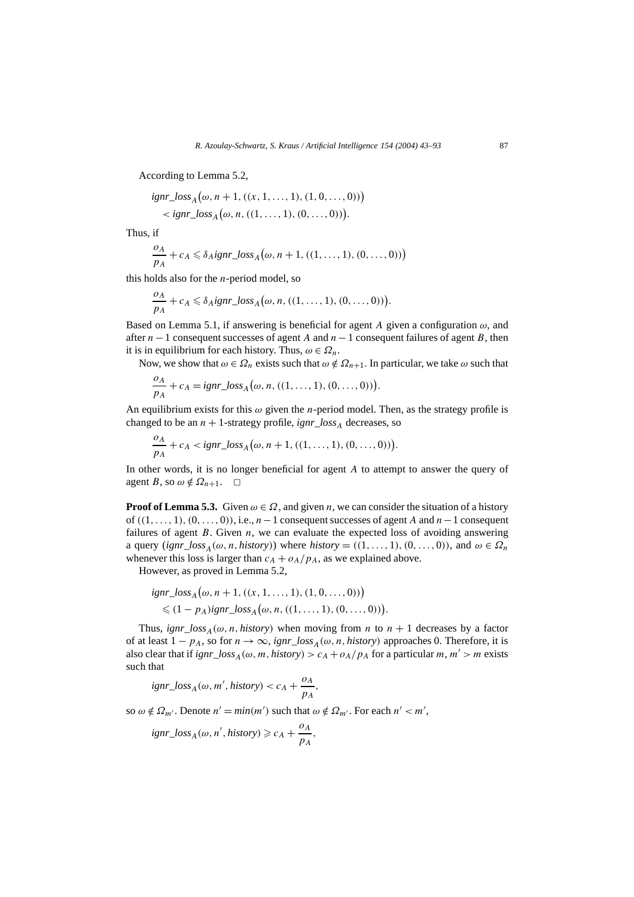According to Lemma 5.2,

$$ignr\_loss_A\big(\omega, n+1, ((x, 1, \ldots, 1), (1, 0, \ldots, 0))\big)$$
$$< ignr\_loss_A\big(\omega, n, ((1, \ldots, 1), (0, \ldots, 0))\big).$$

Thus, if

$$\frac{o_A}{p_A} + c_A \leqslant \delta_A ignr\_loss_A\big(\omega, n+1, ((1, \ldots, 1), (0, \ldots, 0))\big)$$

this holds also for the $n$-period model, so

$$\frac{o_A}{p_A} + c_A \leqslant \delta_A ignr\_loss_A\big(\omega, n, ((1, \ldots, 1), (0, \ldots, 0))\big).$$

Based on Lemma 5.1, if answering is beneficial for agent $A$ given a configuration $\omega$, and after $n-1$ consequent successes of agent $A$ and $n-1$ consequent failures of agent $B$, then it is in equilibrium for each history. Thus, $\omega \in \Omega_n$.

Now, we show that $\omega \in \Omega_n$ exists such that $\omega \notin \Omega_{n+1}$. In particular, we take $\omega$ such that

$$\frac{o_A}{p_A} + c_A = ignr\_loss_A\big(\omega, n, ((1, \ldots, 1), (0, \ldots, 0))\big).$$

An equilibrium exists for this $\omega$ given the $n$-period model. Then, as the strategy profile is changed to be an $n+1$-strategy profile, $ignr\_loss_A$ decreases, so

$$\frac{o_A}{p_A} + c_A < ignr\_loss_A\big(\omega, n+1, ((1, \ldots, 1), (0, \ldots, 0))\big).$$

In other words, it is no longer beneficial for agent $A$ to attempt to answer the query of agent $B$, so $\omega \notin \Omega_{n+1}$. $\square$

**Proof of Lemma 5.3.** Given $\omega \in \Omega$, and given $n$, we can consider the situation of a history of $((1, \ldots, 1), (0, \ldots, 0))$, i.e., $n-1$ consequent successes of agent $A$ and $n-1$ consequent failures of agent $B$. Given $n$, we can evaluate the expected loss of avoiding answering a query ($ignr\_loss_A(\omega, n, history)$) where $history = ((1, \ldots, 1), (0, \ldots, 0))$, and $\omega \in \Omega_n$ whenever this loss is larger than $c_A + o_A/p_A$, as we explained above.

However, as proved in Lemma 5.2,

$$ignr\_loss_A\big(\omega, n+1, ((x, 1, \ldots, 1), (1, 0, \ldots, 0))\big)$$
$$\leqslant (1 - p_A) ignr\_loss_A\big(\omega, n, ((1, \ldots, 1), (0, \ldots, 0))\big).$$

Thus, $ignr\_loss_A(\omega, n, history)$ when moving from $n$ to $n+1$ decreases by a factor of at least $1 - p_A$, so for $n \to \infty$, $ignr\_loss_A(\omega, n, history)$ approaches 0. Therefore, it is also clear that if $ignr\_loss_A(\omega, m, history) > c_A + o_A/p_A$ for a particular $m$, $m' > m$ exists such that

$$ignr\_loss_A(\omega, m', history) < c_A + \frac{o_A}{p_A},$$

so $\omega \notin \Omega_{m'}$. Denote $n' = min(m')$ such that $\omega \notin \Omega_{m'}$. For each $n' < m'$,

$$ignr\_loss_A(\omega, n', history) \geqslant c_A + \frac{o_A}{p_A},$$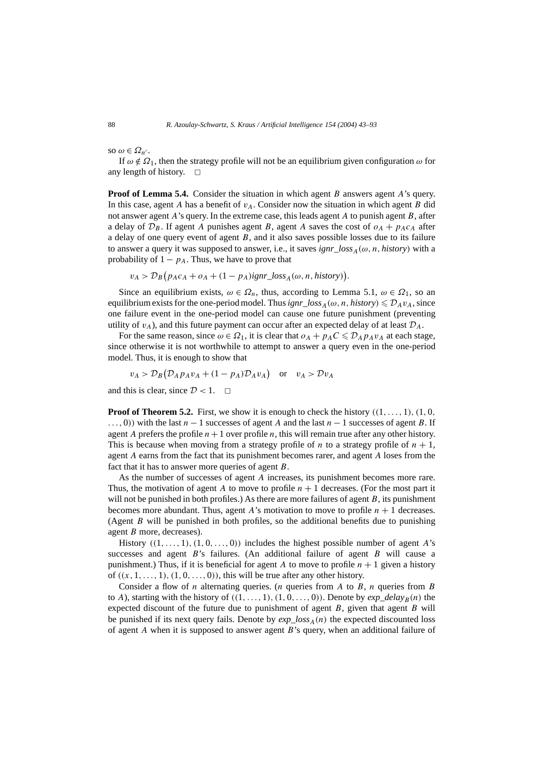so $\omega \in \Omega_{n'}$.

If $\omega \notin \Omega_1$, then the strategy profile will not be an equilibrium given configuration $\omega$ for any length of history. □

**Proof of Lemma 5.4.** Consider the situation in which agent $B$ answers agent $A$'s query. In this case, agent $A$ has a benefit of $v_A$. Consider now the situation in which agent $B$ did not answer agent $A$'s query. In the extreme case, this leads agent $A$ to punish agent $B$, after a delay of $\mathcal{D}_B$. If agent $A$ punishes agent $B$, agent $A$ saves the cost of $o_A + p_A c_A$ after a delay of one query event of agent $B$, and it also saves possible losses due to its failure to answer a query it was supposed to answer, i.e., it saves $\mathit{ignr\_loss}_A(\omega, n, \mathit{history})$ with a probability of $1 - p_A$. Thus, we have to prove that

$$v_A > \mathcal{D}_B\big(p_A c_A + o_A + (1 - p_A)\mathit{ignr\_loss}_A(\omega, n, \mathit{history})\big).$$

Since an equilibrium exists, $\omega \in \Omega_n$, thus, according to Lemma 5.1, $\omega \in \Omega_1$, so an equilibrium exists for the one-period model. Thus $\mathit{ignr\_loss}_A(\omega, n, \mathit{history}) \leqslant \mathcal{D}_A v_A$, since one failure event in the one-period model can cause one future punishment (preventing utility of $v_A$), and this future payment can occur after an expected delay of at least $\mathcal{D}_A$.

For the same reason, since $\omega \in \Omega_1$, it is clear that $o_A + p_A C \leqslant \mathcal{D}_A p_A v_A$ at each stage, since otherwise it is not worthwhile to attempt to answer a query even in the one-period model. Thus, it is enough to show that

$$v_A > \mathcal{D}_B\big(\mathcal{D}_A p_A v_A + (1 - p_A)\mathcal{D}_A v_A\big) \quad \text{or} \quad v_A > \mathcal{D} v_A$$

and this is clear, since $\mathcal{D} < 1$. □

**Proof of Theorem 5.2.** First, we show it is enough to check the history $((1, \ldots, 1), (1, 0, \ldots, 0))$ with the last $n - 1$ successes of agent $A$ and the last $n - 1$ successes of agent $B$. If agent $A$ prefers the profile $n + 1$ over profile $n$, this will remain true after any other history. This is because when moving from a strategy profile of $n$ to a strategy profile of $n + 1$, agent $A$ earns from the fact that its punishment becomes rarer, and agent $A$ loses from the fact that it has to answer more queries of agent $B$.

As the number of successes of agent $A$ increases, its punishment becomes more rare. Thus, the motivation of agent $A$ to move to profile $n + 1$ decreases. (For the most part it will not be punished in both profiles.) As there are more failures of agent $B$, its punishment becomes more abundant. Thus, agent $A$'s motivation to move to profile $n + 1$ decreases. (Agent $B$ will be punished in both profiles, so the additional benefits due to punishing agent $B$ more, decreases).

History $((1, \ldots, 1), (1, 0, \ldots, 0))$ includes the highest possible number of agent $A$'s successes and agent $B$'s failures. (An additional failure of agent $B$ will cause a punishment.) Thus, if it is beneficial for agent $A$ to move to profile $n + 1$ given a history of $((x, 1, \ldots, 1), (1, 0, \ldots, 0))$, this will be true after any other history.

Consider a flow of $n$ alternating queries. ($n$ queries from $A$ to $B$, $n$ queries from $B$ to $A$), starting with the history of $((1, \ldots, 1), (1, 0, \ldots, 0))$. Denote by $\mathit{exp\_delay}_B(n)$ the expected discount of the future due to punishment of agent $B$, given that agent $B$ will be punished if its next query fails. Denote by $\mathit{exp\_loss}_A(n)$ the expected discounted loss of agent $A$ when it is supposed to answer agent $B$'s query, when an additional failure of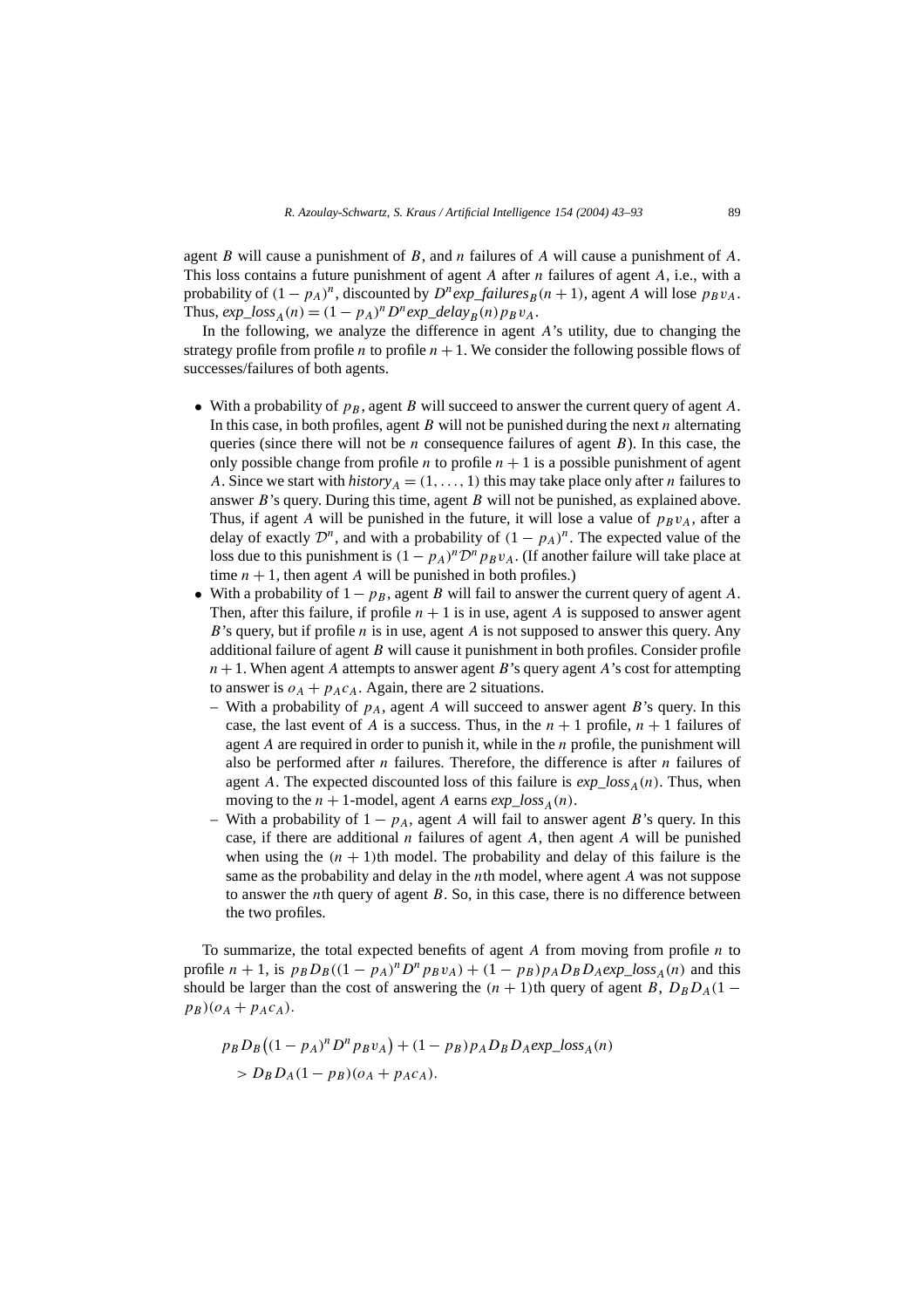agent $B$ will cause a punishment of $B$, and $n$ failures of $A$ will cause a punishment of $A$. This loss contains a future punishment of agent $A$ after $n$ failures of agent $A$, i.e., with a probability of $(1-p_A)^n$, discounted by $D^n exp\_failures_B(n+1)$, agent $A$ will lose $p_B v_A$. Thus, $exp\_loss_A(n) = (1-p_A)^n D^n exp\_delay_B(n) p_B v_A$.

In the following, we analyze the difference in agent $A$'s utility, due to changing the strategy profile from profile $n$ to profile $n+1$. We consider the following possible flows of successes/failures of both agents.

- With a probability of $p_B$, agent $B$ will succeed to answer the current query of agent $A$. In this case, in both profiles, agent $B$ will not be punished during the next $n$ alternating queries (since there will not be $n$ consequence failures of agent $B$). In this case, the only possible change from profile $n$ to profile $n+1$ is a possible punishment of agent $A$. Since we start with $history_A = (1, \ldots, 1)$ this may take place only after $n$ failures to answer $B$'s query. During this time, agent $B$ will not be punished, as explained above. Thus, if agent $A$ will be punished in the future, it will lose a value of $p_B v_A$, after a delay of exactly $\mathcal{D}^n$, and with a probability of $(1-p_A)^n$. The expected value of the loss due to this punishment is $(1-p_A)^n \mathcal{D}^n p_B v_A$. (If another failure will take place at time $n+1$, then agent $A$ will be punished in both profiles.)
- With a probability of $1-p_B$, agent $B$ will fail to answer the current query of agent $A$. Then, after this failure, if profile $n+1$ is in use, agent $A$ is supposed to answer agent $B$'s query, but if profile $n$ is in use, agent $A$ is not supposed to answer this query. Any additional failure of agent $B$ will cause it punishment in both profiles. Consider profile $n+1$. When agent $A$ attempts to answer agent $B$'s query agent $A$'s cost for attempting to answer is $o_A + p_A c_A$. Again, there are 2 situations.
  - With a probability of $p_A$, agent $A$ will succeed to answer agent $B$'s query. In this case, the last event of $A$ is a success. Thus, in the $n+1$ profile, $n+1$ failures of agent $A$ are required in order to punish it, while in the $n$ profile, the punishment will also be performed after $n$ failures. Therefore, the difference is after $n$ failures of agent $A$. The expected discounted loss of this failure is $exp\_loss_A(n)$. Thus, when moving to the $n+1$-model, agent $A$ earns $exp\_loss_A(n)$.
  - With a probability of $1-p_A$, agent $A$ will fail to answer agent $B$'s query. In this case, if there are additional $n$ failures of agent $A$, then agent $A$ will be punished when using the $(n+1)$th model. The probability and delay of this failure is the same as the probability and delay in the $n$th model, where agent $A$ was not suppose to answer the $n$th query of agent $B$. So, in this case, there is no difference between the two profiles.

To summarize, the total expected benefits of agent $A$ from moving from profile $n$ to profile $n+1$, is $p_B D_B((1-p_A)^n D^n p_B v_A) + (1-p_B) p_A D_B D_A exp\_loss_A(n)$ and this should be larger than the cost of answering the $(n+1)$th query of agent $B$, $D_B D_A (1-p_B)(o_A + p_A c_A)$.

$$p_B D_B\big((1-p_A)^n D^n p_B v_A\big) + (1-p_B) p_A D_B D_A exp\_loss_A(n)$$
$$> D_B D_A (1-p_B)(o_A + p_A c_A).$$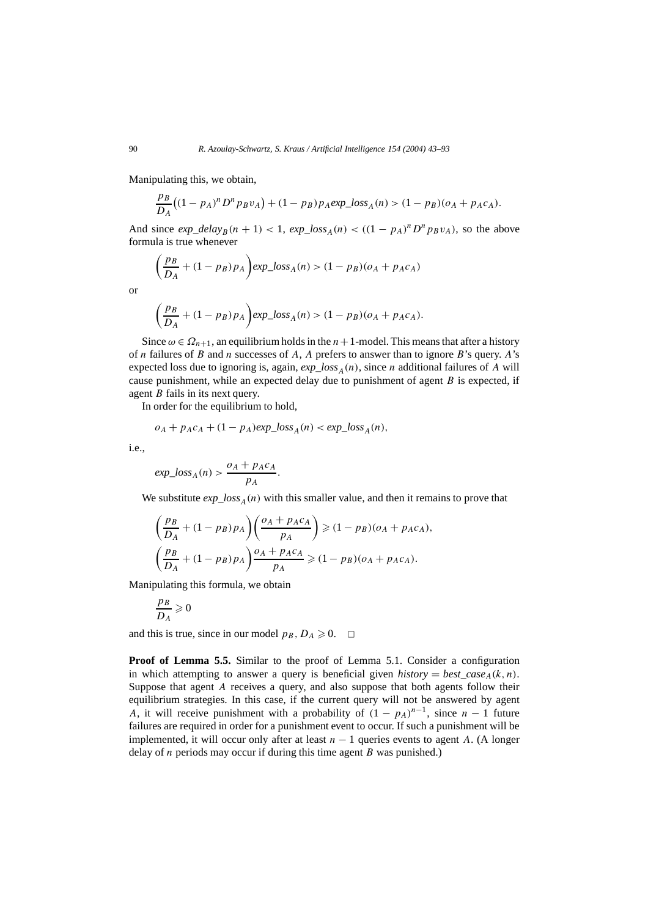Manipulating this, we obtain,

$$\frac{p_B}{D_A}\big((1-p_A)^n D^n p_B v_A\big) + (1-p_B)p_A exp\_loss_A(n) > (1-p_B)(o_A + p_A c_A).$$

And since $exp\_delay_B(n+1) < 1$, $exp\_loss_A(n) < ((1-p_A)^n D^n p_B v_A)$, so the above formula is true whenever

$$\left(\frac{p_B}{D_A} + (1-p_B)p_A\right) exp\_loss_A(n) > (1-p_B)(o_A + p_A c_A)$$

or

$$\left(\frac{p_B}{D_A} + (1-p_B)p_A\right) exp\_loss_A(n) > (1-p_B)(o_A + p_A c_A).$$

Since $\omega \in \Omega_{n+1}$, an equilibrium holds in the $n+1$-model. This means that after a history of $n$ failures of $B$ and $n$ successes of $A$, $A$ prefers to answer than to ignore $B$'s query. $A$'s expected loss due to ignoring is, again, $exp\_loss_A(n)$, since $n$ additional failures of $A$ will cause punishment, while an expected delay due to punishment of agent $B$ is expected, if agent $B$ fails in its next query.

In order for the equilibrium to hold,

$$o_A + p_A c_A + (1-p_A) exp\_loss_A(n) < exp\_loss_A(n),$$

i.e.,

$$exp\_loss_A(n) > \frac{o_A + p_A c_A}{p_A}.$$

We substitute $exp\_loss_A(n)$ with this smaller value, and then it remains to prove that

$$\left(\frac{p_B}{D_A} + (1-p_B)p_A\right)\left(\frac{o_A + p_A c_A}{p_A}\right) \geqslant (1-p_B)(o_A + p_A c_A),$$

$$\left(\frac{p_B}{D_A} + (1-p_B)p_A\right)\frac{o_A + p_A c_A}{p_A} \geqslant (1-p_B)(o_A + p_A c_A).$$

Manipulating this formula, we obtain

$$\frac{p_B}{D_A} \geqslant 0$$

and this is true, since in our model $p_B, D_A \geqslant 0$. $\square$

**Proof of Lemma 5.5.** Similar to the proof of Lemma 5.1. Consider a configuration in which attempting to answer a query is beneficial given $history = best\_case_A(k,n)$. Suppose that agent $A$ receives a query, and also suppose that both agents follow their equilibrium strategies. In this case, if the current query will not be answered by agent $A$, it will receive punishment with a probability of $(1-p_A)^{n-1}$, since $n-1$ future failures are required in order for a punishment event to occur. If such a punishment will be implemented, it will occur only after at least $n-1$ queries events to agent $A$. (A longer delay of $n$ periods may occur if during this time agent $B$ was punished.)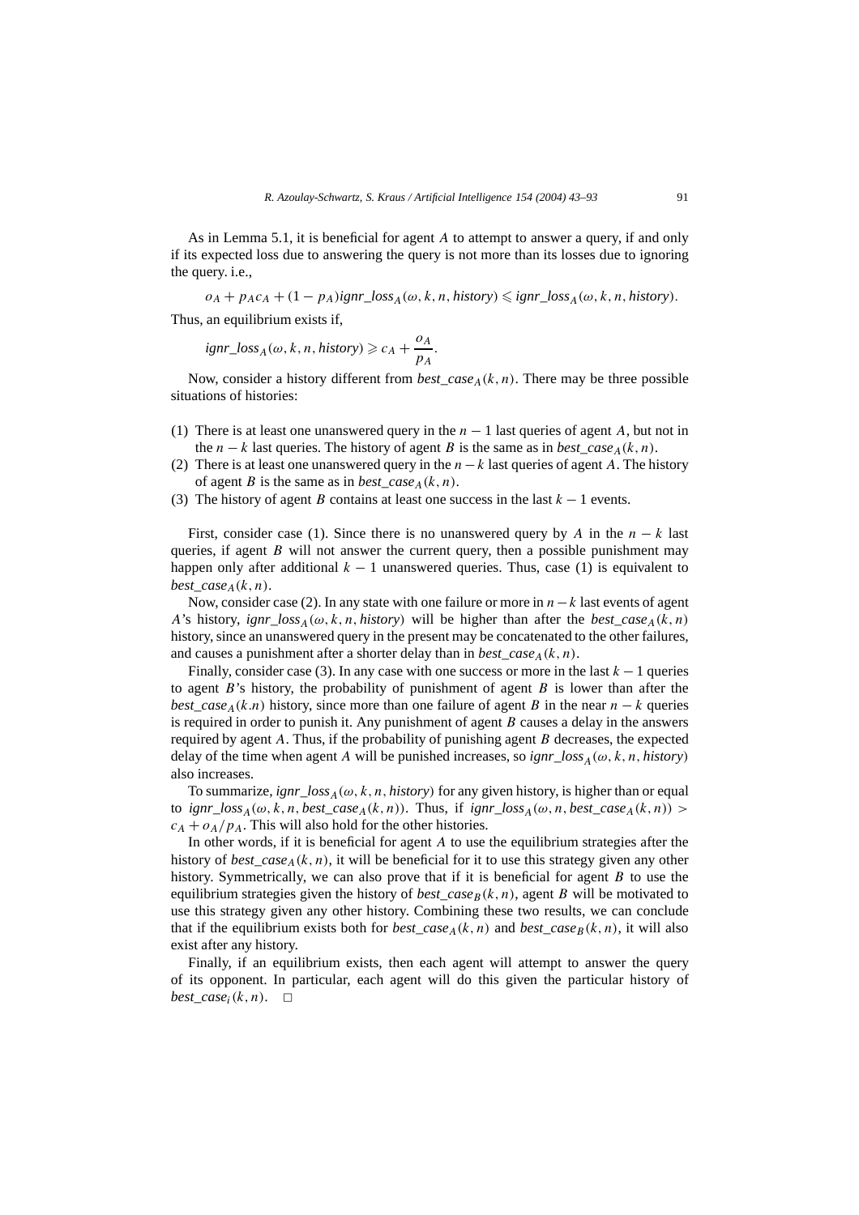As in Lemma 5.1, it is beneficial for agent $A$ to attempt to answer a query, if and only if its expected loss due to answering the query is not more than its losses due to ignoring the query. i.e.,

$$o_A + p_A c_A + (1 - p_A) \mathit{ignr\_loss}_A(\omega, k, n, \mathit{history}) \leqslant \mathit{ignr\_loss}_A(\omega, k, n, \mathit{history}).$$

Thus, an equilibrium exists if,

$$\mathit{ignr\_loss}_A(\omega, k, n, \mathit{history}) \geqslant c_A + \frac{o_A}{p_A}.$$

Now, consider a history different from $\mathit{best\_case}_A(k, n)$. There may be three possible situations of histories:

(1) There is at least one unanswered query in the $n - 1$ last queries of agent $A$, but not in the $n - k$ last queries. The history of agent $B$ is the same as in $\mathit{best\_case}_A(k, n)$.
(2) There is at least one unanswered query in the $n - k$ last queries of agent $A$. The history of agent $B$ is the same as in $\mathit{best\_case}_A(k, n)$.
(3) The history of agent $B$ contains at least one success in the last $k - 1$ events.

First, consider case (1). Since there is no unanswered query by $A$ in the $n - k$ last queries, if agent $B$ will not answer the current query, then a possible punishment may happen only after additional $k - 1$ unanswered queries. Thus, case (1) is equivalent to $\mathit{best\_case}_A(k, n)$.

Now, consider case (2). In any state with one failure or more in $n - k$ last events of agent $A$'s history, $\mathit{ignr\_loss}_A(\omega, k, n, \mathit{history})$ will be higher than after the $\mathit{best\_case}_A(k, n)$ history, since an unanswered query in the present may be concatenated to the other failures, and causes a punishment after a shorter delay than in $\mathit{best\_case}_A(k, n)$.

Finally, consider case (3). In any case with one success or more in the last $k - 1$ queries to agent $B$'s history, the probability of punishment of agent $B$ is lower than after the $\mathit{best\_case}_A(k.n)$ history, since more than one failure of agent $B$ in the near $n - k$ queries is required in order to punish it. Any punishment of agent $B$ causes a delay in the answers required by agent $A$. Thus, if the probability of punishing agent $B$ decreases, the expected delay of the time when agent $A$ will be punished increases, so $\mathit{ignr\_loss}_A(\omega, k, n, \mathit{history})$ also increases.

To summarize, $\mathit{ignr\_loss}_A(\omega, k, n, \mathit{history})$ for any given history, is higher than or equal to $\mathit{ignr\_loss}_A(\omega, k, n, \mathit{best\_case}_A(k, n))$. Thus, if $\mathit{ignr\_loss}_A(\omega, n, \mathit{best\_case}_A(k, n)) > c_A + o_A/p_A$. This will also hold for the other histories.

In other words, if it is beneficial for agent $A$ to use the equilibrium strategies after the history of $\mathit{best\_case}_A(k, n)$, it will be beneficial for it to use this strategy given any other history. Symmetrically, we can also prove that if it is beneficial for agent $B$ to use the equilibrium strategies given the history of $\mathit{best\_case}_B(k, n)$, agent $B$ will be motivated to use this strategy given any other history. Combining these two results, we can conclude that if the equilibrium exists both for $\mathit{best\_case}_A(k, n)$ and $\mathit{best\_case}_B(k, n)$, it will also exist after any history.

Finally, if an equilibrium exists, then each agent will attempt to answer the query of its opponent. In particular, each agent will do this given the particular history of $\mathit{best\_case}_i(k, n)$. $\square$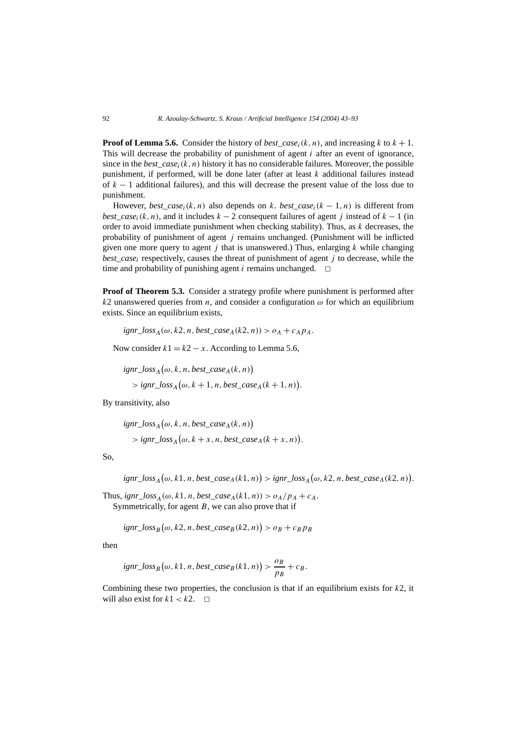**Proof of Lemma 5.6.** Consider the history of $best\_case_i(k,n)$, and increasing $k$ to $k+1$. This will decrease the probability of punishment of agent $i$ after an event of ignorance, since in the $best\_case_i(k,n)$ history it has no considerable failures. Moreover, the possible punishment, if performed, will be done later (after at least $k$ additional failures instead of $k-1$ additional failures), and this will decrease the present value of the loss due to punishment.

However, $best\_case_i(k,n)$ also depends on $k$. $best\_case_i(k-1,n)$ is different from $best\_case_i(k,n)$, and it includes $k-2$ consequent failures of agent $j$ instead of $k-1$ (in order to avoid immediate punishment when checking stability). Thus, as $k$ decreases, the probability of punishment of agent $j$ remains unchanged. (Punishment will be inflicted given one more query to agent $j$ that is unanswered.) Thus, enlarging $k$ while changing $best\_case_i$ respectively, causes the threat of punishment of agent $j$ to decrease, while the time and probability of punishing agent $i$ remains unchanged. □

**Proof of Theorem 5.3.** Consider a strategy profile where punishment is performed after $k2$ unanswered queries from $n$, and consider a configuration $\omega$ for which an equilibrium exists. Since an equilibrium exists,

$$ignr\_loss_A(\omega, k2, n, best\_case_A(k2,n)) > o_A + c_A p_A.$$

Now consider $k1 = k2 - x$. According to Lemma 5.6,

$$\begin{aligned}&ignr\_loss_A\big(\omega, k, n, best\_case_A(k,n)\big)\\&\quad > ignr\_loss_A\big(\omega, k+1, n, best\_case_A(k+1,n)\big).\end{aligned}$$

By transitivity, also

$$\begin{aligned}&ignr\_loss_A\big(\omega, k, n, best\_case_A(k,n)\big)\\&\quad > ignr\_loss_A\big(\omega, k+x, n, best\_case_A(k+x,n)\big).\end{aligned}$$

So,

$$ignr\_loss_A\big(\omega, k1, n, best\_case_A(k1,n)\big) > ignr\_loss_A\big(\omega, k2, n, best\_case_A(k2,n)\big).$$

Thus, $ignr\_loss_A(\omega, k1, n, best\_case_A(k1,n)) > o_A/p_A + c_A$.

Symmetrically, for agent $B$, we can also prove that if

$$ignr\_loss_B\big(\omega, k2, n, best\_case_B(k2,n)\big) > o_B + c_B p_B$$

then

$$ignr\_loss_B\big(\omega, k1, n, best\_case_B(k1,n)\big) > \frac{o_B}{p_B} + c_B.$$

Combining these two properties, the conclusion is that if an equilibrium exists for $k2$, it will also exist for $k1 < k2$. □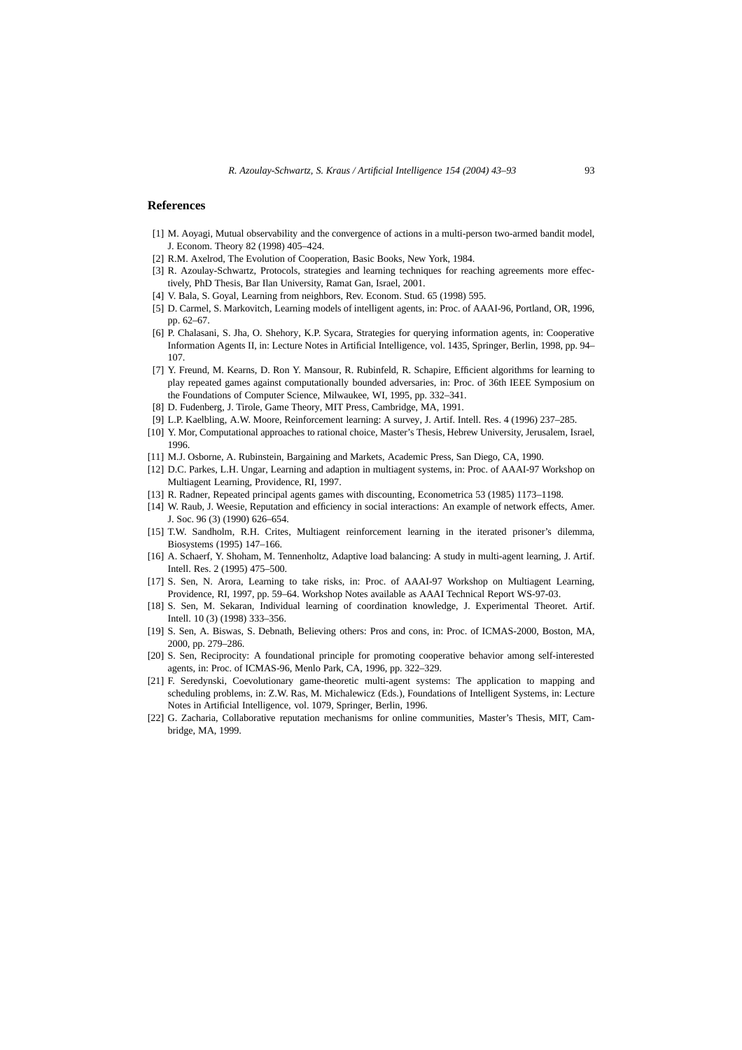## References

[1] M. Aoyagi, Mutual observability and the convergence of actions in a multi-person two-armed bandit model, J. Econom. Theory 82 (1998) 405–424.

[2] R.M. Axelrod, The Evolution of Cooperation, Basic Books, New York, 1984.

[3] R. Azoulay-Schwartz, Protocols, strategies and learning techniques for reaching agreements more effectively, PhD Thesis, Bar Ilan University, Ramat Gan, Israel, 2001.

[4] V. Bala, S. Goyal, Learning from neighbors, Rev. Econom. Stud. 65 (1998) 595.

[5] D. Carmel, S. Markovitch, Learning models of intelligent agents, in: Proc. of AAAI-96, Portland, OR, 1996, pp. 62–67.

[6] P. Chalasani, S. Jha, O. Shehory, K.P. Sycara, Strategies for querying information agents, in: Cooperative Information Agents II, in: Lecture Notes in Artificial Intelligence, vol. 1435, Springer, Berlin, 1998, pp. 94–107.

[7] Y. Freund, M. Kearns, D. Ron Y. Mansour, R. Rubinfeld, R. Schapire, Efficient algorithms for learning to play repeated games against computationally bounded adversaries, in: Proc. of 36th IEEE Symposium on the Foundations of Computer Science, Milwaukee, WI, 1995, pp. 332–341.

[8] D. Fudenberg, J. Tirole, Game Theory, MIT Press, Cambridge, MA, 1991.

[9] L.P. Kaelbling, A.W. Moore, Reinforcement learning: A survey, J. Artif. Intell. Res. 4 (1996) 237–285.

[10] Y. Mor, Computational approaches to rational choice, Master's Thesis, Hebrew University, Jerusalem, Israel, 1996.

[11] M.J. Osborne, A. Rubinstein, Bargaining and Markets, Academic Press, San Diego, CA, 1990.

[12] D.C. Parkes, L.H. Ungar, Learning and adaption in multiagent systems, in: Proc. of AAAI-97 Workshop on Multiagent Learning, Providence, RI, 1997.

[13] R. Radner, Repeated principal agents games with discounting, Econometrica 53 (1985) 1173–1198.

[14] W. Raub, J. Weesie, Reputation and efficiency in social interactions: An example of network effects, Amer. J. Soc. 96 (3) (1990) 626–654.

[15] T.W. Sandholm, R.H. Crites, Multiagent reinforcement learning in the iterated prisoner's dilemma, Biosystems (1995) 147–166.

[16] A. Schaerf, Y. Shoham, M. Tennenholtz, Adaptive load balancing: A study in multi-agent learning, J. Artif. Intell. Res. 2 (1995) 475–500.

[17] S. Sen, N. Arora, Learning to take risks, in: Proc. of AAAI-97 Workshop on Multiagent Learning, Providence, RI, 1997, pp. 59–64. Workshop Notes available as AAAI Technical Report WS-97-03.

[18] S. Sen, M. Sekaran, Individual learning of coordination knowledge, J. Experimental Theoret. Artif. Intell. 10 (3) (1998) 333–356.

[19] S. Sen, A. Biswas, S. Debnath, Believing others: Pros and cons, in: Proc. of ICMAS-2000, Boston, MA, 2000, pp. 279–286.

[20] S. Sen, Reciprocity: A foundational principle for promoting cooperative behavior among self-interested agents, in: Proc. of ICMAS-96, Menlo Park, CA, 1996, pp. 322–329.

[21] F. Seredynski, Coevolutionary game-theoretic multi-agent systems: The application to mapping and scheduling problems, in: Z.W. Ras, M. Michalewicz (Eds.), Foundations of Intelligent Systems, in: Lecture Notes in Artificial Intelligence, vol. 1079, Springer, Berlin, 1996.

[22] G. Zacharia, Collaborative reputation mechanisms for online communities, Master's Thesis, MIT, Cambridge, MA, 1999.